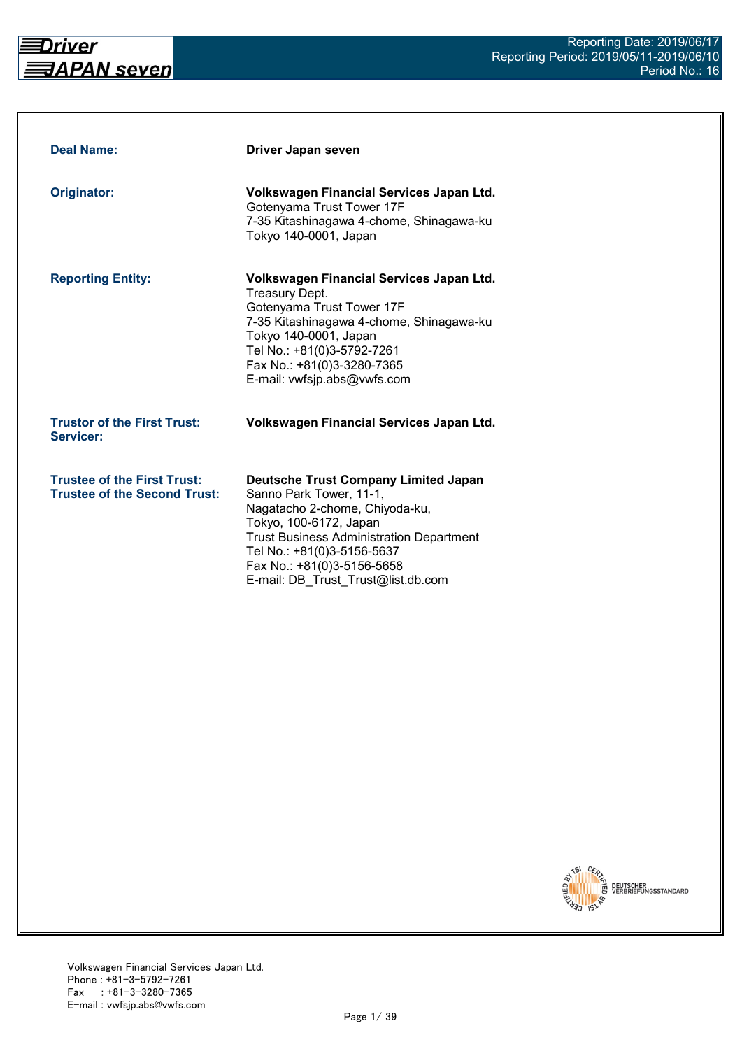| | |
|---|---|
| **Deal Name:** | **Driver Japan seven** |
| **Originator:** | **Volkswagen Financial Services Japan Ltd.**<br>Gotenyama Trust Tower 17F<br>7-35 Kitashinagawa 4-chome, Shinagawa-ku<br>Tokyo 140-0001, Japan |
| **Reporting Entity:** | **Volkswagen Financial Services Japan Ltd.**<br>Treasury Dept.<br>Gotenyama Trust Tower 17F<br>7-35 Kitashinagawa 4-chome, Shinagawa-ku<br>Tokyo 140-0001, Japan<br>Tel No.: +81(0)3-5792-7261<br>Fax No.: +81(0)3-3280-7365<br>E-mail: vwfsjp.abs@vwfs.com |
| **Trustor of the First Trust:**<br>**Servicer:** | **Volkswagen Financial Services Japan Ltd.** |
| **Trustee of the First Trust:**<br>**Trustee of the Second Trust:** | **Deutsche Trust Company Limited Japan**<br>Sanno Park Tower, 11-1,<br>Nagatacho 2-chome, Chiyoda-ku,<br>Tokyo, 100-6172, Japan<br>Trust Business Administration Department<br>Tel No.: +81(0)3-5156-5637<br>Fax No.: +81(0)3-5156-5658<br>E-mail: DB_Trust_Trust@list.db.com |

Volkswagen Financial Services Japan Ltd.
Phone : +81-3-5792-7261
Fax : +81-3-3280-7365
E-mail : vwfsjp.abs@vwfs.com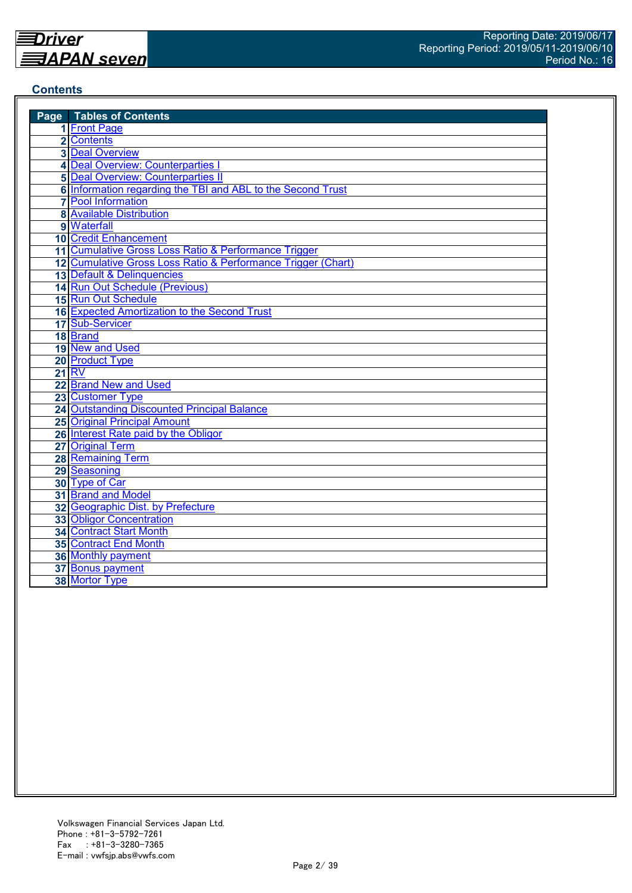## Contents

| Page | Tables of Contents |
|---|---|
| 1 | Front Page |
| 2 | Contents |
| 3 | Deal Overview |
| 4 | Deal Overview: Counterparties I |
| 5 | Deal Overview: Counterparties II |
| 6 | Information regarding the TBI and ABL to the Second Trust |
| 7 | Pool Information |
| 8 | Available Distribution |
| 9 | Waterfall |
| 10 | Credit Enhancement |
| 11 | Cumulative Gross Loss Ratio & Performance Trigger |
| 12 | Cumulative Gross Loss Ratio & Performance Trigger (Chart) |
| 13 | Default & Delinquencies |
| 14 | Run Out Schedule (Previous) |
| 15 | Run Out Schedule |
| 16 | Expected Amortization to the Second Trust |
| 17 | Sub-Servicer |
| 18 | Brand |
| 19 | New and Used |
| 20 | Product Type |
| 21 | RV |
| 22 | Brand New and Used |
| 23 | Customer Type |
| 24 | Outstanding Discounted Principal Balance |
| 25 | Original Principal Amount |
| 26 | Interest Rate paid by the Obligor |
| 27 | Original Term |
| 28 | Remaining Term |
| 29 | Seasoning |
| 30 | Type of Car |
| 31 | Brand and Model |
| 32 | Geographic Dist. by Prefecture |
| 33 | Obligor Concentration |
| 34 | Contract Start Month |
| 35 | Contract End Month |
| 36 | Monthly payment |
| 37 | Bonus payment |
| 38 | Mortor Type |

Volkswagen Financial Services Japan Ltd.
Phone : +81-3-5792-7261
Fax : +81-3-3280-7365
E-mail : vwfsjp.abs@vwfs.com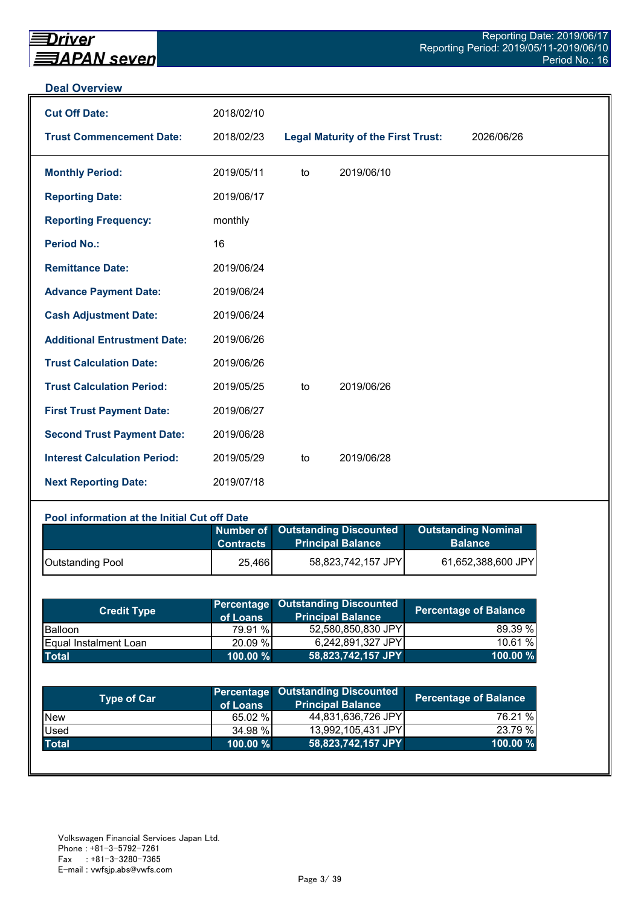## Deal Overview

| | | | |
|---|---|---|---|
| **Cut Off Date:** | 2018/02/10 | | |
| **Trust Commencement Date:** | 2018/02/23 | **Legal Maturity of the First Trust:** | 2026/06/26 |

| | | | |
|---|---|---|---|
| **Monthly Period:** | 2019/05/11 | to | 2019/06/10 |
| **Reporting Date:** | 2019/06/17 | | |
| **Reporting Frequency:** | monthly | | |
| **Period No.:** | 16 | | |
| **Remittance Date:** | 2019/06/24 | | |
| **Advance Payment Date:** | 2019/06/24 | | |
| **Cash Adjustment Date:** | 2019/06/24 | | |
| **Additional Entrustment Date:** | 2019/06/26 | | |
| **Trust Calculation Date:** | 2019/06/26 | | |
| **Trust Calculation Period:** | 2019/05/25 | to | 2019/06/26 |
| **First Trust Payment Date:** | 2019/06/27 | | |
| **Second Trust Payment Date:** | 2019/06/28 | | |
| **Interest Calculation Period:** | 2019/05/29 | to | 2019/06/28 |
| **Next Reporting Date:** | 2019/07/18 | | |

### Pool information at the Initial Cut off Date

| | Number of Contracts | Outstanding Discounted Principal Balance | Outstanding Nominal Balance |
|---|---|---|---|
| Outstanding Pool | 25,466 | 58,823,742,157 JPY | 61,652,388,600 JPY |

| Credit Type | Percentage of Loans | Outstanding Discounted Principal Balance | Percentage of Balance |
|---|---|---|---|
| Balloon | 79.91 % | 52,580,850,830 JPY | 89.39 % |
| Equal Instalment Loan | 20.09 % | 6,242,891,327 JPY | 10.61 % |
| **Total** | **100.00 %** | **58,823,742,157 JPY** | **100.00 %** |

| Type of Car | Percentage of Loans | Outstanding Discounted Principal Balance | Percentage of Balance |
|---|---|---|---|
| New | 65.02 % | 44,831,636,726 JPY | 76.21 % |
| Used | 34.98 % | 13,992,105,431 JPY | 23.79 % |
| **Total** | **100.00 %** | **58,823,742,157 JPY** | **100.00 %** |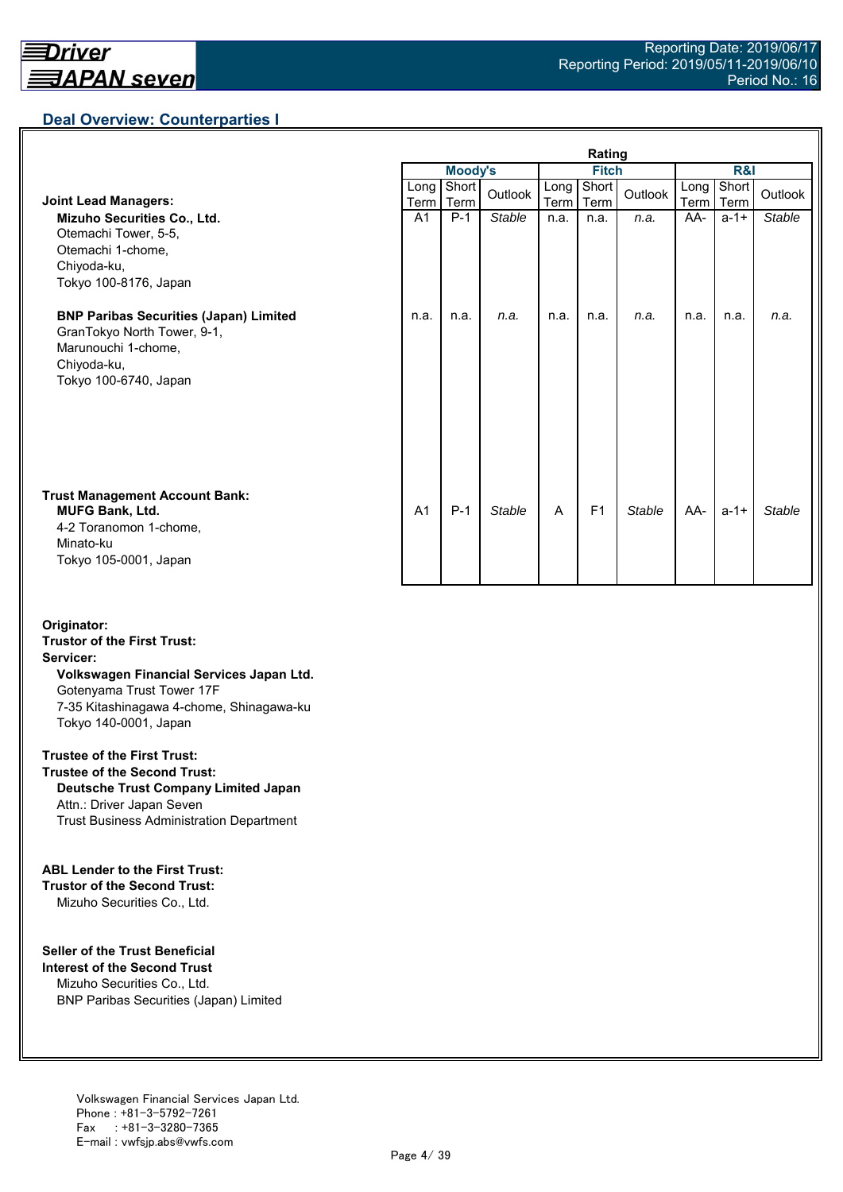## Deal Overview: Counterparties I

| | Moody's Long Term | Moody's Short Term | Moody's Outlook | Fitch Long Term | Fitch Short Term | Fitch Outlook | R&I Long Term | R&I Short Term | R&I Outlook |
|---|---|---|---|---|---|---|---|---|---|
| **Joint Lead Managers:** | | | | | | | | | |
| **Mizuho Securities Co., Ltd.**<br>Otemachi Tower, 5-5,<br>Otemachi 1-chome,<br>Chiyoda-ku,<br>Tokyo 100-8176, Japan | A1 | P-1 | *Stable* | n.a. | n.a. | *n.a.* | AA- | a-1+ | *Stable* |
| **BNP Paribas Securities (Japan) Limited**<br>GranTokyo North Tower, 9-1,<br>Marunouchi 1-chome,<br>Chiyoda-ku,<br>Tokyo 100-6740, Japan | n.a. | n.a. | *n.a.* | n.a. | n.a. | *n.a.* | n.a. | n.a. | *n.a.* |
| **Trust Management Account Bank:**<br>**MUFG Bank, Ltd.**<br>4-2 Toranomon 1-chome,<br>Minato-ku<br>Tokyo 105-0001, Japan | A1 | P-1 | *Stable* | A | F1 | *Stable* | AA- | a-1+ | *Stable* |

**Originator:**
**Trustor of the First Trust:**
**Servicer:**
**Volkswagen Financial Services Japan Ltd.**
Gotenyama Trust Tower 17F
7-35 Kitashinagawa 4-chome, Shinagawa-ku
Tokyo 140-0001, Japan

**Trustee of the First Trust:**
**Trustee of the Second Trust:**
**Deutsche Trust Company Limited Japan**
Attn.: Driver Japan Seven
Trust Business Administration Department

**ABL Lender to the First Trust:**
**Trustor of the Second Trust:**
Mizuho Securities Co., Ltd.

**Seller of the Trust Beneficial Interest of the Second Trust**
Mizuho Securities Co., Ltd.
BNP Paribas Securities (Japan) Limited

Volkswagen Financial Services Japan Ltd.
Phone : +81-3-5792-7261
Fax : +81-3-3280-7365
E-mail : vwfsjp.abs@vwfs.com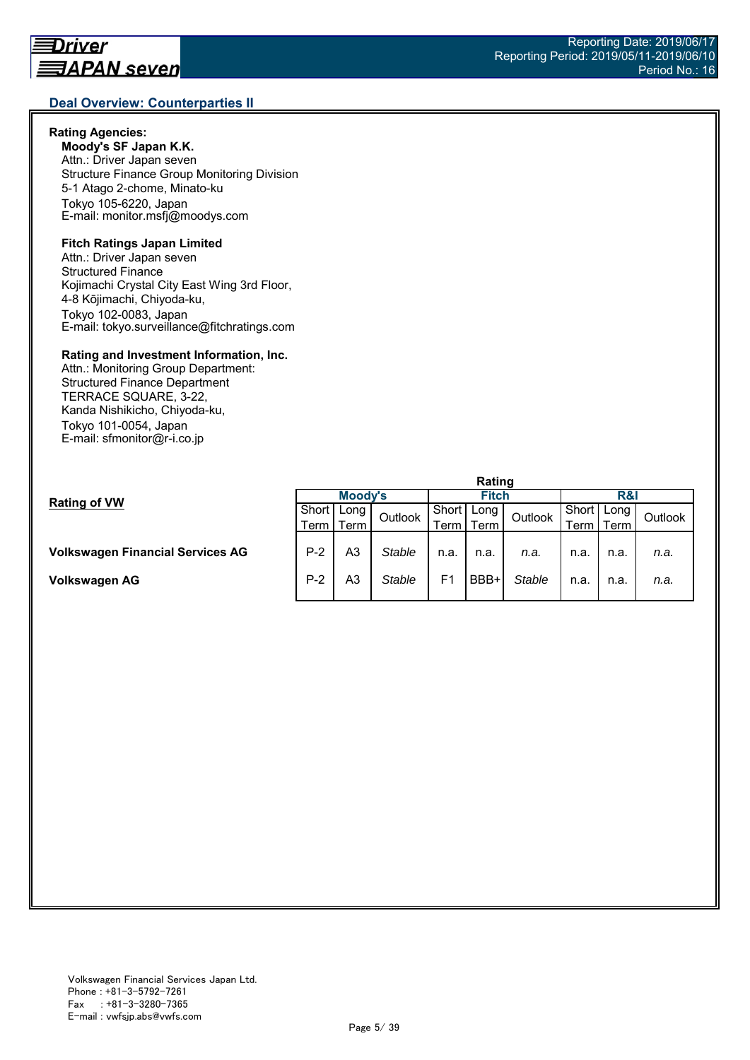## Deal Overview: Counterparties II

**Rating Agencies:**

**Moody's SF Japan K.K.**
Attn.: Driver Japan seven
Structure Finance Group Monitoring Division
5-1 Atago 2-chome, Minato-ku
Tokyo 105-6220, Japan
E-mail: monitor.msfj@moodys.com

**Fitch Ratings Japan Limited**
Attn.: Driver Japan seven
Structured Finance
Kojimachi Crystal City East Wing 3rd Floor,
4-8 Kōjimachi, Chiyoda-ku,
Tokyo 102-0083, Japan
E-mail: tokyo.surveillance@fitchratings.com

**Rating and Investment Information, Inc.**
Attn.: Monitoring Group Department:
Structured Finance Department
TERRACE SQUARE, 3-22,
Kanda Nishikicho, Chiyoda-ku,
Tokyo 101-0054, Japan
E-mail: sfmonitor@r-i.co.jp

**Rating of VW**

| | Rating | | | | | | | | |
|---|---|---|---|---|---|---|---|---|---|
| | Moody's | | | Fitch | | | R&I | | |
| | Short Term | Long Term | Outlook | Short Term | Long Term | Outlook | Short Term | Long Term | Outlook |
| **Volkswagen Financial Services AG** | P-2 | A3 | *Stable* | n.a. | n.a. | *n.a.* | n.a. | n.a. | *n.a.* |
| **Volkswagen AG** | P-2 | A3 | *Stable* | F1 | BBB+ | *Stable* | n.a. | n.a. | *n.a.* |

Volkswagen Financial Services Japan Ltd.
Phone : +81-3-5792-7261
Fax : +81-3-3280-7365
E-mail : vwfsjp.abs@vwfs.com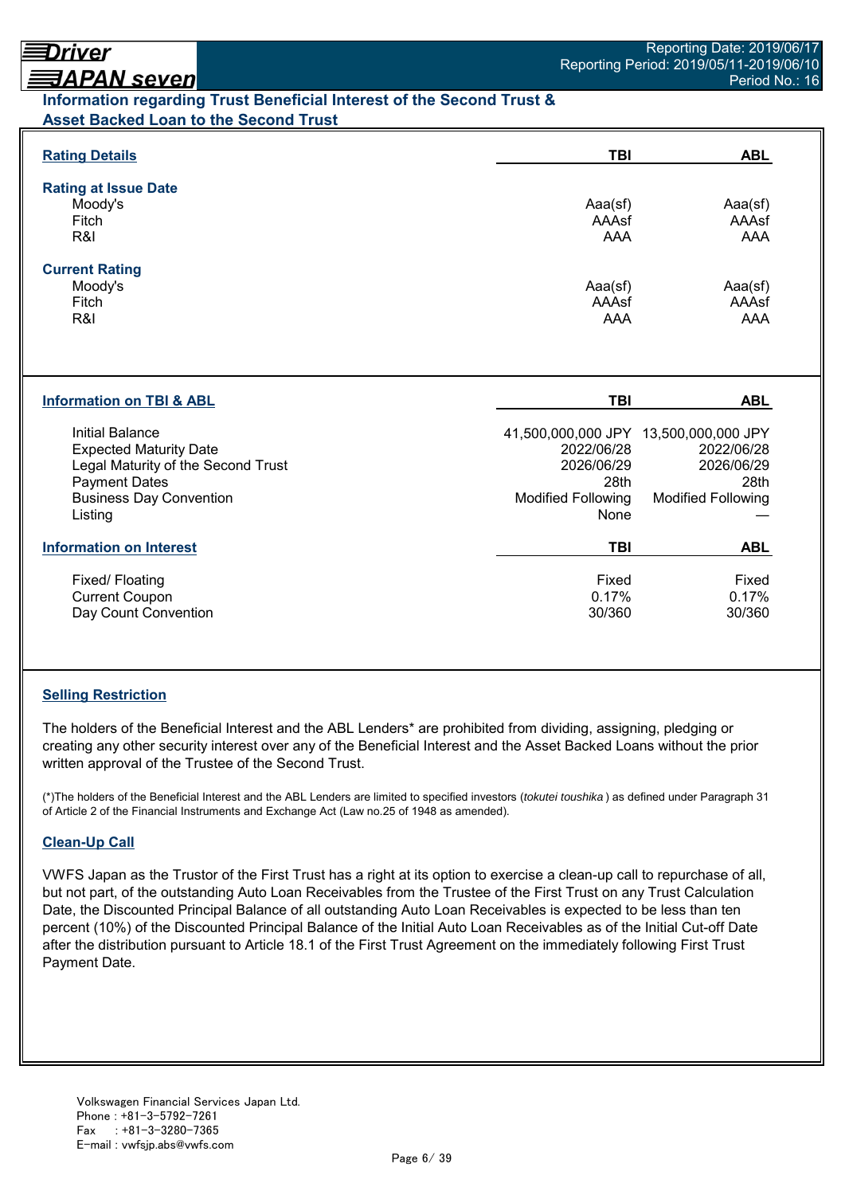## Information regarding Trust Beneficial Interest of the Second Trust & Asset Backed Loan to the Second Trust

### Rating Details

| | TBI | ABL |
|---|---|---|
| **Rating at Issue Date** | | |
| Moody's | Aaa(sf) | Aaa(sf) |
| Fitch | AAAsf | AAAsf |
| R&I | AAA | AAA |
| **Current Rating** | | |
| Moody's | Aaa(sf) | Aaa(sf) |
| Fitch | AAAsf | AAAsf |
| R&I | AAA | AAA |

### Information on TBI & ABL

| | TBI | ABL |
|---|---|---|
| Initial Balance | 41,500,000,000 JPY | 13,500,000,000 JPY |
| Expected Maturity Date | 2022/06/28 | 2022/06/28 |
| Legal Maturity of the Second Trust | 2026/06/29 | 2026/06/29 |
| Payment Dates | 28th | 28th |
| Business Day Convention | Modified Following | Modified Following |
| Listing | None | — |

### Information on Interest

| | TBI | ABL |
|---|---|---|
| Fixed/ Floating | Fixed | Fixed |
| Current Coupon | 0.17% | 0.17% |
| Day Count Convention | 30/360 | 30/360 |

### Selling Restriction

The holders of the Beneficial Interest and the ABL Lenders* are prohibited from dividing, assigning, pledging or creating any other security interest over any of the Beneficial Interest and the Asset Backed Loans without the prior written approval of the Trustee of the Second Trust.

(*)The holders of the Beneficial Interest and the ABL Lenders are limited to specified investors (*tokutei toushika* ) as defined under Paragraph 31 of Article 2 of the Financial Instruments and Exchange Act (Law no.25 of 1948 as amended).

### Clean-Up Call

VWFS Japan as the Trustor of the First Trust has a right at its option to exercise a clean-up call to repurchase of all, but not part, of the outstanding Auto Loan Receivables from the Trustee of the First Trust on any Trust Calculation Date, the Discounted Principal Balance of all outstanding Auto Loan Receivables is expected to be less than ten percent (10%) of the Discounted Principal Balance of the Initial Auto Loan Receivables as of the Initial Cut-off Date after the distribution pursuant to Article 18.1 of the First Trust Agreement on the immediately following First Trust Payment Date.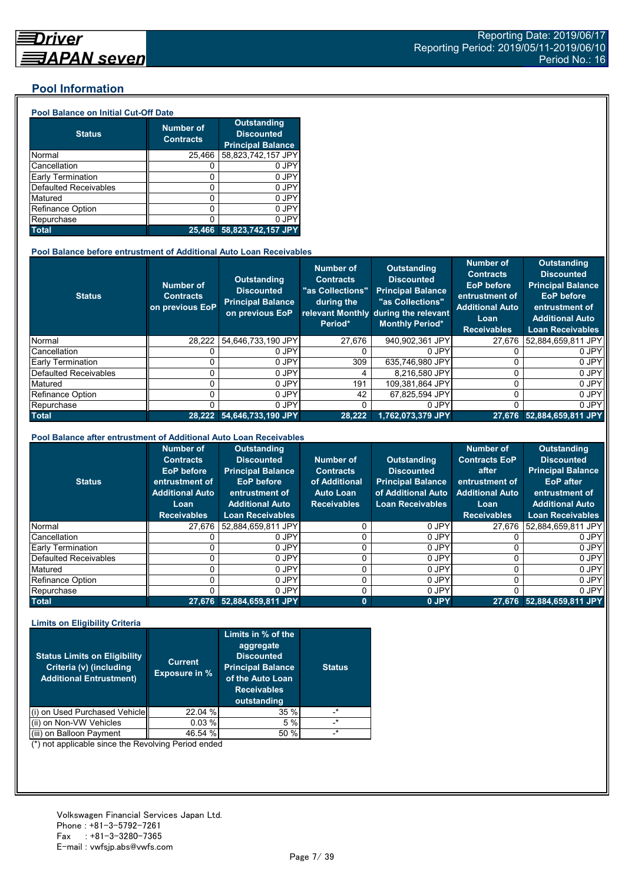## Pool Information

### Pool Balance on Initial Cut-Off Date

| Status | Number of Contracts | Outstanding Discounted Principal Balance |
|---|---|---|
| Normal | 25,466 | 58,823,742,157 JPY |
| Cancellation | 0 | 0 JPY |
| Early Termination | 0 | 0 JPY |
| Defaulted Receivables | 0 | 0 JPY |
| Matured | 0 | 0 JPY |
| Refinance Option | 0 | 0 JPY |
| Repurchase | 0 | 0 JPY |
| **Total** | **25,466** | **58,823,742,157 JPY** |

### Pool Balance before entrustment of Additional Auto Loan Receivables

| Status | Number of Contracts on previous EoP | Outstanding Discounted Principal Balance on previous EoP | Number of Contracts "as Collections" during the relevant Monthly Period* | Outstanding Discounted Principal Balance "as Collections" during the relevant Monthly Period* | Number of Contracts EoP before entrustment of Additional Auto Loan Receivables | Outstanding Discounted Principal Balance EoP before entrustment of Additional Auto Loan Receivables |
|---|---|---|---|---|---|---|
| Normal | 28,222 | 54,646,733,190 JPY | 27,676 | 940,902,361 JPY | 27,676 | 52,884,659,811 JPY |
| Cancellation | 0 | 0 JPY | 0 | 0 JPY | 0 | 0 JPY |
| Early Termination | 0 | 0 JPY | 309 | 635,746,980 JPY | 0 | 0 JPY |
| Defaulted Receivables | 0 | 0 JPY | 4 | 8,216,580 JPY | 0 | 0 JPY |
| Matured | 0 | 0 JPY | 191 | 109,381,864 JPY | 0 | 0 JPY |
| Refinance Option | 0 | 0 JPY | 42 | 67,825,594 JPY | 0 | 0 JPY |
| Repurchase | 0 | 0 JPY | 0 | 0 JPY | 0 | 0 JPY |
| **Total** | **28,222** | **54,646,733,190 JPY** | **28,222** | **1,762,073,379 JPY** | **27,676** | **52,884,659,811 JPY** |

### Pool Balance after entrustment of Additional Auto Loan Receivables

| Status | Number of Contracts EoP before entrustment of Additional Auto Loan Receivables | Outstanding Discounted Principal Balance EoP before entrustment of Additional Auto Loan Receivables | Number of Contracts of Additional Auto Loan Receivables | Outstanding Discounted Principal Balance of Additional Auto Loan Receivables | Number of Contracts EoP after entrustment of Additional Auto Loan Receivables | Outstanding Discounted Principal Balance EoP after entrustment of Additional Auto Loan Receivables |
|---|---|---|---|---|---|---|
| Normal | 27,676 | 52,884,659,811 JPY | 0 | 0 JPY | 27,676 | 52,884,659,811 JPY |
| Cancellation | 0 | 0 JPY | 0 | 0 JPY | 0 | 0 JPY |
| Early Termination | 0 | 0 JPY | 0 | 0 JPY | 0 | 0 JPY |
| Defaulted Receivables | 0 | 0 JPY | 0 | 0 JPY | 0 | 0 JPY |
| Matured | 0 | 0 JPY | 0 | 0 JPY | 0 | 0 JPY |
| Refinance Option | 0 | 0 JPY | 0 | 0 JPY | 0 | 0 JPY |
| Repurchase | 0 | 0 JPY | 0 | 0 JPY | 0 | 0 JPY |
| **Total** | **27,676** | **52,884,659,811 JPY** | **0** | **0 JPY** | **27,676** | **52,884,659,811 JPY** |

### Limits on Eligibility Criteria

| Status Limits on Eligibility Criteria (v) (including Additional Entrustment) | Current Exposure in % | Limits in % of the aggregate Discounted Principal Balance of the Auto Loan Receivables outstanding | Status |
|---|---|---|---|
| (i) on Used Purchased Vehicle | 22.04 % | 35 % | -* |
| (ii) on Non-VW Vehicles | 0.03 % | 5 % | -* |
| (iii) on Balloon Payment | 46.54 % | 50 % | -* |

(*) not applicable since the Revolving Period ended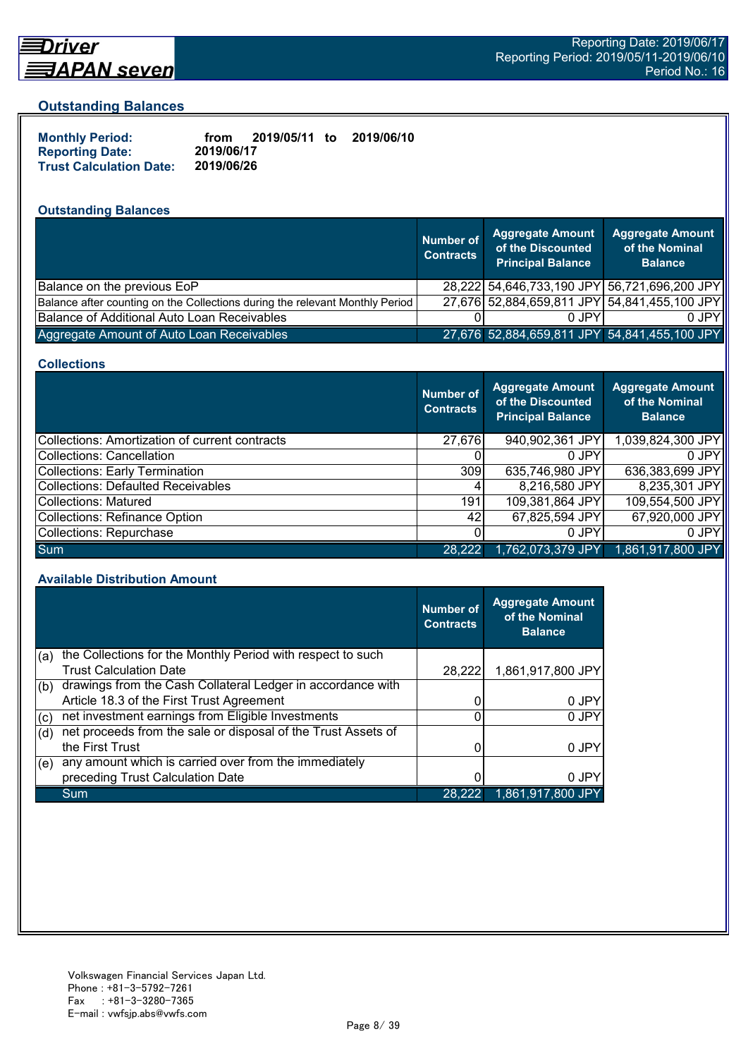## Outstanding Balances

**Monthly Period:** from 2019/05/11 to 2019/06/10
**Reporting Date:** 2019/06/17
**Trust Calculation Date:** 2019/06/26

### Outstanding Balances

| | Number of Contracts | Aggregate Amount of the Discounted Principal Balance | Aggregate Amount of the Nominal Balance |
|---|---|---|---|
| Balance on the previous EoP | 28,222 | 54,646,733,190 JPY | 56,721,696,200 JPY |
| Balance after counting on the Collections during the relevant Monthly Period | 27,676 | 52,884,659,811 JPY | 54,841,455,100 JPY |
| Balance of Additional Auto Loan Receivables | 0 | 0 JPY | 0 JPY |
| Aggregate Amount of Auto Loan Receivables | 27,676 | 52,884,659,811 JPY | 54,841,455,100 JPY |

### Collections

| | Number of Contracts | Aggregate Amount of the Discounted Principal Balance | Aggregate Amount of the Nominal Balance |
|---|---|---|---|
| Collections: Amortization of current contracts | 27,676 | 940,902,361 JPY | 1,039,824,300 JPY |
| Collections: Cancellation | 0 | 0 JPY | 0 JPY |
| Collections: Early Termination | 309 | 635,746,980 JPY | 636,383,699 JPY |
| Collections: Defaulted Receivables | 4 | 8,216,580 JPY | 8,235,301 JPY |
| Collections: Matured | 191 | 109,381,864 JPY | 109,554,500 JPY |
| Collections: Refinance Option | 42 | 67,825,594 JPY | 67,920,000 JPY |
| Collections: Repurchase | 0 | 0 JPY | 0 JPY |
| Sum | 28,222 | 1,762,073,379 JPY | 1,861,917,800 JPY |

### Available Distribution Amount

| | | Number of Contracts | Aggregate Amount of the Nominal Balance |
|---|---|---|---|
| (a) | the Collections for the Monthly Period with respect to such Trust Calculation Date | 28,222 | 1,861,917,800 JPY |
| (b) | drawings from the Cash Collateral Ledger in accordance with Article 18.3 of the First Trust Agreement | 0 | 0 JPY |
| (c) | net investment earnings from Eligible Investments | 0 | 0 JPY |
| (d) | net proceeds from the sale or disposal of the Trust Assets of the First Trust | 0 | 0 JPY |
| (e) | any amount which is carried over from the immediately preceding Trust Calculation Date | 0 | 0 JPY |
| | Sum | 28,222 | 1,861,917,800 JPY |

Volkswagen Financial Services Japan Ltd.
Phone : +81-3-5792-7261
Fax : +81-3-3280-7365
E-mail : vwfsjp.abs@vwfs.com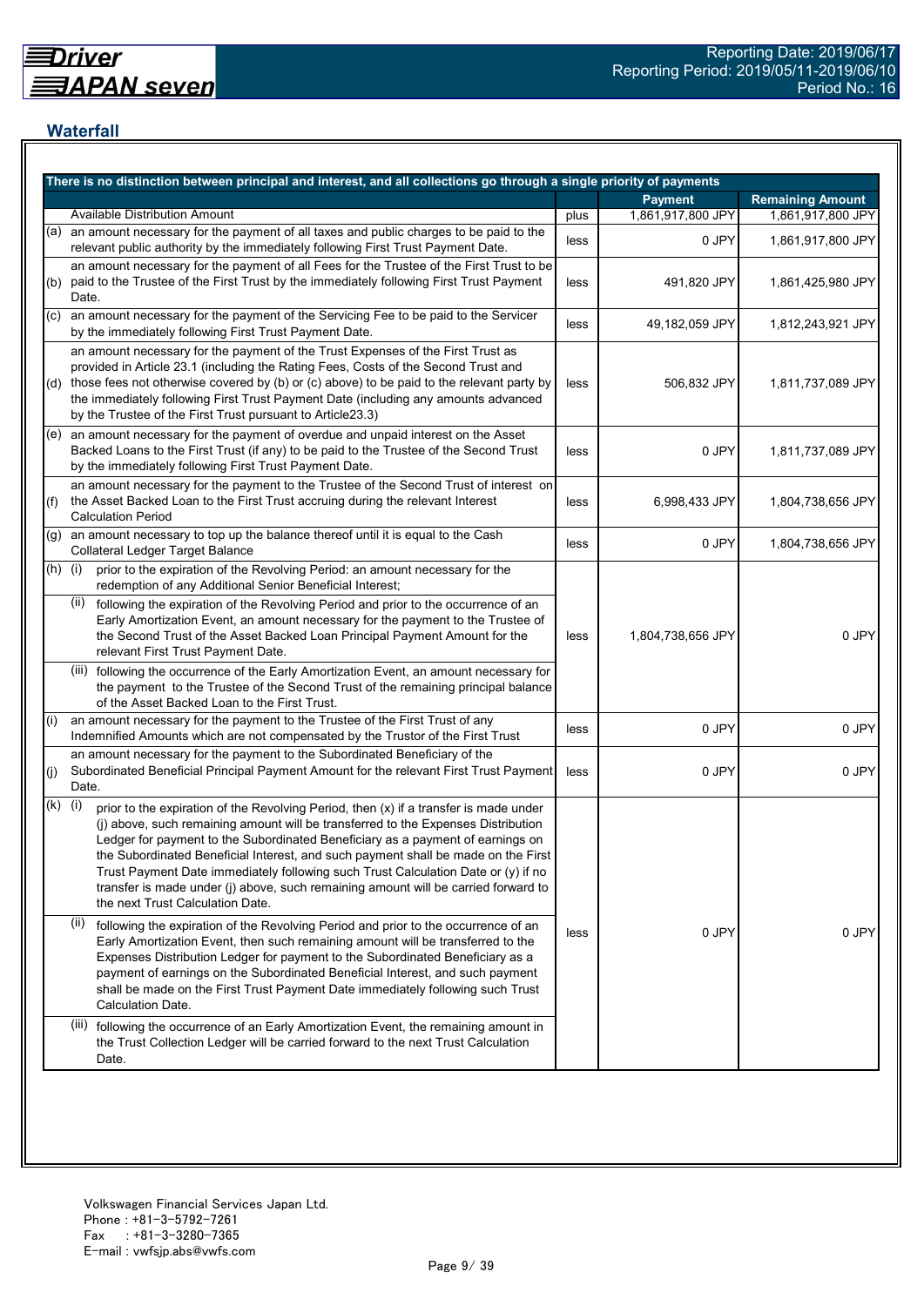## Waterfall

| There is no distinction between principal and interest, and all collections go through a single priority of payments | | | Payment | Remaining Amount |
|---|---|---|---|---|
| | Available Distribution Amount | plus | 1,861,917,800 JPY | 1,861,917,800 JPY |
| (a) | an amount necessary for the payment of all taxes and public charges to be paid to the relevant public authority by the immediately following First Trust Payment Date. | less | 0 JPY | 1,861,917,800 JPY |
| (b) | an amount necessary for the payment of all Fees for the Trustee of the First Trust to be paid to the Trustee of the First Trust by the immediately following First Trust Payment Date. | less | 491,820 JPY | 1,861,425,980 JPY |
| (c) | an amount necessary for the payment of the Servicing Fee to be paid to the Servicer by the immediately following First Trust Payment Date. | less | 49,182,059 JPY | 1,812,243,921 JPY |
| (d) | an amount necessary for the payment of the Trust Expenses of the First Trust as provided in Article 23.1 (including the Rating Fees, Costs of the Second Trust and those fees not otherwise covered by (b) or (c) above) to be paid to the relevant party by the immediately following First Trust Payment Date (including any amounts advanced by the Trustee of the First Trust pursuant to Article23.3) | less | 506,832 JPY | 1,811,737,089 JPY |
| (e) | an amount necessary for the payment of overdue and unpaid interest on the Asset Backed Loans to the First Trust (if any) to be paid to the Trustee of the Second Trust by the immediately following First Trust Payment Date. | less | 0 JPY | 1,811,737,089 JPY |
| (f) | an amount necessary for the payment to the Trustee of the Second Trust of interest on the Asset Backed Loan to the First Trust accruing during the relevant Interest Calculation Period | less | 6,998,433 JPY | 1,804,738,656 JPY |
| (g) | an amount necessary to top up the balance thereof until it is equal to the Cash Collateral Ledger Target Balance | less | 0 JPY | 1,804,738,656 JPY |
| (h) | (i) prior to the expiration of the Revolving Period: an amount necessary for the redemption of any Additional Senior Beneficial Interest;<br>(ii) following the expiration of the Revolving Period and prior to the occurrence of an Early Amortization Event, an amount necessary for the payment to the Trustee of the Second Trust of the Asset Backed Loan Principal Payment Amount for the relevant First Trust Payment Date.<br>(iii) following the occurrence of the Early Amortization Event, an amount necessary for the payment to the Trustee of the Second Trust of the remaining principal balance of the Asset Backed Loan to the First Trust. | less | 1,804,738,656 JPY | 0 JPY |
| (i) | an amount necessary for the payment to the Trustee of the First Trust of any Indemnified Amounts which are not compensated by the Trustor of the First Trust | less | 0 JPY | 0 JPY |
| (j) | an amount necessary for the payment to the Subordinated Beneficiary of the Subordinated Beneficial Principal Payment Amount for the relevant First Trust Payment Date. | less | 0 JPY | 0 JPY |
| (k) | (i) prior to the expiration of the Revolving Period, then (x) if a transfer is made under (j) above, such remaining amount will be transferred to the Expenses Distribution Ledger for payment to the Subordinated Beneficiary as a payment of earnings on the Subordinated Beneficial Interest, and such payment shall be made on the First Trust Payment Date immediately following such Trust Calculation Date or (y) if no transfer is made under (j) above, such remaining amount will be carried forward to the next Trust Calculation Date.<br>(ii) following the expiration of the Revolving Period and prior to the occurrence of an Early Amortization Event, then such remaining amount will be transferred to the Expenses Distribution Ledger for payment to the Subordinated Beneficiary as a payment of earnings on the Subordinated Beneficial Interest, and such payment shall be made on the First Trust Payment Date immediately following such Trust Calculation Date.<br>(iii) following the occurrence of an Early Amortization Event, the remaining amount in the Trust Collection Ledger will be carried forward to the next Trust Calculation Date. | less | 0 JPY | 0 JPY |

Volkswagen Financial Services Japan Ltd.
Phone : +81-3-5792-7261
Fax : +81-3-3280-7365
E-mail : vwfsjp.abs@vwfs.com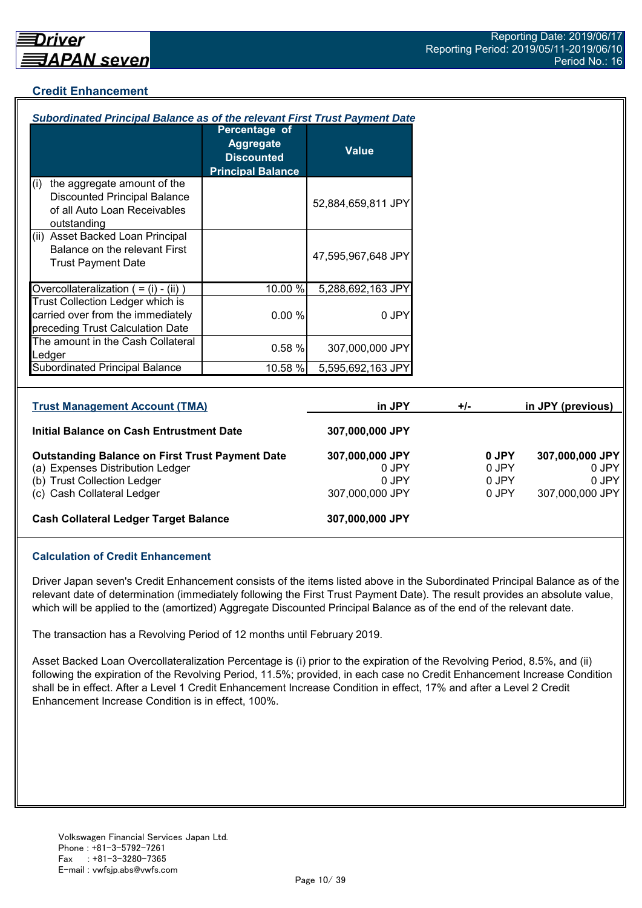## Credit Enhancement

### *Subordinated Principal Balance as of the relevant First Trust Payment Date*

| | Percentage of Aggregate Discounted Principal Balance | Value |
|---|---|---|
| (i) the aggregate amount of the Discounted Principal Balance of all Auto Loan Receivables outstanding | | 52,884,659,811 JPY |
| (ii) Asset Backed Loan Principal Balance on the relevant First Trust Payment Date | | 47,595,967,648 JPY |
| Overcollateralization ( = (i) - (ii) ) | 10.00 % | 5,288,692,163 JPY |
| Trust Collection Ledger which is carried over from the immediately preceding Trust Calculation Date | 0.00 % | 0 JPY |
| The amount in the Cash Collateral Ledger | 0.58 % | 307,000,000 JPY |
| Subordinated Principal Balance | 10.58 % | 5,595,692,163 JPY |

| Trust Management Account (TMA) | in JPY | +/- | in JPY (previous) |
|---|---|---|---|
| **Initial Balance on Cash Entrustment Date** | **307,000,000 JPY** | | |
| **Outstanding Balance on First Trust Payment Date** | **307,000,000 JPY** | **0 JPY** | **307,000,000 JPY** |
| (a) Expenses Distribution Ledger | 0 JPY | 0 JPY | 0 JPY |
| (b) Trust Collection Ledger | 0 JPY | 0 JPY | 0 JPY |
| (c) Cash Collateral Ledger | 307,000,000 JPY | 0 JPY | 307,000,000 JPY |
| **Cash Collateral Ledger Target Balance** | **307,000,000 JPY** | | |

### Calculation of Credit Enhancement

Driver Japan seven's Credit Enhancement consists of the items listed above in the Subordinated Principal Balance as of the relevant date of determination (immediately following the First Trust Payment Date). The result provides an absolute value, which will be applied to the (amortized) Aggregate Discounted Principal Balance as of the end of the relevant date.

The transaction has a Revolving Period of 12 months until February 2019.

Asset Backed Loan Overcollateralization Percentage is (i) prior to the expiration of the Revolving Period, 8.5%, and (ii) following the expiration of the Revolving Period, 11.5%; provided, in each case no Credit Enhancement Increase Condition shall be in effect. After a Level 1 Credit Enhancement Increase Condition in effect, 17% and after a Level 2 Credit Enhancement Increase Condition is in effect, 100%.

Volkswagen Financial Services Japan Ltd.
Phone : +81-3-5792-7261
Fax : +81-3-3280-7365
E-mail : vwfsjp.abs@vwfs.com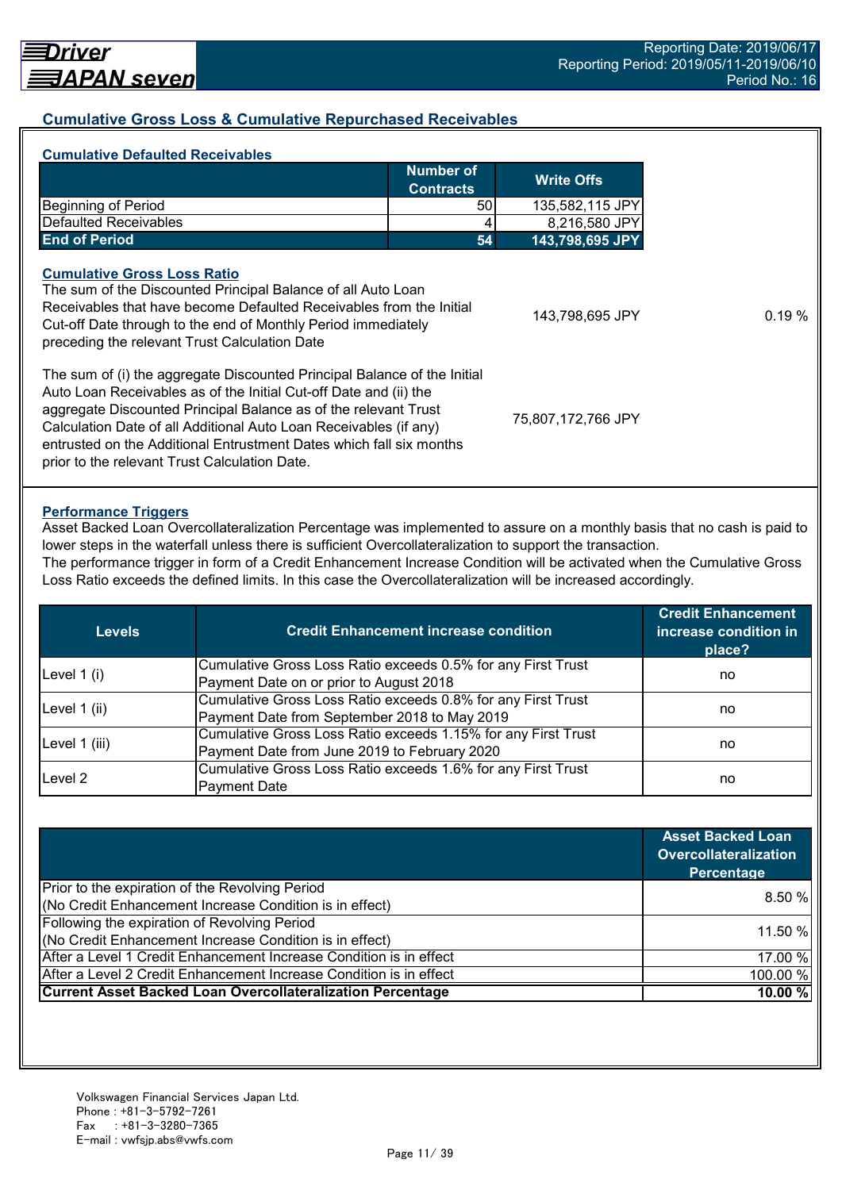## Cumulative Gross Loss & Cumulative Repurchased Receivables

### Cumulative Defaulted Receivables

| | Number of Contracts | Write Offs |
|---|---|---|
| Beginning of Period | 50 | 135,582,115 JPY |
| Defaulted Receivables | 4 | 8,216,580 JPY |
| **End of Period** | **54** | **143,798,695 JPY** |

### Cumulative Gross Loss Ratio

| | | |
|---|---|---|
| The sum of the Discounted Principal Balance of all Auto Loan Receivables that have become Defaulted Receivables from the Initial Cut-off Date through to the end of Monthly Period immediately preceding the relevant Trust Calculation Date | 143,798,695 JPY | 0.19 % |
| The sum of (i) the aggregate Discounted Principal Balance of the Initial Auto Loan Receivables as of the Initial Cut-off Date and (ii) the aggregate Discounted Principal Balance as of the relevant Trust Calculation Date of all Additional Auto Loan Receivables (if any) entrusted on the Additional Entrustment Dates which fall six months prior to the relevant Trust Calculation Date. | 75,807,172,766 JPY | |

### Performance Triggers

Asset Backed Loan Overcollateralization Percentage was implemented to assure on a monthly basis that no cash is paid to lower steps in the waterfall unless there is sufficient Overcollateralization to support the transaction.
The performance trigger in form of a Credit Enhancement Increase Condition will be activated when the Cumulative Gross Loss Ratio exceeds the defined limits. In this case the Overcollateralization will be increased accordingly.

| Levels | Credit Enhancement increase condition | Credit Enhancement increase condition in place? |
|---|---|---|
| Level 1 (i) | Cumulative Gross Loss Ratio exceeds 0.5% for any First Trust Payment Date on or prior to August 2018 | no |
| Level 1 (ii) | Cumulative Gross Loss Ratio exceeds 0.8% for any First Trust Payment Date from September 2018 to May 2019 | no |
| Level 1 (iii) | Cumulative Gross Loss Ratio exceeds 1.15% for any First Trust Payment Date from June 2019 to February 2020 | no |
| Level 2 | Cumulative Gross Loss Ratio exceeds 1.6% for any First Trust Payment Date | no |

| | Asset Backed Loan Overcollateralization Percentage |
|---|---|
| Prior to the expiration of the Revolving Period (No Credit Enhancement Increase Condition is in effect) | 8.50 % |
| Following the expiration of Revolving Period (No Credit Enhancement Increase Condition is in effect) | 11.50 % |
| After a Level 1 Credit Enhancement Increase Condition is in effect | 17.00 % |
| After a Level 2 Credit Enhancement Increase Condition is in effect | 100.00 % |
| **Current Asset Backed Loan Overcollateralization Percentage** | **10.00 %** |

Volkswagen Financial Services Japan Ltd.
Phone : +81-3-5792-7261
Fax : +81-3-3280-7365
E-mail : vwfsjp.abs@vwfs.com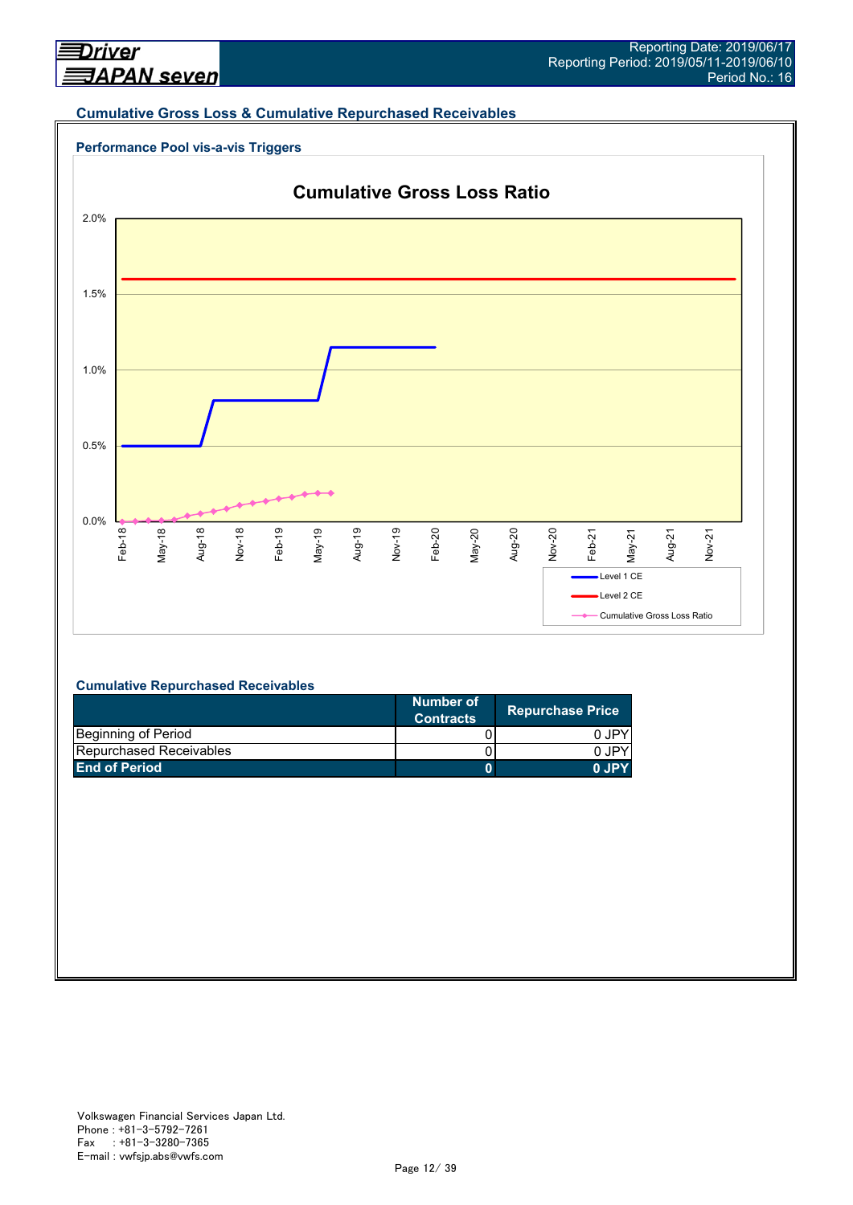## Cumulative Gross Loss & Cumulative Repurchased Receivables

### Performance Pool vis-a-vis Triggers

**Cumulative Gross Loss Ratio**

2.0%
1.5%
1.0%
0.5%
0.0%

Feb-18 May-18 Aug-18 Nov-18 Feb-19 May-19 Aug-19 Nov-19 Feb-20 May-20 Aug-20 Nov-20 Feb-21 May-21 Aug-21 Nov-21

Level 1 CE
Level 2 CE
Cumulative Gross Loss Ratio

### Cumulative Repurchased Receivables

| | Number of Contracts | Repurchase Price |
|---|---|---|
| Beginning of Period | 0 | 0 JPY |
| Repurchased Receivables | 0 | 0 JPY |
| **End of Period** | **0** | **0 JPY** |

Volkswagen Financial Services Japan Ltd.
Phone : +81-3-5792-7261
Fax : +81-3-3280-7365
E-mail : vwfsjp.abs@vwfs.com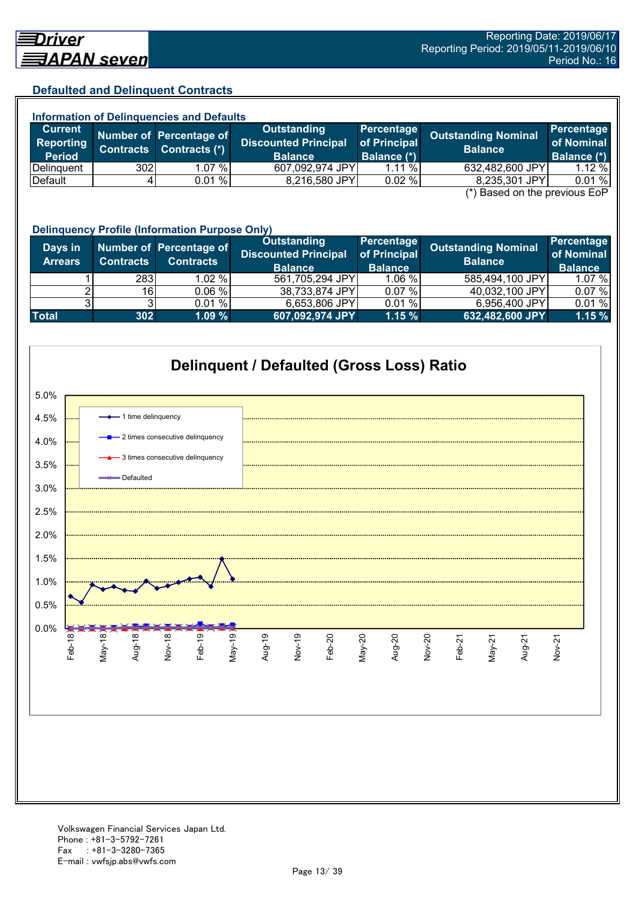## Defaulted and Delinquent Contracts

### Information of Delinquencies and Defaults

| Current Reporting Period | Number of Contracts | Percentage of Contracts (*) | Outstanding Discounted Principal Balance | Percentage of Principal Balance (*) | Outstanding Nominal Balance | Percentage of Nominal Balance (*) |
|---|---|---|---|---|---|---|
| Delinquent | 302 | 1.07 % | 607,092,974 JPY | 1.11 % | 632,482,600 JPY | 1.12 % |
| Default | 4 | 0.01 % | 8,216,580 JPY | 0.02 % | 8,235,301 JPY | 0.01 % |

(*) Based on the previous EoP

### Delinquency Profile (Information Purpose Only)

| Days in Arrears | Number of Contracts | Percentage of Contracts | Outstanding Discounted Principal Balance | Percentage of Principal Balance | Outstanding Nominal Balance | Percentage of Nominal Balance |
|---|---|---|---|---|---|---|
| 1 | 283 | 1.02 % | 561,705,294 JPY | 1.06 % | 585,494,100 JPY | 1.07 % |
| 2 | 16 | 0.06 % | 38,733,874 JPY | 0.07 % | 40,032,100 JPY | 0.07 % |
| 3 | 3 | 0.01 % | 6,653,806 JPY | 0.01 % | 6,956,400 JPY | 0.01 % |
| **Total** | **302** | **1.09 %** | **607,092,974 JPY** | **1.15 %** | **632,482,600 JPY** | **1.15 %** |

**Delinquent / Defaulted (Gross Loss) Ratio**

Legend: 1 time delinquency; 2 times consecutive delinquency; 3 times consecutive delinquency; Defaulted

Y-axis: 0.0% – 5.0%; X-axis: Feb-18, May-18, Aug-18, Nov-18, Feb-19, May-19, Aug-19, Nov-19, Feb-20, May-20, Aug-20, Nov-20, Feb-21, May-21, Aug-21, Nov-21

Volkswagen Financial Services Japan Ltd.
Phone : +81-3-5792-7261
Fax : +81-3-3280-7365
E-mail : vwfsjp.abs@vwfs.com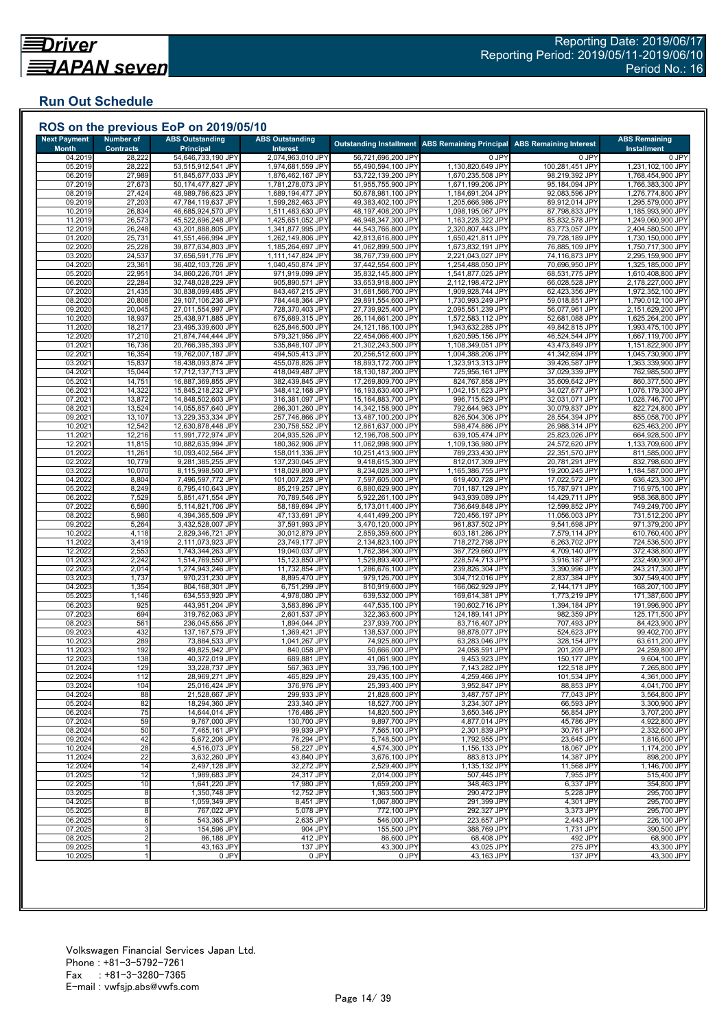Reporting Date: 2019/06/17
Reporting Period: 2019/05/11-2019/06/10
Period No.: 16

## Run Out Schedule

### ROS on the previous EoP on 2019/05/10

| Next Payment Month | Number of Contracts | ABS Outstanding Principal | ABS Outstanding Interest | Outstanding Installment | ABS Remaining Principal | ABS Remaining Interest | ABS Remaining Installment |
|---|---|---|---|---|---|---|---|
| 04.2019 | 28,222 | 54,646,733,190 JPY | 2,074,963,010 JPY | 56,721,696,200 JPY | 0 JPY | 0 JPY | 0 JPY |
| 05.2019 | 28,222 | 53,515,912,541 JPY | 1,974,681,559 JPY | 55,490,594,100 JPY | 1,130,820,649 JPY | 100,281,451 JPY | 1,231,102,100 JPY |
| 06.2019 | 27,989 | 51,845,677,033 JPY | 1,876,462,167 JPY | 53,722,139,200 JPY | 1,670,235,508 JPY | 98,219,392 JPY | 1,768,454,900 JPY |
| 07.2019 | 27,673 | 50,174,477,827 JPY | 1,781,278,073 JPY | 51,955,755,900 JPY | 1,671,199,206 JPY | 95,184,094 JPY | 1,766,383,300 JPY |
| 08.2019 | 27,424 | 48,989,786,623 JPY | 1,689,194,477 JPY | 50,678,981,100 JPY | 1,184,691,204 JPY | 92,083,596 JPY | 1,276,774,800 JPY |
| 09.2019 | 27,203 | 47,784,119,637 JPY | 1,599,282,463 JPY | 49,383,402,100 JPY | 1,205,666,986 JPY | 89,912,014 JPY | 1,295,579,000 JPY |
| 10.2019 | 26,834 | 46,685,924,570 JPY | 1,511,483,630 JPY | 48,197,408,200 JPY | 1,098,195,067 JPY | 87,798,833 JPY | 1,185,993,900 JPY |
| 11.2019 | 26,573 | 45,522,696,248 JPY | 1,425,651,052 JPY | 46,948,347,300 JPY | 1,163,228,322 JPY | 85,832,578 JPY | 1,249,060,900 JPY |
| 12.2019 | 26,248 | 43,201,888,805 JPY | 1,341,877,995 JPY | 44,543,766,800 JPY | 2,320,807,443 JPY | 83,773,057 JPY | 2,404,580,500 JPY |
| 01.2020 | 25,731 | 41,551,466,994 JPY | 1,262,149,806 JPY | 42,813,616,800 JPY | 1,650,421,811 JPY | 79,728,189 JPY | 1,730,150,000 JPY |
| 02.2020 | 25,228 | 39,877,634,803 JPY | 1,185,264,697 JPY | 41,062,899,500 JPY | 1,673,832,191 JPY | 76,885,109 JPY | 1,750,717,300 JPY |
| 03.2020 | 24,537 | 37,656,591,776 JPY | 1,111,147,824 JPY | 38,767,739,600 JPY | 2,221,043,027 JPY | 74,116,873 JPY | 2,295,159,900 JPY |
| 04.2020 | 23,361 | 36,402,103,726 JPY | 1,040,450,874 JPY | 37,442,554,600 JPY | 1,254,488,050 JPY | 70,696,950 JPY | 1,325,185,000 JPY |
| 05.2020 | 22,951 | 34,860,226,701 JPY | 971,919,099 JPY | 35,832,145,800 JPY | 1,541,877,025 JPY | 68,531,775 JPY | 1,610,408,800 JPY |
| 06.2020 | 22,284 | 32,748,028,229 JPY | 905,890,571 JPY | 33,653,918,800 JPY | 2,112,198,472 JPY | 66,028,528 JPY | 2,178,227,000 JPY |
| 07.2020 | 21,435 | 30,838,099,485 JPY | 843,467,215 JPY | 31,681,566,700 JPY | 1,909,928,744 JPY | 62,423,356 JPY | 1,972,352,100 JPY |
| 08.2020 | 20,808 | 29,107,106,236 JPY | 784,448,364 JPY | 29,891,554,600 JPY | 1,730,993,249 JPY | 59,018,851 JPY | 1,790,012,100 JPY |
| 09.2020 | 20,045 | 27,011,554,997 JPY | 728,370,403 JPY | 27,739,925,400 JPY | 2,095,551,239 JPY | 56,077,961 JPY | 2,151,629,200 JPY |
| 10.2020 | 18,937 | 25,438,971,885 JPY | 675,689,315 JPY | 26,114,661,200 JPY | 1,572,583,112 JPY | 52,681,088 JPY | 1,625,264,200 JPY |
| 11.2020 | 18,217 | 23,495,339,600 JPY | 625,846,500 JPY | 24,121,186,100 JPY | 1,943,632,285 JPY | 49,842,815 JPY | 1,993,475,100 JPY |
| 12.2020 | 17,210 | 21,874,744,444 JPY | 579,321,956 JPY | 22,454,066,400 JPY | 1,620,595,156 JPY | 46,524,544 JPY | 1,667,119,700 JPY |
| 01.2021 | 16,736 | 20,766,395,393 JPY | 535,848,107 JPY | 21,302,243,500 JPY | 1,108,349,051 JPY | 43,473,849 JPY | 1,151,822,900 JPY |
| 02.2021 | 16,354 | 19,762,007,187 JPY | 494,505,413 JPY | 20,256,512,600 JPY | 1,004,388,206 JPY | 41,342,694 JPY | 1,045,730,900 JPY |
| 03.2021 | 15,837 | 18,438,093,874 JPY | 455,078,826 JPY | 18,893,172,700 JPY | 1,323,913,313 JPY | 39,426,587 JPY | 1,363,339,900 JPY |
| 04.2021 | 15,044 | 17,712,137,713 JPY | 418,049,487 JPY | 18,130,187,200 JPY | 725,956,161 JPY | 37,029,339 JPY | 762,985,500 JPY |
| 05.2021 | 14,751 | 16,887,369,855 JPY | 382,439,845 JPY | 17,269,809,700 JPY | 824,767,858 JPY | 35,609,642 JPY | 860,377,500 JPY |
| 06.2021 | 14,322 | 15,845,218,232 JPY | 348,412,168 JPY | 16,193,630,400 JPY | 1,042,151,623 JPY | 34,027,677 JPY | 1,076,179,300 JPY |
| 07.2021 | 13,872 | 14,848,502,603 JPY | 316,381,097 JPY | 15,164,883,700 JPY | 996,715,629 JPY | 32,031,071 JPY | 1,028,746,700 JPY |
| 08.2021 | 13,524 | 14,055,857,640 JPY | 286,301,260 JPY | 14,342,158,900 JPY | 792,644,963 JPY | 30,079,837 JPY | 822,724,800 JPY |
| 09.2021 | 13,107 | 13,229,353,334 JPY | 257,746,866 JPY | 13,487,100,200 JPY | 826,504,306 JPY | 28,554,394 JPY | 855,058,700 JPY |
| 10.2021 | 12,542 | 12,630,878,448 JPY | 230,758,552 JPY | 12,861,637,000 JPY | 598,474,886 JPY | 26,988,314 JPY | 625,463,200 JPY |
| 11.2021 | 12,216 | 11,991,772,974 JPY | 204,935,526 JPY | 12,196,708,500 JPY | 639,105,474 JPY | 25,823,026 JPY | 664,928,500 JPY |
| 12.2021 | 11,815 | 10,882,635,994 JPY | 180,362,906 JPY | 11,062,998,900 JPY | 1,109,136,980 JPY | 24,572,620 JPY | 1,133,709,600 JPY |
| 01.2022 | 11,261 | 10,093,402,564 JPY | 158,011,336 JPY | 10,251,413,900 JPY | 789,233,430 JPY | 22,351,570 JPY | 811,585,000 JPY |
| 02.2022 | 10,779 | 9,281,385,255 JPY | 137,230,045 JPY | 9,418,615,300 JPY | 812,017,309 JPY | 20,781,291 JPY | 832,798,600 JPY |
| 03.2022 | 10,070 | 8,115,998,500 JPY | 118,029,800 JPY | 8,234,028,300 JPY | 1,165,386,755 JPY | 19,200,245 JPY | 1,184,587,000 JPY |
| 04.2022 | 8,804 | 7,496,597,772 JPY | 101,007,228 JPY | 7,597,605,000 JPY | 619,400,728 JPY | 17,022,572 JPY | 636,423,300 JPY |
| 05.2022 | 8,249 | 6,795,410,643 JPY | 85,219,257 JPY | 6,880,629,900 JPY | 701,187,129 JPY | 15,787,971 JPY | 716,975,100 JPY |
| 06.2022 | 7,529 | 5,851,471,554 JPY | 70,789,546 JPY | 5,922,261,100 JPY | 943,939,089 JPY | 14,429,711 JPY | 958,368,800 JPY |
| 07.2022 | 6,590 | 5,114,821,706 JPY | 58,189,694 JPY | 5,173,011,400 JPY | 736,649,848 JPY | 12,599,852 JPY | 749,249,700 JPY |
| 08.2022 | 5,980 | 4,394,365,509 JPY | 47,133,691 JPY | 4,441,499,200 JPY | 720,456,197 JPY | 11,056,003 JPY | 731,512,200 JPY |
| 09.2022 | 5,264 | 3,432,528,007 JPY | 37,591,993 JPY | 3,470,120,000 JPY | 961,837,502 JPY | 9,541,698 JPY | 971,379,200 JPY |
| 10.2022 | 4,118 | 2,829,346,721 JPY | 30,012,879 JPY | 2,859,359,600 JPY | 603,181,286 JPY | 7,579,114 JPY | 610,760,400 JPY |
| 11.2022 | 3,419 | 2,111,073,923 JPY | 23,749,177 JPY | 2,134,823,100 JPY | 718,272,798 JPY | 6,263,702 JPY | 724,536,500 JPY |
| 12.2022 | 2,553 | 1,743,344,263 JPY | 19,040,037 JPY | 1,762,384,300 JPY | 367,729,660 JPY | 4,709,140 JPY | 372,438,800 JPY |
| 01.2023 | 2,242 | 1,514,769,550 JPY | 15,123,850 JPY | 1,529,893,400 JPY | 228,574,713 JPY | 3,916,187 JPY | 232,490,900 JPY |
| 02.2023 | 2,014 | 1,274,943,246 JPY | 11,732,854 JPY | 1,286,676,100 JPY | 239,826,304 JPY | 3,390,996 JPY | 243,217,300 JPY |
| 03.2023 | 1,737 | 970,231,230 JPY | 8,895,470 JPY | 979,126,700 JPY | 304,712,016 JPY | 2,837,384 JPY | 307,549,400 JPY |
| 04.2023 | 1,354 | 804,168,301 JPY | 6,751,299 JPY | 810,919,600 JPY | 166,062,929 JPY | 2,144,171 JPY | 168,207,100 JPY |
| 05.2023 | 1,146 | 634,553,920 JPY | 4,978,080 JPY | 639,532,000 JPY | 169,614,381 JPY | 1,773,219 JPY | 171,387,600 JPY |
| 06.2023 | 925 | 443,951,204 JPY | 3,583,896 JPY | 447,535,100 JPY | 190,602,716 JPY | 1,394,184 JPY | 191,996,900 JPY |
| 07.2023 | 694 | 319,762,063 JPY | 2,601,537 JPY | 322,363,600 JPY | 124,189,141 JPY | 982,359 JPY | 125,171,500 JPY |
| 08.2023 | 561 | 236,045,656 JPY | 1,894,044 JPY | 237,939,700 JPY | 83,716,407 JPY | 707,493 JPY | 84,423,900 JPY |
| 09.2023 | 432 | 137,167,579 JPY | 1,369,421 JPY | 138,537,000 JPY | 98,878,077 JPY | 524,623 JPY | 99,402,700 JPY |
| 10.2023 | 289 | 73,884,533 JPY | 1,041,267 JPY | 74,925,800 JPY | 63,283,046 JPY | 328,154 JPY | 63,611,200 JPY |
| 11.2023 | 192 | 49,825,942 JPY | 840,058 JPY | 50,666,000 JPY | 24,058,591 JPY | 201,209 JPY | 24,259,800 JPY |
| 12.2023 | 138 | 40,372,019 JPY | 689,881 JPY | 41,061,900 JPY | 9,453,923 JPY | 150,177 JPY | 9,604,100 JPY |
| 01.2024 | 129 | 33,228,737 JPY | 567,363 JPY | 33,796,100 JPY | 7,143,282 JPY | 122,518 JPY | 7,265,800 JPY |
| 02.2024 | 112 | 28,969,271 JPY | 465,829 JPY | 29,435,100 JPY | 4,259,466 JPY | 101,534 JPY | 4,361,000 JPY |
| 03.2024 | 104 | 25,016,424 JPY | 376,976 JPY | 25,393,400 JPY | 3,952,847 JPY | 88,853 JPY | 4,041,700 JPY |
| 04.2024 | 88 | 21,528,667 JPY | 299,933 JPY | 21,828,600 JPY | 3,487,757 JPY | 77,043 JPY | 3,564,800 JPY |
| 05.2024 | 82 | 18,294,360 JPY | 233,340 JPY | 18,527,700 JPY | 3,234,307 JPY | 66,593 JPY | 3,300,900 JPY |
| 06.2024 | 75 | 14,644,014 JPY | 176,486 JPY | 14,820,500 JPY | 3,650,346 JPY | 56,854 JPY | 3,707,200 JPY |
| 07.2024 | 59 | 9,767,000 JPY | 130,700 JPY | 9,897,700 JPY | 4,877,014 JPY | 45,786 JPY | 4,922,800 JPY |
| 08.2024 | 50 | 7,465,161 JPY | 99,939 JPY | 7,565,100 JPY | 2,301,839 JPY | 30,761 JPY | 2,332,600 JPY |
| 09.2024 | 42 | 5,672,206 JPY | 76,294 JPY | 5,748,500 JPY | 1,792,955 JPY | 23,645 JPY | 1,816,600 JPY |
| 10.2024 | 28 | 4,516,073 JPY | 58,227 JPY | 4,574,300 JPY | 1,156,133 JPY | 18,067 JPY | 1,174,200 JPY |
| 11.2024 | 22 | 3,632,260 JPY | 43,840 JPY | 3,676,100 JPY | 883,813 JPY | 14,387 JPY | 898,200 JPY |
| 12.2024 | 14 | 2,497,128 JPY | 32,272 JPY | 2,529,400 JPY | 1,135,132 JPY | 11,568 JPY | 1,146,700 JPY |
| 01.2025 | 12 | 1,989,683 JPY | 24,317 JPY | 2,014,000 JPY | 507,445 JPY | 7,955 JPY | 515,400 JPY |
| 02.2025 | 10 | 1,641,220 JPY | 17,980 JPY | 1,659,200 JPY | 348,463 JPY | 6,337 JPY | 354,800 JPY |
| 03.2025 | 8 | 1,350,748 JPY | 12,752 JPY | 1,363,500 JPY | 290,472 JPY | 5,228 JPY | 295,700 JPY |
| 04.2025 | 8 | 1,059,349 JPY | 8,451 JPY | 1,067,800 JPY | 291,399 JPY | 4,301 JPY | 295,700 JPY |
| 05.2025 | 8 | 767,022 JPY | 5,078 JPY | 772,100 JPY | 292,327 JPY | 3,373 JPY | 295,700 JPY |
| 06.2025 | 6 | 543,365 JPY | 2,635 JPY | 546,000 JPY | 223,657 JPY | 2,443 JPY | 226,100 JPY |
| 07.2025 | 3 | 154,596 JPY | 904 JPY | 155,500 JPY | 388,769 JPY | 1,731 JPY | 390,500 JPY |
| 08.2025 | 2 | 86,188 JPY | 412 JPY | 86,600 JPY | 68,408 JPY | 492 JPY | 68,900 JPY |
| 09.2025 | 1 | 43,163 JPY | 137 JPY | 43,300 JPY | 43,025 JPY | 275 JPY | 43,300 JPY |
| 10.2025 | 1 | 0 JPY | 0 JPY | 0 JPY | 43,163 JPY | 137 JPY | 43,300 JPY |

Volkswagen Financial Services Japan Ltd.
Phone : +81-3-5792-7261
Fax : +81-3-3280-7365
E-mail : vwfsjp.abs@vwfs.com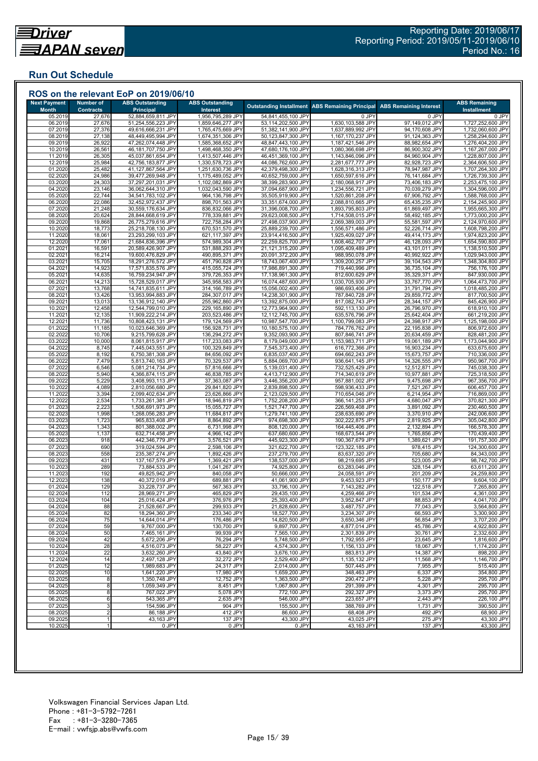Reporting Date: 2019/06/17
Reporting Period: 2019/05/11-2019/06/10
Period No.: 16

## Run Out Schedule

### ROS on the relevant EoP on 2019/06/10

| Next Payment Month | Number of Contracts | ABS Outstanding Principal | ABS Outstanding Interest | Outstanding Installment | ABS Remaining Principal | ABS Remaining Interest | ABS Remaining Installment |
|---|---|---|---|---|---|---|---|
| 05.2019 | 27,676 | 52,884,659,811 JPY | 1,956,795,289 JPY | 54,841,455,100 JPY | 0 JPY | 0 JPY | 0 JPY |
| 06.2019 | 27,676 | 51,254,556,223 JPY | 1,859,646,277 JPY | 53,114,202,500 JPY | 1,630,103,588 JPY | 97,149,012 JPY | 1,727,252,600 JPY |
| 07.2019 | 27,376 | 49,616,666,231 JPY | 1,765,475,669 JPY | 51,382,141,900 JPY | 1,637,889,992 JPY | 94,170,608 JPY | 1,732,060,600 JPY |
| 08.2019 | 27,138 | 48,449,495,994 JPY | 1,674,351,306 JPY | 50,123,847,300 JPY | 1,167,170,237 JPY | 91,124,363 JPY | 1,258,294,600 JPY |
| 09.2019 | 26,922 | 47,262,074,448 JPY | 1,585,368,652 JPY | 48,847,443,100 JPY | 1,187,421,546 JPY | 88,982,654 JPY | 1,276,404,200 JPY |
| 10.2019 | 26,561 | 46,181,707,750 JPY | 1,498,468,350 JPY | 47,680,176,100 JPY | 1,080,366,698 JPY | 86,900,302 JPY | 1,167,267,000 JPY |
| 11.2019 | 26,305 | 45,037,861,654 JPY | 1,413,507,446 JPY | 46,451,369,100 JPY | 1,143,846,096 JPY | 84,960,904 JPY | 1,228,807,000 JPY |
| 12.2019 | 25,984 | 42,756,183,877 JPY | 1,330,578,723 JPY | 44,086,762,600 JPY | 2,281,677,777 JPY | 82,928,723 JPY | 2,364,606,500 JPY |
| 01.2020 | 25,482 | 41,127,867,564 JPY | 1,251,630,736 JPY | 42,379,498,300 JPY | 1,628,316,313 JPY | 78,947,987 JPY | 1,707,264,300 JPY |
| 02.2020 | 24,986 | 39,477,269,948 JPY | 1,175,489,052 JPY | 40,652,759,000 JPY | 1,650,597,616 JPY | 76,141,684 JPY | 1,726,739,300 JPY |
| 03.2020 | 24,303 | 37,297,201,031 JPY | 1,102,082,869 JPY | 38,399,283,900 JPY | 2,180,068,917 JPY | 73,406,183 JPY | 2,253,475,100 JPY |
| 04.2020 | 23,146 | 36,062,644,310 JPY | 1,032,043,590 JPY | 37,094,687,900 JPY | 1,234,556,721 JPY | 70,039,279 JPY | 1,304,596,000 JPY |
| 05.2020 | 22,744 | 34,541,783,102 JPY | 964,136,798 JPY | 35,505,919,900 JPY | 1,520,861,208 JPY | 67,906,792 JPY | 1,588,768,000 JPY |
| 06.2020 | 22,086 | 32,452,972,437 JPY | 898,701,563 JPY | 33,351,674,000 JPY | 2,088,810,665 JPY | 65,435,235 JPY | 2,154,245,900 JPY |
| 07.2020 | 21,248 | 30,559,176,634 JPY | 836,832,066 JPY | 31,396,008,700 JPY | 1,893,795,803 JPY | 61,869,497 JPY | 1,955,665,300 JPY |
| 08.2020 | 20,624 | 28,844,668,619 JPY | 778,339,881 JPY | 29,623,008,500 JPY | 1,714,508,015 JPY | 58,492,185 JPY | 1,773,000,200 JPY |
| 09.2020 | 19,868 | 26,775,279,616 JPY | 722,758,284 JPY | 27,498,037,900 JPY | 2,069,389,003 JPY | 55,581,597 JPY | 2,124,970,600 JPY |
| 10.2020 | 18,773 | 25,218,708,130 JPY | 670,531,570 JPY | 25,889,239,700 JPY | 1,556,571,486 JPY | 52,226,714 JPY | 1,608,798,200 JPY |
| 11.2020 | 18,061 | 23,293,299,103 JPY | 621,117,397 JPY | 23,914,416,500 JPY | 1,925,409,027 JPY | 49,414,173 JPY | 1,974,823,200 JPY |
| 12.2020 | 17,061 | 21,684,836,396 JPY | 574,989,304 JPY | 22,259,825,700 JPY | 1,608,462,707 JPY | 46,128,093 JPY | 1,654,590,800 JPY |
| 01.2021 | 16,591 | 20,589,426,907 JPY | 531,888,293 JPY | 21,121,315,200 JPY | 1,095,409,489 JPY | 43,101,011 JPY | 1,138,510,500 JPY |
| 02.2021 | 16,214 | 19,600,476,829 JPY | 490,895,371 JPY | 20,091,372,200 JPY | 988,950,078 JPY | 40,992,922 JPY | 1,029,943,000 JPY |
| 03.2021 | 15,705 | 18,291,276,572 JPY | 451,790,828 JPY | 18,743,067,400 JPY | 1,309,200,257 JPY | 39,104,543 JPY | 1,348,304,800 JPY |
| 04.2021 | 14,923 | 17,571,835,576 JPY | 415,055,724 JPY | 17,986,891,300 JPY | 719,440,996 JPY | 36,735,104 JPY | 756,176,100 JPY |
| 05.2021 | 14,635 | 16,759,234,947 JPY | 379,726,353 JPY | 17,138,961,300 JPY | 812,600,629 JPY | 35,329,371 JPY | 847,930,000 JPY |
| 06.2021 | 14,213 | 15,728,529,017 JPY | 345,958,583 JPY | 16,074,487,600 JPY | 1,030,705,930 JPY | 33,767,770 JPY | 1,064,473,700 JPY |
| 07.2021 | 13,768 | 14,741,835,611 JPY | 314,166,789 JPY | 15,056,002,400 JPY | 986,693,406 JPY | 31,791,794 JPY | 1,018,485,200 JPY |
| 08.2021 | 13,426 | 13,953,994,883 JPY | 284,307,017 JPY | 14,238,301,900 JPY | 787,840,728 JPY | 29,859,772 JPY | 817,700,500 JPY |
| 09.2021 | 13,013 | 13,136,912,140 JPY | 255,962,860 JPY | 13,392,875,000 JPY | 817,082,743 JPY | 28,344,157 JPY | 845,426,900 JPY |
| 10.2021 | 12,458 | 12,544,799,010 JPY | 229,165,890 JPY | 12,773,964,900 JPY | 592,113,130 JPY | 26,796,970 JPY | 618,910,100 JPY |
| 11.2021 | 12,135 | 11,909,222,214 JPY | 203,523,486 JPY | 12,112,745,700 JPY | 635,576,796 JPY | 25,642,404 JPY | 661,219,200 JPY |
| 12.2021 | 11,736 | 10,808,423,131 JPY | 179,124,569 JPY | 10,987,547,700 JPY | 1,100,799,083 JPY | 24,398,917 JPY | 1,125,198,000 JPY |
| 01.2022 | 11,185 | 10,023,646,369 JPY | 156,928,731 JPY | 10,180,575,100 JPY | 784,776,762 JPY | 22,195,838 JPY | 806,972,600 JPY |
| 02.2022 | 10,706 | 9,215,799,628 JPY | 136,294,272 JPY | 9,352,093,900 JPY | 807,846,741 JPY | 20,634,459 JPY | 828,481,200 JPY |
| 03.2022 | 10,000 | 8,061,815,917 JPY | 117,233,083 JPY | 8,179,049,000 JPY | 1,153,983,711 JPY | 19,061,189 JPY | 1,173,044,900 JPY |
| 04.2022 | 8,745 | 7,445,043,551 JPY | 100,329,849 JPY | 7,545,373,400 JPY | 616,772,366 JPY | 16,903,234 JPY | 633,675,600 JPY |
| 05.2022 | 8,192 | 6,750,381,308 JPY | 84,656,092 JPY | 6,835,037,400 JPY | 694,662,243 JPY | 15,673,757 JPY | 710,336,000 JPY |
| 06.2022 | 7,479 | 5,813,740,163 JPY | 70,329,537 JPY | 5,884,069,700 JPY | 936,641,145 JPY | 14,326,555 JPY | 950,967,700 JPY |
| 07.2022 | 6,546 | 5,081,214,734 JPY | 57,816,666 JPY | 5,139,031,400 JPY | 732,525,429 JPY | 12,512,871 JPY | 745,038,300 JPY |
| 08.2022 | 5,940 | 4,366,874,115 JPY | 46,838,785 JPY | 4,413,712,900 JPY | 714,340,619 JPY | 10,977,881 JPY | 725,318,500 JPY |
| 09.2022 | 5,229 | 3,408,993,113 JPY | 37,363,087 JPY | 3,446,356,200 JPY | 957,881,002 JPY | 9,475,698 JPY | 967,356,700 JPY |
| 10.2022 | 4,089 | 2,810,056,680 JPY | 29,841,820 JPY | 2,839,898,500 JPY | 598,936,433 JPY | 7,521,267 JPY | 606,457,700 JPY |
| 11.2022 | 3,394 | 2,099,402,634 JPY | 23,626,866 JPY | 2,123,029,500 JPY | 710,654,046 JPY | 6,214,954 JPY | 716,869,000 JPY |
| 12.2022 | 2,534 | 1,733,261,381 JPY | 18,946,819 JPY | 1,752,208,200 JPY | 366,141,253 JPY | 4,680,047 JPY | 370,821,300 JPY |
| 01.2023 | 2,223 | 1,506,691,973 JPY | 15,055,727 JPY | 1,521,747,700 JPY | 226,569,408 JPY | 3,891,092 JPY | 230,460,500 JPY |
| 02.2023 | 1,998 | 1,268,056,283 JPY | 11,684,817 JPY | 1,279,741,100 JPY | 238,635,690 JPY | 3,370,910 JPY | 242,006,600 JPY |
| 03.2023 | 1,723 | 965,833,408 JPY | 8,864,892 JPY | 974,698,300 JPY | 302,222,875 JPY | 2,819,925 JPY | 305,042,800 JPY |
| 04.2023 | 1,343 | 801,388,002 JPY | 6,731,998 JPY | 808,120,000 JPY | 164,445,406 JPY | 2,132,894 JPY | 166,578,300 JPY |
| 05.2023 | 1,137 | 632,714,458 JPY | 4,966,142 JPY | 637,680,600 JPY | 168,673,544 JPY | 1,765,856 JPY | 170,439,400 JPY |
| 06.2023 | 918 | 442,346,779 JPY | 3,576,521 JPY | 445,923,300 JPY | 190,367,679 JPY | 1,389,621 JPY | 191,757,300 JPY |
| 07.2023 | 690 | 319,024,594 JPY | 2,598,106 JPY | 321,622,700 JPY | 123,322,185 JPY | 978,415 JPY | 124,300,600 JPY |
| 08.2023 | 558 | 235,387,274 JPY | 1,892,426 JPY | 237,279,700 JPY | 83,637,320 JPY | 705,680 JPY | 84,343,000 JPY |
| 09.2023 | 431 | 137,167,579 JPY | 1,369,421 JPY | 138,537,000 JPY | 98,219,695 JPY | 523,005 JPY | 98,742,700 JPY |
| 10.2023 | 289 | 73,884,533 JPY | 1,041,267 JPY | 74,925,800 JPY | 63,283,046 JPY | 328,154 JPY | 63,611,200 JPY |
| 11.2023 | 192 | 49,825,942 JPY | 840,058 JPY | 50,666,000 JPY | 24,058,591 JPY | 201,209 JPY | 24,259,800 JPY |
| 12.2023 | 138 | 40,372,019 JPY | 689,881 JPY | 41,061,900 JPY | 9,453,923 JPY | 150,177 JPY | 9,604,100 JPY |
| 01.2024 | 129 | 33,228,737 JPY | 567,363 JPY | 33,796,100 JPY | 7,143,282 JPY | 122,518 JPY | 7,265,800 JPY |
| 02.2024 | 112 | 28,969,271 JPY | 465,829 JPY | 29,435,100 JPY | 4,259,466 JPY | 101,534 JPY | 4,361,000 JPY |
| 03.2024 | 104 | 25,016,424 JPY | 376,976 JPY | 25,393,400 JPY | 3,952,847 JPY | 88,853 JPY | 4,041,700 JPY |
| 04.2024 | 88 | 21,528,667 JPY | 299,933 JPY | 21,828,600 JPY | 3,487,757 JPY | 77,043 JPY | 3,564,800 JPY |
| 05.2024 | 82 | 18,294,360 JPY | 233,340 JPY | 18,527,700 JPY | 3,234,307 JPY | 66,593 JPY | 3,300,900 JPY |
| 06.2024 | 75 | 14,644,014 JPY | 176,486 JPY | 14,820,500 JPY | 3,650,346 JPY | 56,854 JPY | 3,707,200 JPY |
| 07.2024 | 59 | 9,767,000 JPY | 130,700 JPY | 9,897,700 JPY | 4,877,014 JPY | 45,786 JPY | 4,922,800 JPY |
| 08.2024 | 50 | 7,465,161 JPY | 99,939 JPY | 7,565,100 JPY | 2,301,839 JPY | 30,761 JPY | 2,332,600 JPY |
| 09.2024 | 42 | 5,672,206 JPY | 76,294 JPY | 5,748,500 JPY | 1,792,955 JPY | 23,645 JPY | 1,816,600 JPY |
| 10.2024 | 28 | 4,516,073 JPY | 58,227 JPY | 4,574,300 JPY | 1,156,133 JPY | 18,067 JPY | 1,174,200 JPY |
| 11.2024 | 22 | 3,632,260 JPY | 43,840 JPY | 3,676,100 JPY | 883,813 JPY | 14,387 JPY | 898,200 JPY |
| 12.2024 | 14 | 2,497,128 JPY | 32,272 JPY | 2,529,400 JPY | 1,135,132 JPY | 11,568 JPY | 1,146,700 JPY |
| 01.2025 | 12 | 1,989,683 JPY | 24,317 JPY | 2,014,000 JPY | 507,445 JPY | 7,955 JPY | 515,400 JPY |
| 02.2025 | 10 | 1,641,220 JPY | 17,980 JPY | 1,659,200 JPY | 348,463 JPY | 6,337 JPY | 354,800 JPY |
| 03.2025 | 8 | 1,350,748 JPY | 12,752 JPY | 1,363,500 JPY | 290,472 JPY | 5,228 JPY | 295,700 JPY |
| 04.2025 | 8 | 1,059,349 JPY | 8,451 JPY | 1,067,800 JPY | 291,399 JPY | 4,301 JPY | 295,700 JPY |
| 05.2025 | 8 | 767,022 JPY | 5,078 JPY | 772,100 JPY | 292,327 JPY | 3,373 JPY | 295,700 JPY |
| 06.2025 | 6 | 543,365 JPY | 2,635 JPY | 546,000 JPY | 223,657 JPY | 2,443 JPY | 226,100 JPY |
| 07.2025 | 3 | 154,596 JPY | 904 JPY | 155,500 JPY | 388,769 JPY | 1,731 JPY | 390,500 JPY |
| 08.2025 | 2 | 86,188 JPY | 412 JPY | 86,600 JPY | 68,408 JPY | 492 JPY | 68,900 JPY |
| 09.2025 | 1 | 43,163 JPY | 137 JPY | 43,300 JPY | 43,025 JPY | 275 JPY | 43,300 JPY |
| 10.2025 | 1 | 0 JPY | 0 JPY | 0 JPY | 43,163 JPY | 137 JPY | 43,300 JPY |

Volkswagen Financial Services Japan Ltd.
Phone : +81-3-5792-7261
Fax : +81-3-3280-7365
E-mail : vwfsjp.abs@vwfs.com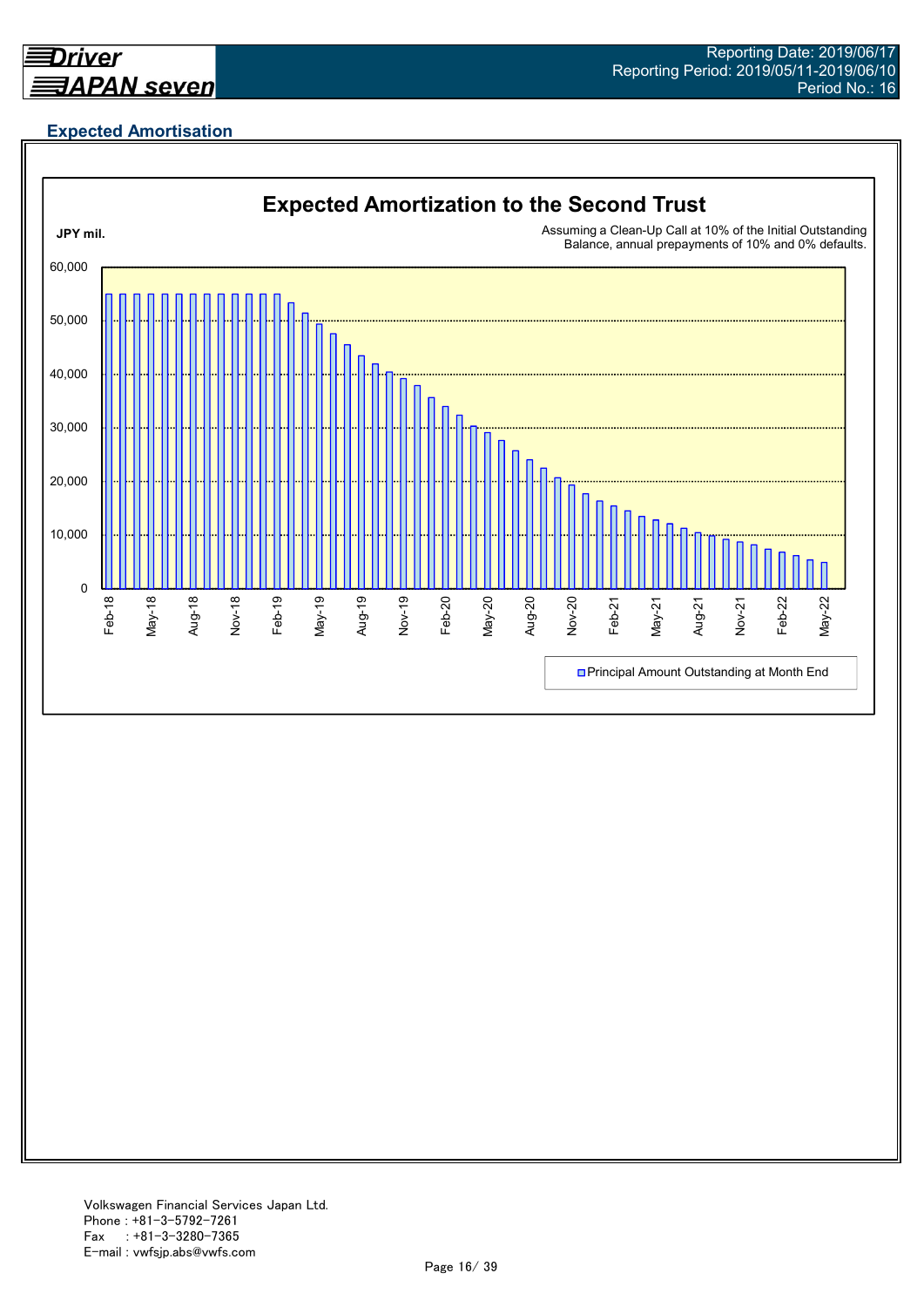## Expected Amortisation

**Expected Amortization to the Second Trust**

JPY mil.

Assuming a Clean-Up Call at 10% of the Initial Outstanding Balance, annual prepayments of 10% and 0% defaults.

Y-axis: 0, 10,000, 20,000, 30,000, 40,000, 50,000, 60,000

X-axis: Feb-18, May-18, Aug-18, Nov-18, Feb-19, May-19, Aug-19, Nov-19, Feb-20, May-20, Aug-20, Nov-20, Feb-21, May-21, Aug-21, Nov-21, Feb-22, May-22

Principal Amount Outstanding at Month End

Volkswagen Financial Services Japan Ltd.
Phone : +81-3-5792-7261
Fax : +81-3-3280-7365
E-mail : vwfsjp.abs@vwfs.com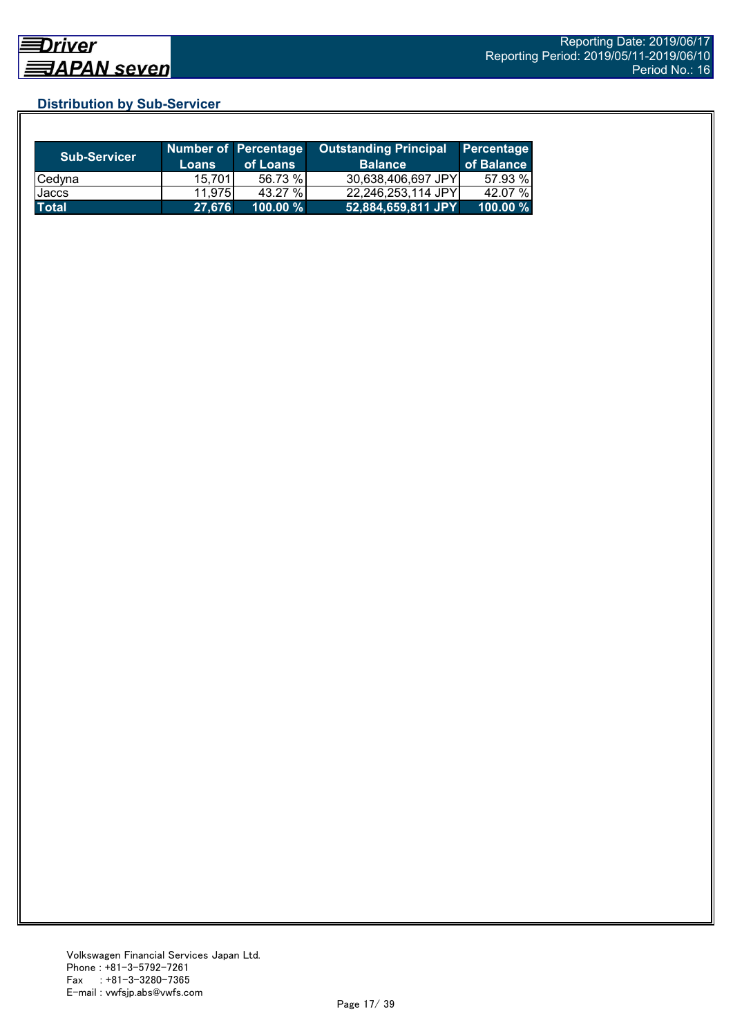## Distribution by Sub-Servicer

| Sub-Servicer | Number of Loans | Percentage of Loans | Outstanding Principal Balance | Percentage of Balance |
|---|---|---|---|---|
| Cedyna | 15,701 | 56.73 % | 30,638,406,697 JPY | 57.93 % |
| Jaccs | 11,975 | 43.27 % | 22,246,253,114 JPY | 42.07 % |
| **Total** | **27,676** | **100.00 %** | **52,884,659,811 JPY** | **100.00 %** |

Volkswagen Financial Services Japan Ltd.
Phone : +81-3-5792-7261
Fax : +81-3-3280-7365
E-mail : vwfsjp.abs@vwfs.com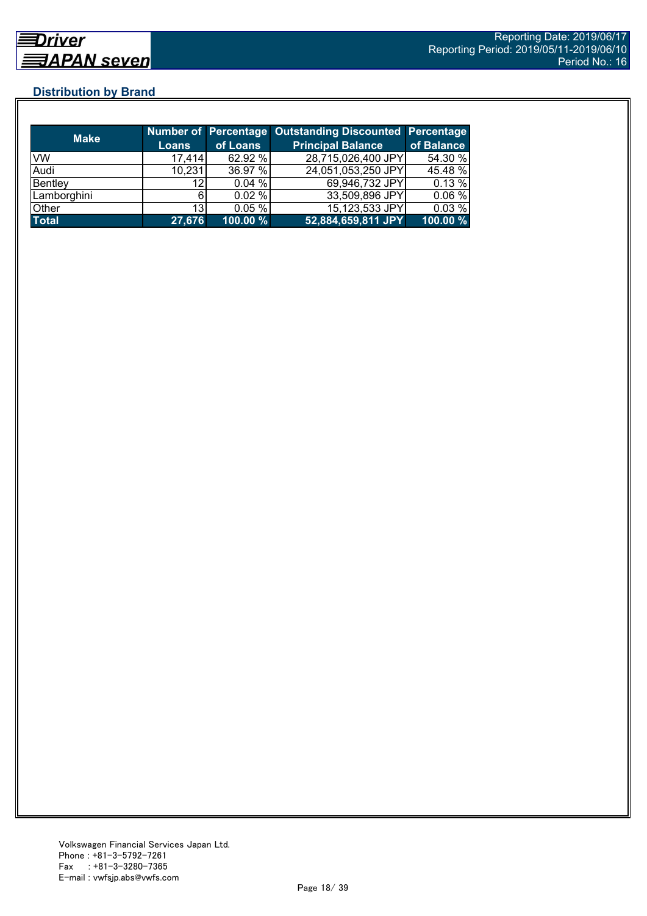## Distribution by Brand

| Make | Number of Loans | Percentage of Loans | Outstanding Discounted Principal Balance | Percentage of Balance |
|---|---|---|---|---|
| VW | 17,414 | 62.92 % | 28,715,026,400 JPY | 54.30 % |
| Audi | 10,231 | 36.97 % | 24,051,053,250 JPY | 45.48 % |
| Bentley | 12 | 0.04 % | 69,946,732 JPY | 0.13 % |
| Lamborghini | 6 | 0.02 % | 33,509,896 JPY | 0.06 % |
| Other | 13 | 0.05 % | 15,123,533 JPY | 0.03 % |
| **Total** | **27,676** | **100.00 %** | **52,884,659,811 JPY** | **100.00 %** |

Volkswagen Financial Services Japan Ltd.
Phone : +81-3-5792-7261
Fax : +81-3-3280-7365
E-mail : vwfsjp.abs@vwfs.com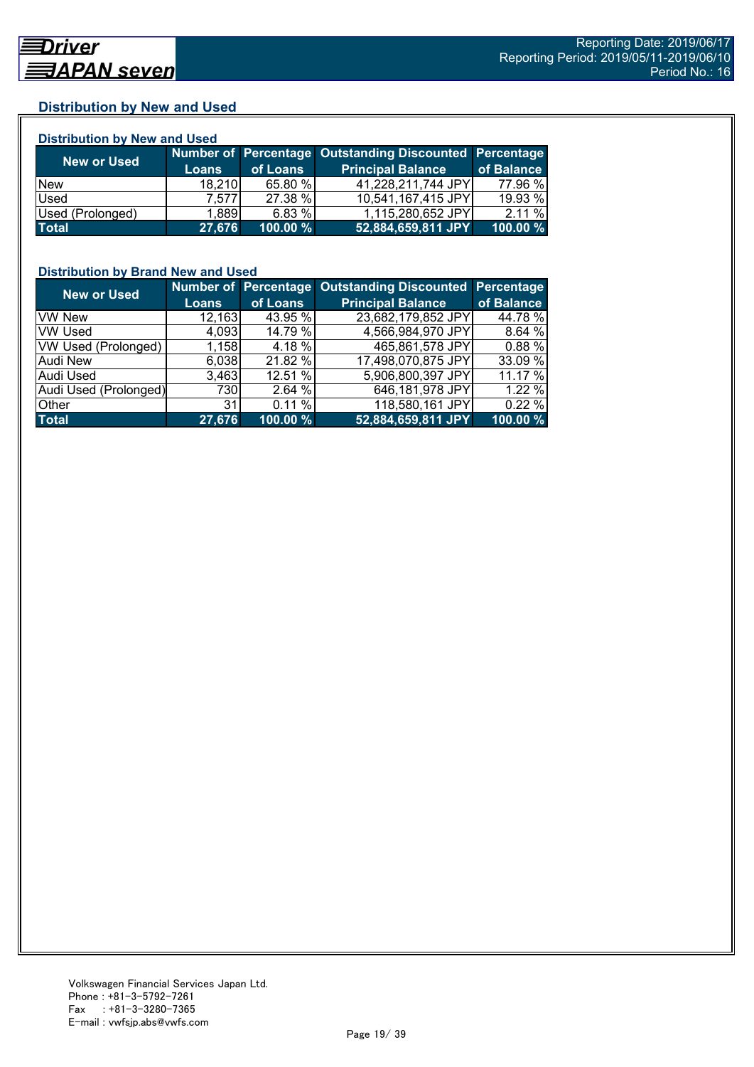## Distribution by New and Used

### Distribution by New and Used

| New or Used | Number of Loans | Percentage of Loans | Outstanding Discounted Principal Balance | Percentage of Balance |
|---|---|---|---|---|
| New | 18,210 | 65.80 % | 41,228,211,744 JPY | 77.96 % |
| Used | 7,577 | 27.38 % | 10,541,167,415 JPY | 19.93 % |
| Used (Prolonged) | 1,889 | 6.83 % | 1,115,280,652 JPY | 2.11 % |
| **Total** | **27,676** | **100.00 %** | **52,884,659,811 JPY** | **100.00 %** |

### Distribution by Brand New and Used

| New or Used | Number of Loans | Percentage of Loans | Outstanding Discounted Principal Balance | Percentage of Balance |
|---|---|---|---|---|
| VW New | 12,163 | 43.95 % | 23,682,179,852 JPY | 44.78 % |
| VW Used | 4,093 | 14.79 % | 4,566,984,970 JPY | 8.64 % |
| VW Used (Prolonged) | 1,158 | 4.18 % | 465,861,578 JPY | 0.88 % |
| Audi New | 6,038 | 21.82 % | 17,498,070,875 JPY | 33.09 % |
| Audi Used | 3,463 | 12.51 % | 5,906,800,397 JPY | 11.17 % |
| Audi Used (Prolonged) | 730 | 2.64 % | 646,181,978 JPY | 1.22 % |
| Other | 31 | 0.11 % | 118,580,161 JPY | 0.22 % |
| **Total** | **27,676** | **100.00 %** | **52,884,659,811 JPY** | **100.00 %** |

Volkswagen Financial Services Japan Ltd.
Phone : +81-3-5792-7261
Fax : +81-3-3280-7365
E-mail : vwfsjp.abs@vwfs.com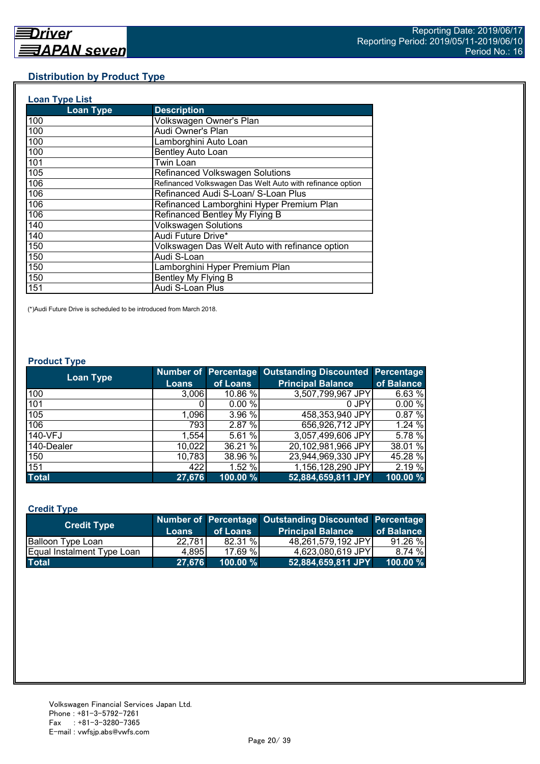## Distribution by Product Type

### Loan Type List

| Loan Type | Description |
|---|---|
| 100 | Volkswagen Owner's Plan |
| 100 | Audi Owner's Plan |
| 100 | Lamborghini Auto Loan |
| 100 | Bentley Auto Loan |
| 101 | Twin Loan |
| 105 | Refinanced Volkswagen Solutions |
| 106 | Refinanced Volkswagen Das Welt Auto with refinance option |
| 106 | Refinanced Audi S-Loan/ S-Loan Plus |
| 106 | Refinanced Lamborghini Hyper Premium Plan |
| 106 | Refinanced Bentley My Flying B |
| 140 | Volkswagen Solutions |
| 140 | Audi Future Drive* |
| 150 | Volkswagen Das Welt Auto with refinance option |
| 150 | Audi S-Loan |
| 150 | Lamborghini Hyper Premium Plan |
| 150 | Bentley My Flying B |
| 151 | Audi S-Loan Plus |

(*)Audi Future Drive is scheduled to be introduced from March 2018.

### Product Type

| Loan Type | Number of Loans | Percentage of Loans | Outstanding Discounted Principal Balance | Percentage of Balance |
|---|---|---|---|---|
| 100 | 3,006 | 10.86 % | 3,507,799,967 JPY | 6.63 % |
| 101 | 0 | 0.00 % | 0 JPY | 0.00 % |
| 105 | 1,096 | 3.96 % | 458,353,940 JPY | 0.87 % |
| 106 | 793 | 2.87 % | 656,926,712 JPY | 1.24 % |
| 140-VFJ | 1,554 | 5.61 % | 3,057,499,606 JPY | 5.78 % |
| 140-Dealer | 10,022 | 36.21 % | 20,102,981,966 JPY | 38.01 % |
| 150 | 10,783 | 38.96 % | 23,944,969,330 JPY | 45.28 % |
| 151 | 422 | 1.52 % | 1,156,128,290 JPY | 2.19 % |
| **Total** | **27,676** | **100.00 %** | **52,884,659,811 JPY** | **100.00 %** |

### Credit Type

| Credit Type | Number of Loans | Percentage of Loans | Outstanding Discounted Principal Balance | Percentage of Balance |
|---|---|---|---|---|
| Balloon Type Loan | 22,781 | 82.31 % | 48,261,579,192 JPY | 91.26 % |
| Equal Instalment Type Loan | 4,895 | 17.69 % | 4,623,080,619 JPY | 8.74 % |
| **Total** | **27,676** | **100.00 %** | **52,884,659,811 JPY** | **100.00 %** |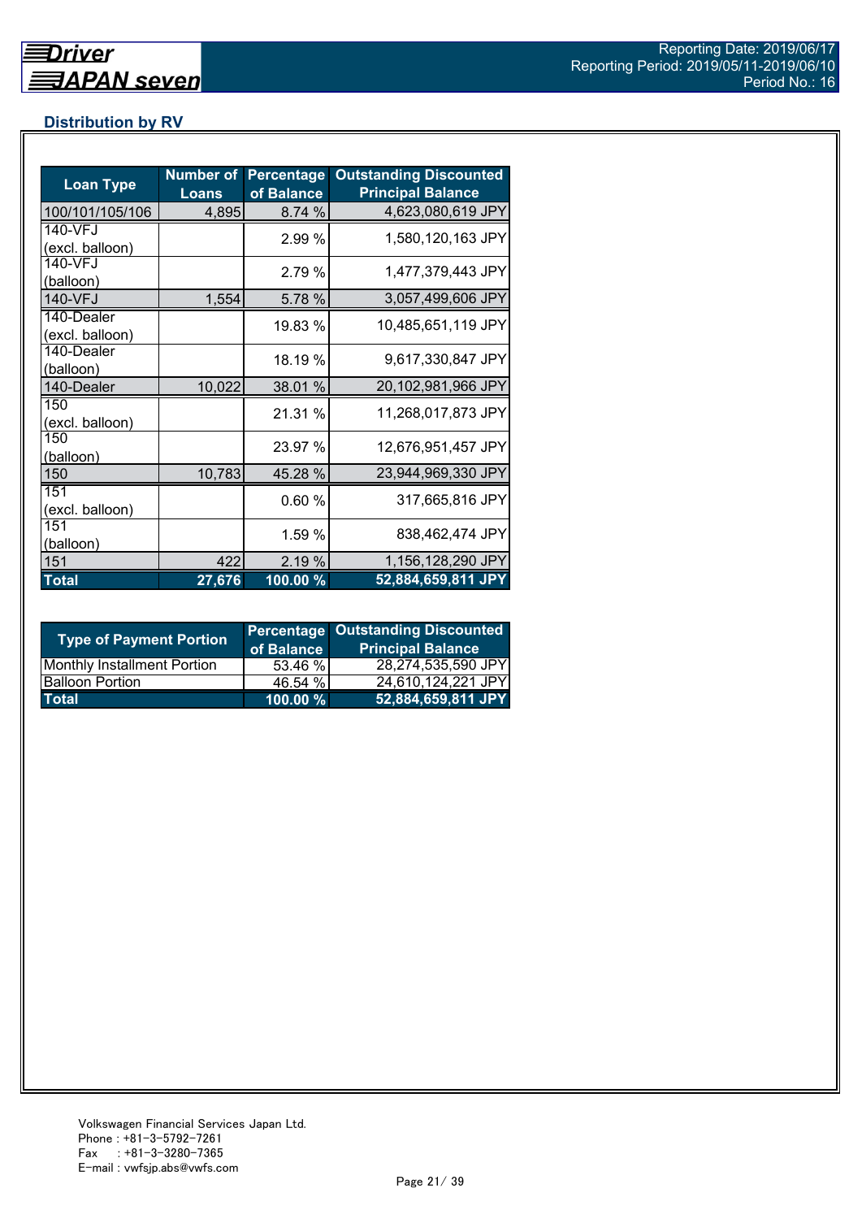## Distribution by RV

| Loan Type | Number of Loans | Percentage of Balance | Outstanding Discounted Principal Balance |
|---|---|---|---|
| 100/101/105/106 | 4,895 | 8.74 % | 4,623,080,619 JPY |
| 140-VFJ (excl. balloon) | | 2.99 % | 1,580,120,163 JPY |
| 140-VFJ (balloon) | | 2.79 % | 1,477,379,443 JPY |
| 140-VFJ | 1,554 | 5.78 % | 3,057,499,606 JPY |
| 140-Dealer (excl. balloon) | | 19.83 % | 10,485,651,119 JPY |
| 140-Dealer (balloon) | | 18.19 % | 9,617,330,847 JPY |
| 140-Dealer | 10,022 | 38.01 % | 20,102,981,966 JPY |
| 150 (excl. balloon) | | 21.31 % | 11,268,017,873 JPY |
| 150 (balloon) | | 23.97 % | 12,676,951,457 JPY |
| 150 | 10,783 | 45.28 % | 23,944,969,330 JPY |
| 151 (excl. balloon) | | 0.60 % | 317,665,816 JPY |
| 151 (balloon) | | 1.59 % | 838,462,474 JPY |
| 151 | 422 | 2.19 % | 1,156,128,290 JPY |
| **Total** | **27,676** | **100.00 %** | **52,884,659,811 JPY** |

| Type of Payment Portion | Percentage of Balance | Outstanding Discounted Principal Balance |
|---|---|---|
| Monthly Installment Portion | 53.46 % | 28,274,535,590 JPY |
| Balloon Portion | 46.54 % | 24,610,124,221 JPY |
| **Total** | **100.00 %** | **52,884,659,811 JPY** |

Volkswagen Financial Services Japan Ltd.
Phone : +81-3-5792-7261
Fax : +81-3-3280-7365
E-mail : vwfsjp.abs@vwfs.com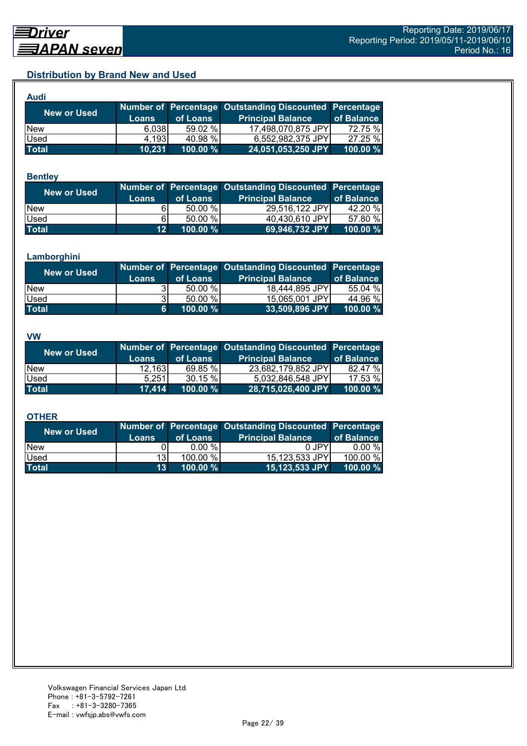## Distribution by Brand New and Used

### Audi

| New or Used | Number of Loans | Percentage of Loans | Outstanding Discounted Principal Balance | Percentage of Balance |
|---|---|---|---|---|
| New | 6,038 | 59.02 % | 17,498,070,875 JPY | 72.75 % |
| Used | 4,193 | 40.98 % | 6,552,982,375 JPY | 27.25 % |
| **Total** | **10,231** | **100.00 %** | **24,051,053,250 JPY** | **100.00 %** |

### Bentley

| New or Used | Number of Loans | Percentage of Loans | Outstanding Discounted Principal Balance | Percentage of Balance |
|---|---|---|---|---|
| New | 6 | 50.00 % | 29,516,122 JPY | 42.20 % |
| Used | 6 | 50.00 % | 40,430,610 JPY | 57.80 % |
| **Total** | **12** | **100.00 %** | **69,946,732 JPY** | **100.00 %** |

### Lamborghini

| New or Used | Number of Loans | Percentage of Loans | Outstanding Discounted Principal Balance | Percentage of Balance |
|---|---|---|---|---|
| New | 3 | 50.00 % | 18,444,895 JPY | 55.04 % |
| Used | 3 | 50.00 % | 15,065,001 JPY | 44.96 % |
| **Total** | **6** | **100.00 %** | **33,509,896 JPY** | **100.00 %** |

### VW

| New or Used | Number of Loans | Percentage of Loans | Outstanding Discounted Principal Balance | Percentage of Balance |
|---|---|---|---|---|
| New | 12,163 | 69.85 % | 23,682,179,852 JPY | 82.47 % |
| Used | 5,251 | 30.15 % | 5,032,846,548 JPY | 17.53 % |
| **Total** | **17,414** | **100.00 %** | **28,715,026,400 JPY** | **100.00 %** |

### OTHER

| New or Used | Number of Loans | Percentage of Loans | Outstanding Discounted Principal Balance | Percentage of Balance |
|---|---|---|---|---|
| New | 0 | 0.00 % | 0 JPY | 0.00 % |
| Used | 13 | 100.00 % | 15,123,533 JPY | 100.00 % |
| **Total** | **13** | **100.00 %** | **15,123,533 JPY** | **100.00 %** |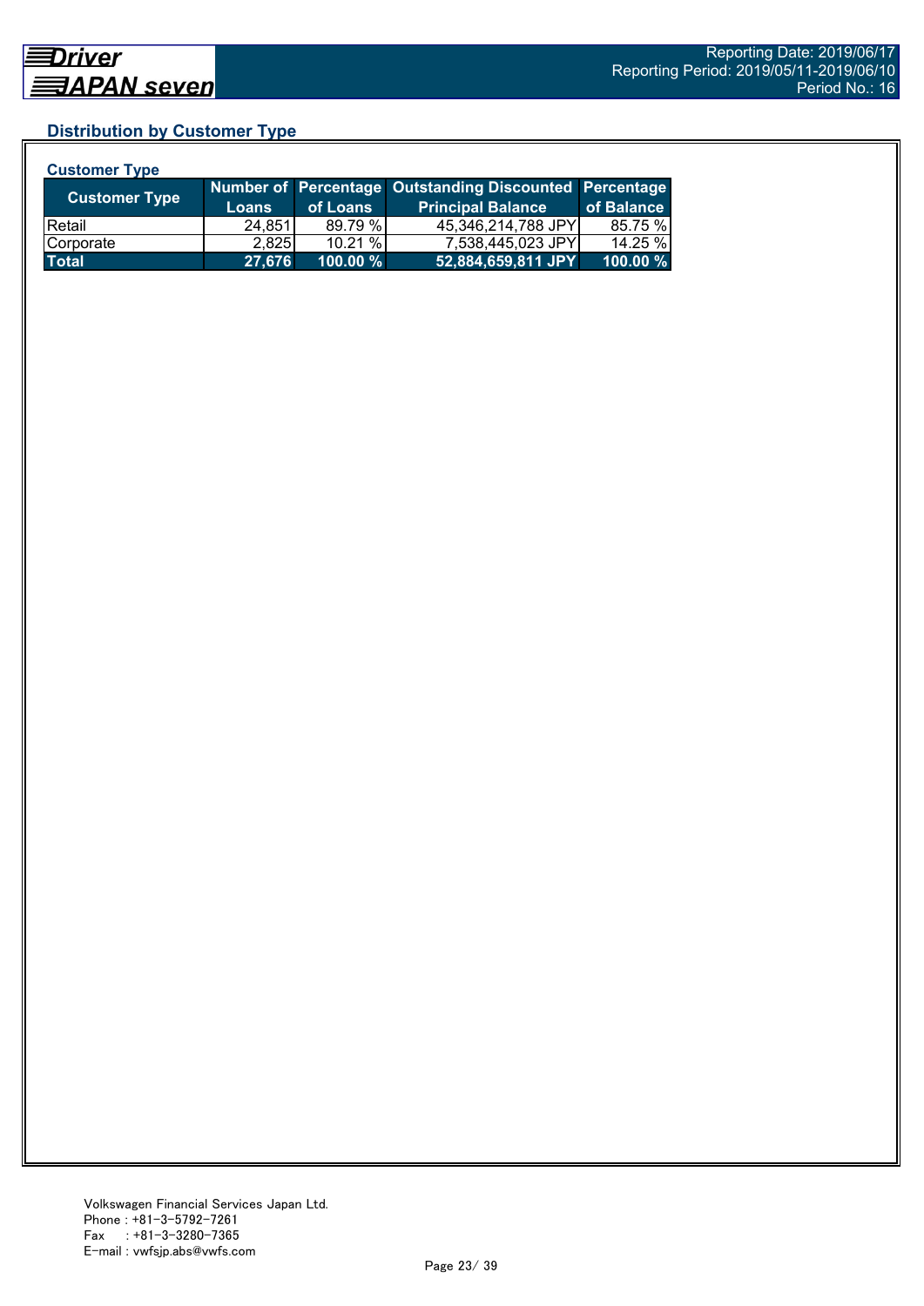## Distribution by Customer Type

### Customer Type

| Customer Type | Number of Loans | Percentage of Loans | Outstanding Discounted Principal Balance | Percentage of Balance |
|---|---|---|---|---|
| Retail | 24,851 | 89.79 % | 45,346,214,788 JPY | 85.75 % |
| Corporate | 2,825 | 10.21 % | 7,538,445,023 JPY | 14.25 % |
| **Total** | **27,676** | **100.00 %** | **52,884,659,811 JPY** | **100.00 %** |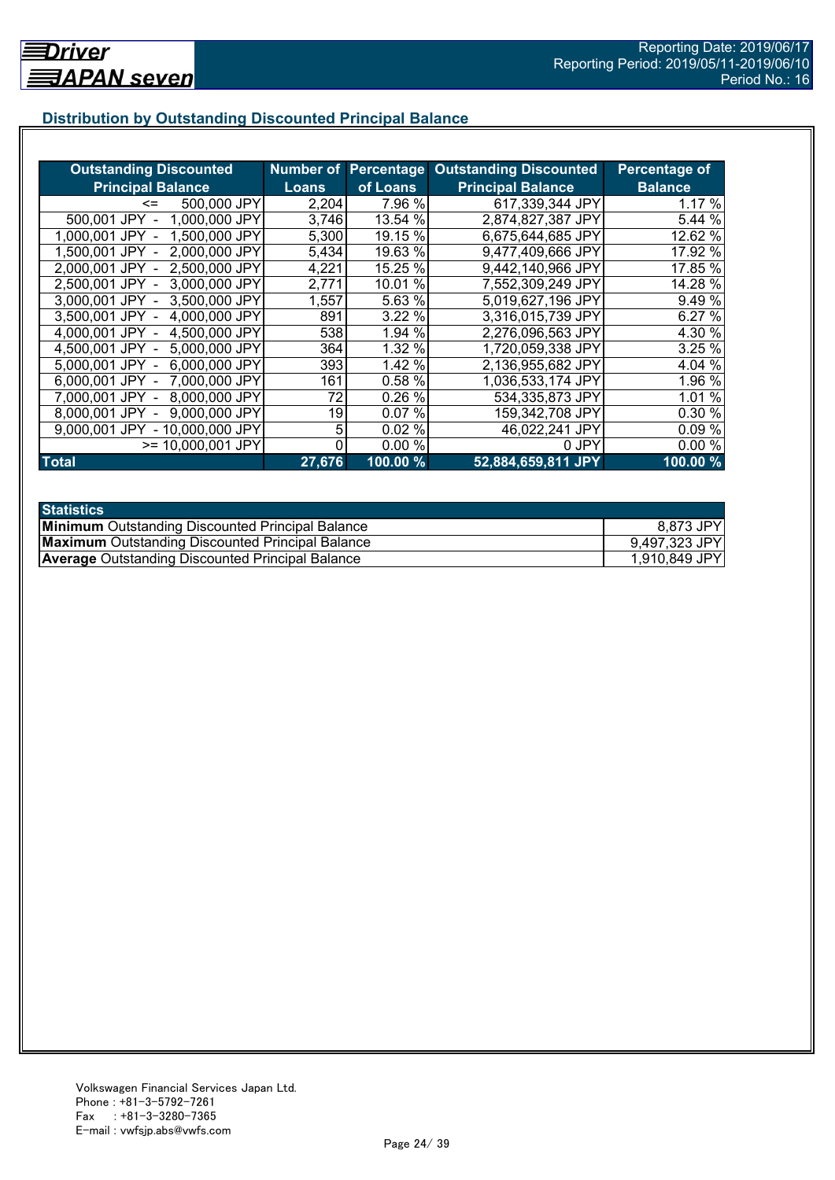## Distribution by Outstanding Discounted Principal Balance

| Outstanding Discounted Principal Balance | Number of Loans | Percentage of Loans | Outstanding Discounted Principal Balance | Percentage of Balance |
|---|---|---|---|---|
| <= 500,000 JPY | 2,204 | 7.96 % | 617,339,344 JPY | 1.17 % |
| 500,001 JPY - 1,000,000 JPY | 3,746 | 13.54 % | 2,874,827,387 JPY | 5.44 % |
| 1,000,001 JPY - 1,500,000 JPY | 5,300 | 19.15 % | 6,675,644,685 JPY | 12.62 % |
| 1,500,001 JPY - 2,000,000 JPY | 5,434 | 19.63 % | 9,477,409,666 JPY | 17.92 % |
| 2,000,001 JPY - 2,500,000 JPY | 4,221 | 15.25 % | 9,442,140,966 JPY | 17.85 % |
| 2,500,001 JPY - 3,000,000 JPY | 2,771 | 10.01 % | 7,552,309,249 JPY | 14.28 % |
| 3,000,001 JPY - 3,500,000 JPY | 1,557 | 5.63 % | 5,019,627,196 JPY | 9.49 % |
| 3,500,001 JPY - 4,000,000 JPY | 891 | 3.22 % | 3,316,015,739 JPY | 6.27 % |
| 4,000,001 JPY - 4,500,000 JPY | 538 | 1.94 % | 2,276,096,563 JPY | 4.30 % |
| 4,500,001 JPY - 5,000,000 JPY | 364 | 1.32 % | 1,720,059,338 JPY | 3.25 % |
| 5,000,001 JPY - 6,000,000 JPY | 393 | 1.42 % | 2,136,955,682 JPY | 4.04 % |
| 6,000,001 JPY - 7,000,000 JPY | 161 | 0.58 % | 1,036,533,174 JPY | 1.96 % |
| 7,000,001 JPY - 8,000,000 JPY | 72 | 0.26 % | 534,335,873 JPY | 1.01 % |
| 8,000,001 JPY - 9,000,000 JPY | 19 | 0.07 % | 159,342,708 JPY | 0.30 % |
| 9,000,001 JPY - 10,000,000 JPY | 5 | 0.02 % | 46,022,241 JPY | 0.09 % |
| >= 10,000,001 JPY | 0 | 0.00 % | 0 JPY | 0.00 % |
| **Total** | **27,676** | **100.00 %** | **52,884,659,811 JPY** | **100.00 %** |

| Statistics | |
|---|---|
| **Minimum** Outstanding Discounted Principal Balance | 8,873 JPY |
| **Maximum** Outstanding Discounted Principal Balance | 9,497,323 JPY |
| **Average** Outstanding Discounted Principal Balance | 1,910,849 JPY |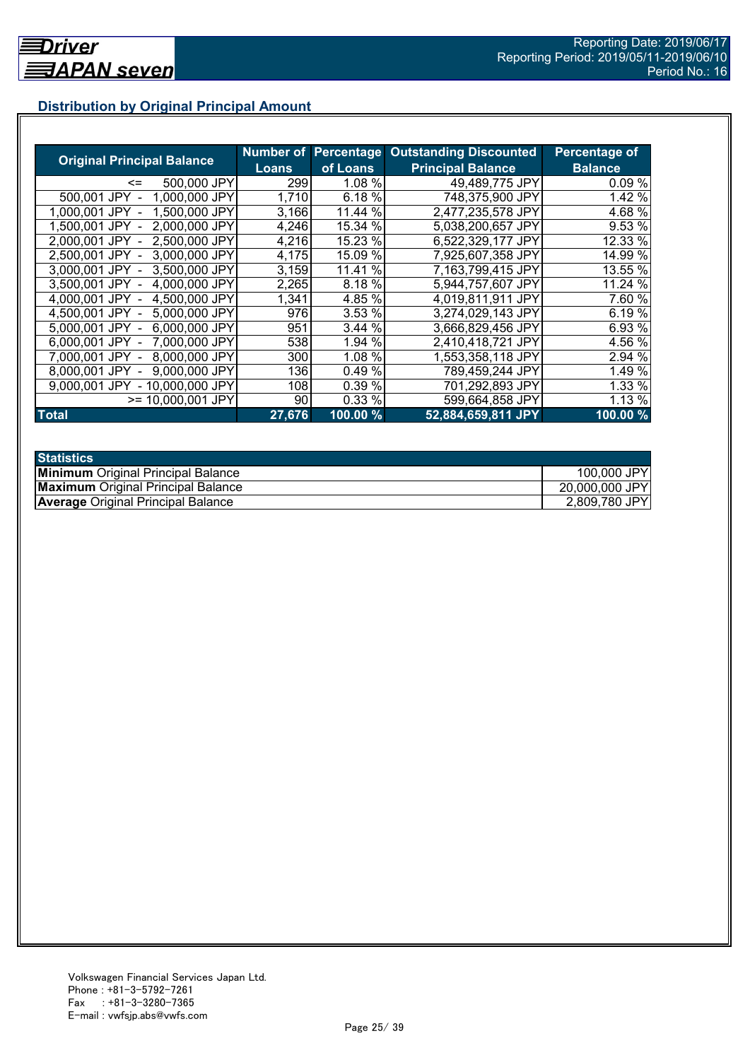## Distribution by Original Principal Amount

| Original Principal Balance | Number of Loans | Percentage of Loans | Outstanding Discounted Principal Balance | Percentage of Balance |
|---|---|---|---|---|
| <= 500,000 JPY | 299 | 1.08 % | 49,489,775 JPY | 0.09 % |
| 500,001 JPY - 1,000,000 JPY | 1,710 | 6.18 % | 748,375,900 JPY | 1.42 % |
| 1,000,001 JPY - 1,500,000 JPY | 3,166 | 11.44 % | 2,477,235,578 JPY | 4.68 % |
| 1,500,001 JPY - 2,000,000 JPY | 4,246 | 15.34 % | 5,038,200,657 JPY | 9.53 % |
| 2,000,001 JPY - 2,500,000 JPY | 4,216 | 15.23 % | 6,522,329,177 JPY | 12.33 % |
| 2,500,001 JPY - 3,000,000 JPY | 4,175 | 15.09 % | 7,925,607,358 JPY | 14.99 % |
| 3,000,001 JPY - 3,500,000 JPY | 3,159 | 11.41 % | 7,163,799,415 JPY | 13.55 % |
| 3,500,001 JPY - 4,000,000 JPY | 2,265 | 8.18 % | 5,944,757,607 JPY | 11.24 % |
| 4,000,001 JPY - 4,500,000 JPY | 1,341 | 4.85 % | 4,019,811,911 JPY | 7.60 % |
| 4,500,001 JPY - 5,000,000 JPY | 976 | 3.53 % | 3,274,029,143 JPY | 6.19 % |
| 5,000,001 JPY - 6,000,000 JPY | 951 | 3.44 % | 3,666,829,456 JPY | 6.93 % |
| 6,000,001 JPY - 7,000,000 JPY | 538 | 1.94 % | 2,410,418,721 JPY | 4.56 % |
| 7,000,001 JPY - 8,000,000 JPY | 300 | 1.08 % | 1,553,358,118 JPY | 2.94 % |
| 8,000,001 JPY - 9,000,000 JPY | 136 | 0.49 % | 789,459,244 JPY | 1.49 % |
| 9,000,001 JPY - 10,000,000 JPY | 108 | 0.39 % | 701,292,893 JPY | 1.33 % |
| >= 10,000,001 JPY | 90 | 0.33 % | 599,664,858 JPY | 1.13 % |
| **Total** | **27,676** | **100.00 %** | **52,884,659,811 JPY** | **100.00 %** |

| Statistics | |
|---|---|
| **Minimum** Original Principal Balance | 100,000 JPY |
| **Maximum** Original Principal Balance | 20,000,000 JPY |
| **Average** Original Principal Balance | 2,809,780 JPY |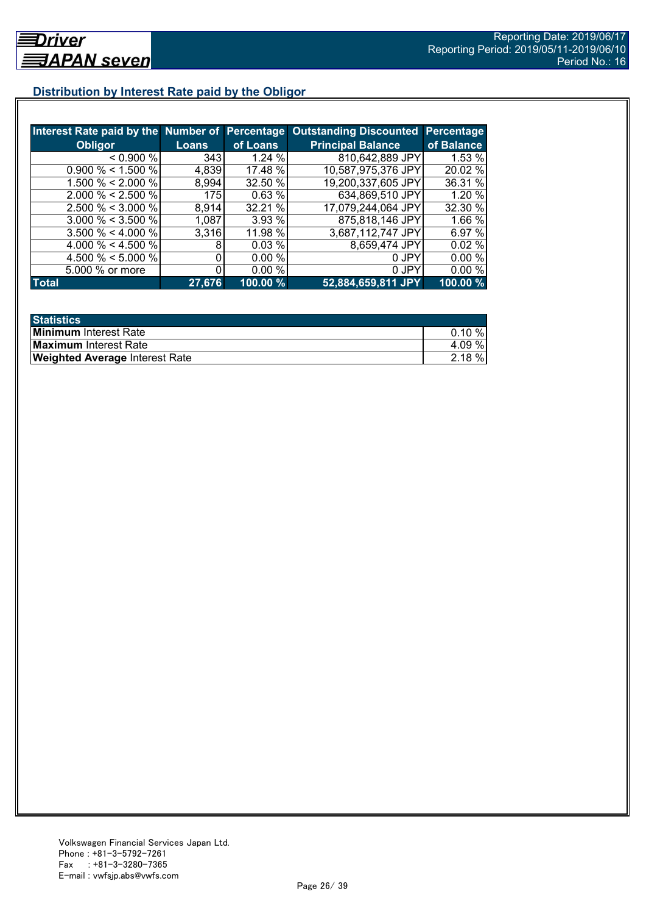## Distribution by Interest Rate paid by the Obligor

| Interest Rate paid by the Obligor | Number of Loans | Percentage of Loans | Outstanding Discounted Principal Balance | Percentage of Balance |
|---|---|---|---|---|
| < 0.900 % | 343 | 1.24 % | 810,642,889 JPY | 1.53 % |
| 0.900 % < 1.500 % | 4,839 | 17.48 % | 10,587,975,376 JPY | 20.02 % |
| 1.500 % < 2.000 % | 8,994 | 32.50 % | 19,200,337,605 JPY | 36.31 % |
| 2.000 % < 2.500 % | 175 | 0.63 % | 634,869,510 JPY | 1.20 % |
| 2.500 % < 3.000 % | 8,914 | 32.21 % | 17,079,244,064 JPY | 32.30 % |
| 3.000 % < 3.500 % | 1,087 | 3.93 % | 875,818,146 JPY | 1.66 % |
| 3.500 % < 4.000 % | 3,316 | 11.98 % | 3,687,112,747 JPY | 6.97 % |
| 4.000 % < 4.500 % | 8 | 0.03 % | 8,659,474 JPY | 0.02 % |
| 4.500 % < 5.000 % | 0 | 0.00 % | 0 JPY | 0.00 % |
| 5.000 % or more | 0 | 0.00 % | 0 JPY | 0.00 % |
| **Total** | **27,676** | **100.00 %** | **52,884,659,811 JPY** | **100.00 %** |

| Statistics | |
|---|---|
| **Minimum** Interest Rate | 0.10 % |
| **Maximum** Interest Rate | 4.09 % |
| **Weighted Average** Interest Rate | 2.18 % |

Volkswagen Financial Services Japan Ltd.
Phone : +81-3-5792-7261
Fax : +81-3-3280-7365
E-mail : vwfsjp.abs@vwfs.com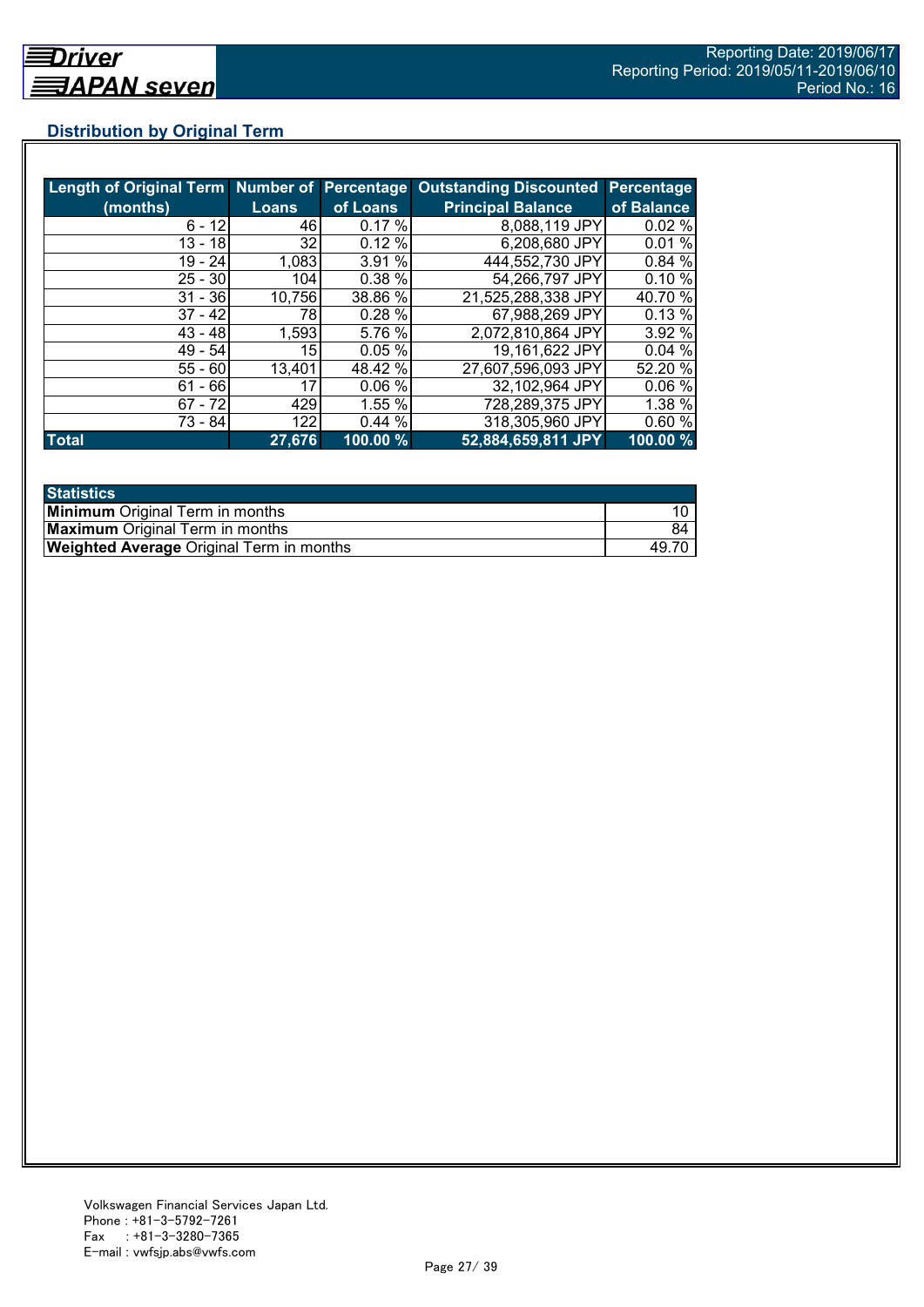## Distribution by Original Term

| Length of Original Term (months) | Number of Loans | Percentage of Loans | Outstanding Discounted Principal Balance | Percentage of Balance |
|---|---|---|---|---|
| 6 - 12 | 46 | 0.17 % | 8,088,119 JPY | 0.02 % |
| 13 - 18 | 32 | 0.12 % | 6,208,680 JPY | 0.01 % |
| 19 - 24 | 1,083 | 3.91 % | 444,552,730 JPY | 0.84 % |
| 25 - 30 | 104 | 0.38 % | 54,266,797 JPY | 0.10 % |
| 31 - 36 | 10,756 | 38.86 % | 21,525,288,338 JPY | 40.70 % |
| 37 - 42 | 78 | 0.28 % | 67,988,269 JPY | 0.13 % |
| 43 - 48 | 1,593 | 5.76 % | 2,072,810,864 JPY | 3.92 % |
| 49 - 54 | 15 | 0.05 % | 19,161,622 JPY | 0.04 % |
| 55 - 60 | 13,401 | 48.42 % | 27,607,596,093 JPY | 52.20 % |
| 61 - 66 | 17 | 0.06 % | 32,102,964 JPY | 0.06 % |
| 67 - 72 | 429 | 1.55 % | 728,289,375 JPY | 1.38 % |
| 73 - 84 | 122 | 0.44 % | 318,305,960 JPY | 0.60 % |
| **Total** | **27,676** | **100.00 %** | **52,884,659,811 JPY** | **100.00 %** |

| Statistics | |
|---|---|
| **Minimum** Original Term in months | 10 |
| **Maximum** Original Term in months | 84 |
| **Weighted Average** Original Term in months | 49.70 |

Volkswagen Financial Services Japan Ltd.
Phone : +81-3-5792-7261
Fax : +81-3-3280-7365
E-mail : vwfsjp.abs@vwfs.com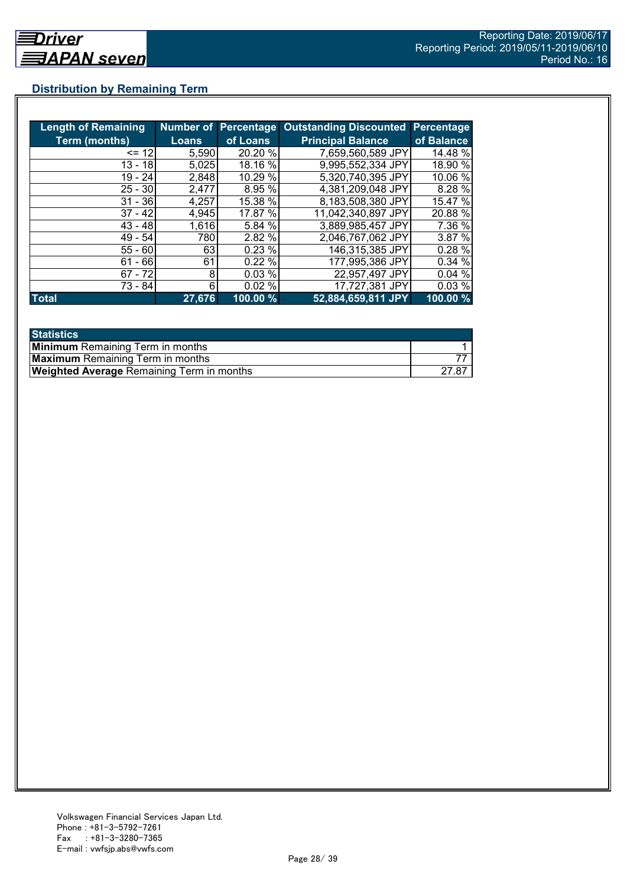## Distribution by Remaining Term

| Length of Remaining Term (months) | Number of Loans | Percentage of Loans | Outstanding Discounted Principal Balance | Percentage of Balance |
|---|---|---|---|---|
| <= 12 | 5,590 | 20.20 % | 7,659,560,589 JPY | 14.48 % |
| 13 - 18 | 5,025 | 18.16 % | 9,995,552,334 JPY | 18.90 % |
| 19 - 24 | 2,848 | 10.29 % | 5,320,740,395 JPY | 10.06 % |
| 25 - 30 | 2,477 | 8.95 % | 4,381,209,048 JPY | 8.28 % |
| 31 - 36 | 4,257 | 15.38 % | 8,183,508,380 JPY | 15.47 % |
| 37 - 42 | 4,945 | 17.87 % | 11,042,340,897 JPY | 20.88 % |
| 43 - 48 | 1,616 | 5.84 % | 3,889,985,457 JPY | 7.36 % |
| 49 - 54 | 780 | 2.82 % | 2,046,767,062 JPY | 3.87 % |
| 55 - 60 | 63 | 0.23 % | 146,315,385 JPY | 0.28 % |
| 61 - 66 | 61 | 0.22 % | 177,995,386 JPY | 0.34 % |
| 67 - 72 | 8 | 0.03 % | 22,957,497 JPY | 0.04 % |
| 73 - 84 | 6 | 0.02 % | 17,727,381 JPY | 0.03 % |
| **Total** | **27,676** | **100.00 %** | **52,884,659,811 JPY** | **100.00 %** |

| Statistics | |
|---|---|
| **Minimum** Remaining Term in months | 1 |
| **Maximum** Remaining Term in months | 77 |
| **Weighted Average** Remaining Term in months | 27.87 |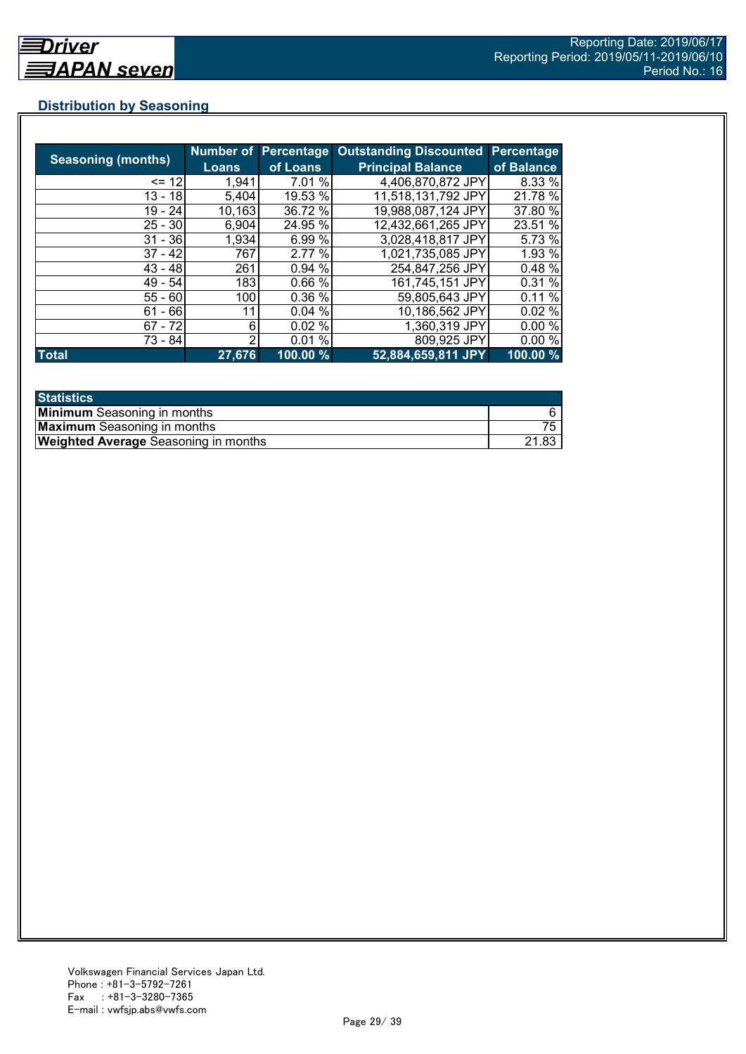## Distribution by Seasoning

| Seasoning (months) | Number of Loans | Percentage of Loans | Outstanding Discounted Principal Balance | Percentage of Balance |
|---|---|---|---|---|
| <= 12 | 1,941 | 7.01 % | 4,406,870,872 JPY | 8.33 % |
| 13 - 18 | 5,404 | 19.53 % | 11,518,131,792 JPY | 21.78 % |
| 19 - 24 | 10,163 | 36.72 % | 19,988,087,124 JPY | 37.80 % |
| 25 - 30 | 6,904 | 24.95 % | 12,432,661,265 JPY | 23.51 % |
| 31 - 36 | 1,934 | 6.99 % | 3,028,418,817 JPY | 5.73 % |
| 37 - 42 | 767 | 2.77 % | 1,021,735,085 JPY | 1.93 % |
| 43 - 48 | 261 | 0.94 % | 254,847,256 JPY | 0.48 % |
| 49 - 54 | 183 | 0.66 % | 161,745,151 JPY | 0.31 % |
| 55 - 60 | 100 | 0.36 % | 59,805,643 JPY | 0.11 % |
| 61 - 66 | 11 | 0.04 % | 10,186,562 JPY | 0.02 % |
| 67 - 72 | 6 | 0.02 % | 1,360,319 JPY | 0.00 % |
| 73 - 84 | 2 | 0.01 % | 809,925 JPY | 0.00 % |
| **Total** | **27,676** | **100.00 %** | **52,884,659,811 JPY** | **100.00 %** |

| Statistics | |
|---|---|
| **Minimum** Seasoning in months | 6 |
| **Maximum** Seasoning in months | 75 |
| **Weighted Average** Seasoning in months | 21.83 |

Volkswagen Financial Services Japan Ltd.
Phone : +81-3-5792-7261
Fax : +81-3-3280-7365
E-mail : vwfsjp.abs@vwfs.com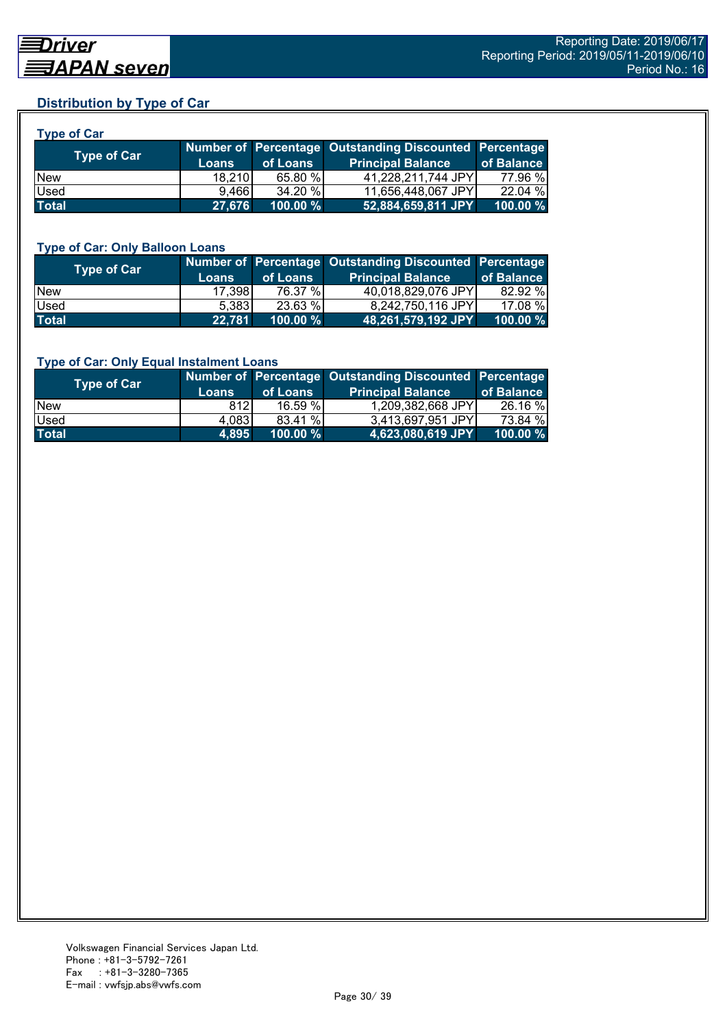## Distribution by Type of Car

### Type of Car

| Type of Car | Number of Loans | Percentage of Loans | Outstanding Discounted Principal Balance | Percentage of Balance |
|---|---|---|---|---|
| New | 18,210 | 65.80 % | 41,228,211,744 JPY | 77.96 % |
| Used | 9,466 | 34.20 % | 11,656,448,067 JPY | 22.04 % |
| **Total** | **27,676** | **100.00 %** | **52,884,659,811 JPY** | **100.00 %** |

### Type of Car: Only Balloon Loans

| Type of Car | Number of Loans | Percentage of Loans | Outstanding Discounted Principal Balance | Percentage of Balance |
|---|---|---|---|---|
| New | 17,398 | 76.37 % | 40,018,829,076 JPY | 82.92 % |
| Used | 5,383 | 23.63 % | 8,242,750,116 JPY | 17.08 % |
| **Total** | **22,781** | **100.00 %** | **48,261,579,192 JPY** | **100.00 %** |

### Type of Car: Only Equal Instalment Loans

| Type of Car | Number of Loans | Percentage of Loans | Outstanding Discounted Principal Balance | Percentage of Balance |
|---|---|---|---|---|
| New | 812 | 16.59 % | 1,209,382,668 JPY | 26.16 % |
| Used | 4,083 | 83.41 % | 3,413,697,951 JPY | 73.84 % |
| **Total** | **4,895** | **100.00 %** | **4,623,080,619 JPY** | **100.00 %** |

Volkswagen Financial Services Japan Ltd.
Phone : +81-3-5792-7261
Fax : +81-3-3280-7365
E-mail : vwfsjp.abs@vwfs.com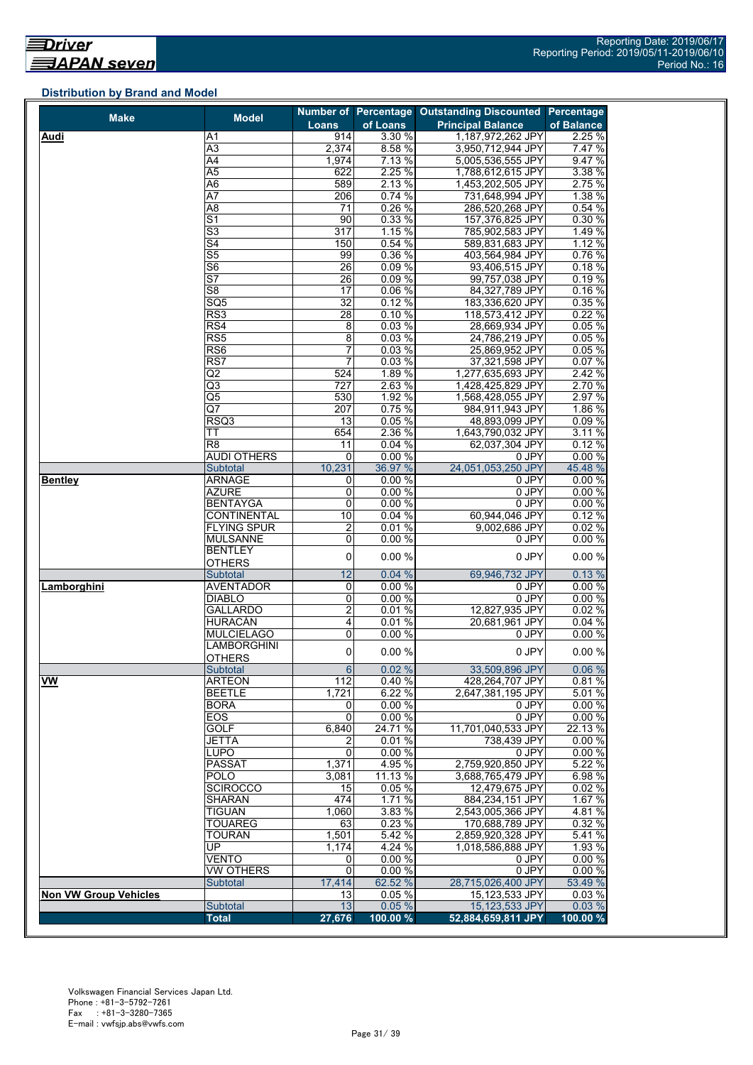## Distribution by Brand and Model

| Make | Model | Number of Loans | Percentage of Loans | Outstanding Discounted Principal Balance | Percentage of Balance |
|---|---|---|---|---|---|
| **Audi** | A1 | 914 | 3.30 % | 1,187,972,262 JPY | 2.25 % |
| | A3 | 2,374 | 8.58 % | 3,950,712,944 JPY | 7.47 % |
| | A4 | 1,974 | 7.13 % | 5,005,536,555 JPY | 9.47 % |
| | A5 | 622 | 2.25 % | 1,788,612,615 JPY | 3.38 % |
| | A6 | 589 | 2.13 % | 1,453,202,505 JPY | 2.75 % |
| | A7 | 206 | 0.74 % | 731,648,994 JPY | 1.38 % |
| | A8 | 71 | 0.26 % | 286,520,268 JPY | 0.54 % |
| | S1 | 90 | 0.33 % | 157,376,825 JPY | 0.30 % |
| | S3 | 317 | 1.15 % | 785,902,583 JPY | 1.49 % |
| | S4 | 150 | 0.54 % | 589,831,683 JPY | 1.12 % |
| | S5 | 99 | 0.36 % | 403,564,984 JPY | 0.76 % |
| | S6 | 26 | 0.09 % | 93,406,515 JPY | 0.18 % |
| | S7 | 26 | 0.09 % | 99,757,038 JPY | 0.19 % |
| | S8 | 17 | 0.06 % | 84,327,789 JPY | 0.16 % |
| | SQ5 | 32 | 0.12 % | 183,336,620 JPY | 0.35 % |
| | RS3 | 28 | 0.10 % | 118,573,412 JPY | 0.22 % |
| | RS4 | 8 | 0.03 % | 28,669,934 JPY | 0.05 % |
| | RS5 | 8 | 0.03 % | 24,786,219 JPY | 0.05 % |
| | RS6 | 7 | 0.03 % | 25,869,952 JPY | 0.05 % |
| | RS7 | 7 | 0.03 % | 37,321,598 JPY | 0.07 % |
| | Q2 | 524 | 1.89 % | 1,277,635,693 JPY | 2.42 % |
| | Q3 | 727 | 2.63 % | 1,428,425,829 JPY | 2.70 % |
| | Q5 | 530 | 1.92 % | 1,568,428,055 JPY | 2.97 % |
| | Q7 | 207 | 0.75 % | 984,911,943 JPY | 1.86 % |
| | RSQ3 | 13 | 0.05 % | 48,893,099 JPY | 0.09 % |
| | TT | 654 | 2.36 % | 1,643,790,032 JPY | 3.11 % |
| | R8 | 11 | 0.04 % | 62,037,304 JPY | 0.12 % |
| | AUDI OTHERS | 0 | 0.00 % | 0 JPY | 0.00 % |
| | Subtotal | 10,231 | 36.97 % | 24,051,053,250 JPY | 45.48 % |
| **Bentley** | ARNAGE | 0 | 0.00 % | 0 JPY | 0.00 % |
| | AZURE | 0 | 0.00 % | 0 JPY | 0.00 % |
| | BENTAYGA | 0 | 0.00 % | 0 JPY | 0.00 % |
| | CONTINENTAL | 10 | 0.04 % | 60,944,046 JPY | 0.12 % |
| | FLYING SPUR | 2 | 0.01 % | 9,002,686 JPY | 0.02 % |
| | MULSANNE | 0 | 0.00 % | 0 JPY | 0.00 % |
| | BENTLEY OTHERS | 0 | 0.00 % | 0 JPY | 0.00 % |
| | Subtotal | 12 | 0.04 % | 69,946,732 JPY | 0.13 % |
| **Lamborghini** | AVENTADOR | 0 | 0.00 % | 0 JPY | 0.00 % |
| | DIABLO | 0 | 0.00 % | 0 JPY | 0.00 % |
| | GALLARDO | 2 | 0.01 % | 12,827,935 JPY | 0.02 % |
| | HURACÀN | 4 | 0.01 % | 20,681,961 JPY | 0.04 % |
| | MULCIELAGO | 0 | 0.00 % | 0 JPY | 0.00 % |
| | LAMBORGHINI OTHERS | 0 | 0.00 % | 0 JPY | 0.00 % |
| | Subtotal | 6 | 0.02 % | 33,509,896 JPY | 0.06 % |
| **VW** | ARTEON | 112 | 0.40 % | 428,264,707 JPY | 0.81 % |
| | BEETLE | 1,721 | 6.22 % | 2,647,381,195 JPY | 5.01 % |
| | BORA | 0 | 0.00 % | 0 JPY | 0.00 % |
| | EOS | 0 | 0.00 % | 0 JPY | 0.00 % |
| | GOLF | 6,840 | 24.71 % | 11,701,040,533 JPY | 22.13 % |
| | JETTA | 2 | 0.01 % | 738,439 JPY | 0.00 % |
| | LUPO | 0 | 0.00 % | 0 JPY | 0.00 % |
| | PASSAT | 1,371 | 4.95 % | 2,759,920,850 JPY | 5.22 % |
| | POLO | 3,081 | 11.13 % | 3,688,765,479 JPY | 6.98 % |
| | SCIROCCO | 15 | 0.05 % | 12,479,675 JPY | 0.02 % |
| | SHARAN | 474 | 1.71 % | 884,234,151 JPY | 1.67 % |
| | TIGUAN | 1,060 | 3.83 % | 2,543,005,366 JPY | 4.81 % |
| | TOUAREG | 63 | 0.23 % | 170,688,789 JPY | 0.32 % |
| | TOURAN | 1,501 | 5.42 % | 2,859,920,328 JPY | 5.41 % |
| | UP | 1,174 | 4.24 % | 1,018,586,888 JPY | 1.93 % |
| | VENTO | 0 | 0.00 % | 0 JPY | 0.00 % |
| | VW OTHERS | 0 | 0.00 % | 0 JPY | 0.00 % |
| | Subtotal | 17,414 | 62.52 % | 28,715,026,400 JPY | 53.49 % |
| **Non VW Group Vehicles** | | 13 | 0.05 % | 15,123,533 JPY | 0.03 % |
| | Subtotal | 13 | 0.05 % | 15,123,533 JPY | 0.03 % |
| | **Total** | **27,676** | **100.00 %** | **52,884,659,811 JPY** | **100.00 %** |

Volkswagen Financial Services Japan Ltd.
Phone : +81-3-5792-7261
Fax : +81-3-3280-7365
E-mail : vwfsjp.abs@vwfs.com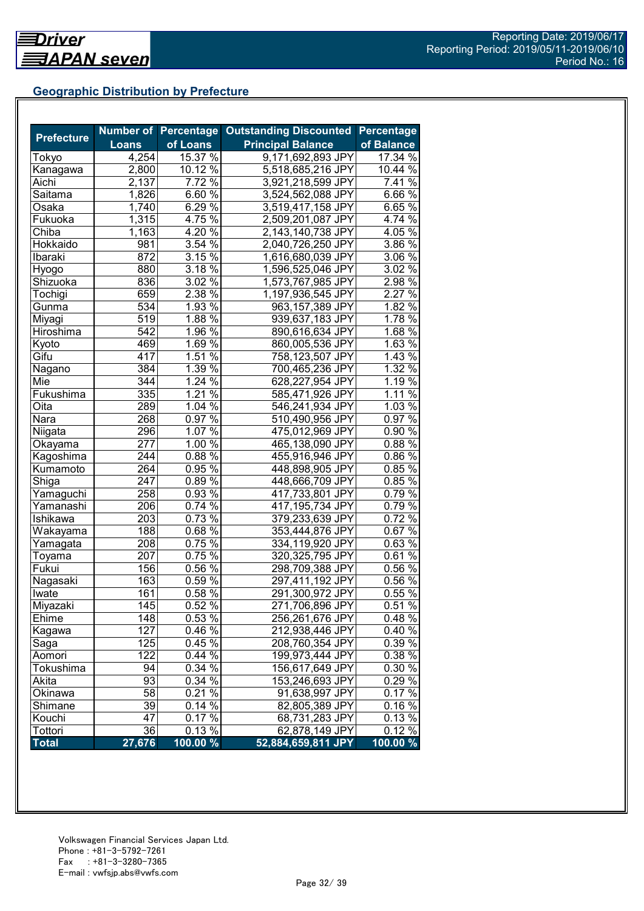## Geographic Distribution by Prefecture

| Prefecture | Number of Loans | Percentage of Loans | Outstanding Discounted Principal Balance | Percentage of Balance |
|---|---|---|---|---|
| Tokyo | 4,254 | 15.37 % | 9,171,692,893 JPY | 17.34 % |
| Kanagawa | 2,800 | 10.12 % | 5,518,685,216 JPY | 10.44 % |
| Aichi | 2,137 | 7.72 % | 3,921,218,599 JPY | 7.41 % |
| Saitama | 1,826 | 6.60 % | 3,524,562,088 JPY | 6.66 % |
| Osaka | 1,740 | 6.29 % | 3,519,417,158 JPY | 6.65 % |
| Fukuoka | 1,315 | 4.75 % | 2,509,201,087 JPY | 4.74 % |
| Chiba | 1,163 | 4.20 % | 2,143,140,738 JPY | 4.05 % |
| Hokkaido | 981 | 3.54 % | 2,040,726,250 JPY | 3.86 % |
| Ibaraki | 872 | 3.15 % | 1,616,680,039 JPY | 3.06 % |
| Hyogo | 880 | 3.18 % | 1,596,525,046 JPY | 3.02 % |
| Shizuoka | 836 | 3.02 % | 1,573,767,985 JPY | 2.98 % |
| Tochigi | 659 | 2.38 % | 1,197,936,545 JPY | 2.27 % |
| Gunma | 534 | 1.93 % | 963,157,389 JPY | 1.82 % |
| Miyagi | 519 | 1.88 % | 939,637,183 JPY | 1.78 % |
| Hiroshima | 542 | 1.96 % | 890,616,634 JPY | 1.68 % |
| Kyoto | 469 | 1.69 % | 860,005,536 JPY | 1.63 % |
| Gifu | 417 | 1.51 % | 758,123,507 JPY | 1.43 % |
| Nagano | 384 | 1.39 % | 700,465,236 JPY | 1.32 % |
| Mie | 344 | 1.24 % | 628,227,954 JPY | 1.19 % |
| Fukushima | 335 | 1.21 % | 585,471,926 JPY | 1.11 % |
| Oita | 289 | 1.04 % | 546,241,934 JPY | 1.03 % |
| Nara | 268 | 0.97 % | 510,490,956 JPY | 0.97 % |
| Niigata | 296 | 1.07 % | 475,012,969 JPY | 0.90 % |
| Okayama | 277 | 1.00 % | 465,138,090 JPY | 0.88 % |
| Kagoshima | 244 | 0.88 % | 455,916,946 JPY | 0.86 % |
| Kumamoto | 264 | 0.95 % | 448,898,905 JPY | 0.85 % |
| Shiga | 247 | 0.89 % | 448,666,709 JPY | 0.85 % |
| Yamaguchi | 258 | 0.93 % | 417,733,801 JPY | 0.79 % |
| Yamanashi | 206 | 0.74 % | 417,195,734 JPY | 0.79 % |
| Ishikawa | 203 | 0.73 % | 379,233,639 JPY | 0.72 % |
| Wakayama | 188 | 0.68 % | 353,444,876 JPY | 0.67 % |
| Yamagata | 208 | 0.75 % | 334,119,920 JPY | 0.63 % |
| Toyama | 207 | 0.75 % | 320,325,795 JPY | 0.61 % |
| Fukui | 156 | 0.56 % | 298,709,388 JPY | 0.56 % |
| Nagasaki | 163 | 0.59 % | 297,411,192 JPY | 0.56 % |
| Iwate | 161 | 0.58 % | 291,300,972 JPY | 0.55 % |
| Miyazaki | 145 | 0.52 % | 271,706,896 JPY | 0.51 % |
| Ehime | 148 | 0.53 % | 256,261,676 JPY | 0.48 % |
| Kagawa | 127 | 0.46 % | 212,938,446 JPY | 0.40 % |
| Saga | 125 | 0.45 % | 208,760,354 JPY | 0.39 % |
| Aomori | 122 | 0.44 % | 199,973,444 JPY | 0.38 % |
| Tokushima | 94 | 0.34 % | 156,617,649 JPY | 0.30 % |
| Akita | 93 | 0.34 % | 153,246,693 JPY | 0.29 % |
| Okinawa | 58 | 0.21 % | 91,638,997 JPY | 0.17 % |
| Shimane | 39 | 0.14 % | 82,805,389 JPY | 0.16 % |
| Kouchi | 47 | 0.17 % | 68,731,283 JPY | 0.13 % |
| Tottori | 36 | 0.13 % | 62,878,149 JPY | 0.12 % |
| **Total** | **27,676** | **100.00 %** | **52,884,659,811 JPY** | **100.00 %** |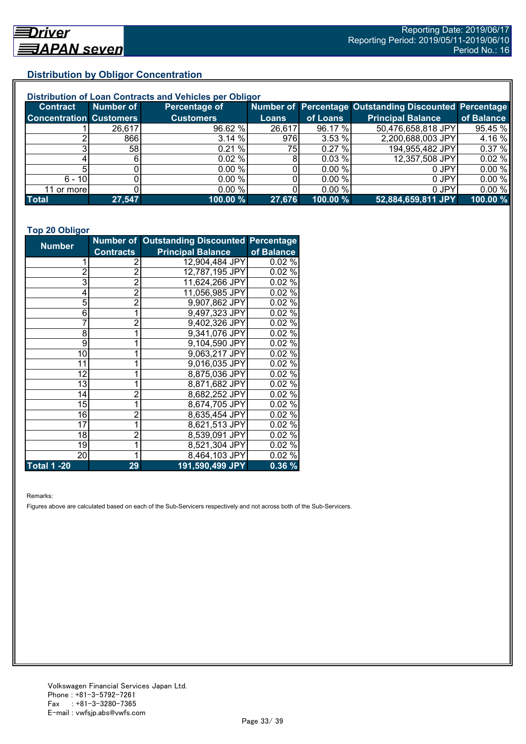## Distribution by Obligor Concentration

### Distribution of Loan Contracts and Vehicles per Obligor

| Contract Concentration | Number of Customers | Percentage of Customers | Number of Loans | Percentage of Loans | Outstanding Discounted Principal Balance | Percentage of Balance |
|---|---|---|---|---|---|---|
| 1 | 26,617 | 96.62 % | 26,617 | 96.17 % | 50,476,658,818 JPY | 95.45 % |
| 2 | 866 | 3.14 % | 976 | 3.53 % | 2,200,688,003 JPY | 4.16 % |
| 3 | 58 | 0.21 % | 75 | 0.27 % | 194,955,482 JPY | 0.37 % |
| 4 | 6 | 0.02 % | 8 | 0.03 % | 12,357,508 JPY | 0.02 % |
| 5 | 0 | 0.00 % | 0 | 0.00 % | 0 JPY | 0.00 % |
| 6 - 10 | 0 | 0.00 % | 0 | 0.00 % | 0 JPY | 0.00 % |
| 11 or more | 0 | 0.00 % | 0 | 0.00 % | 0 JPY | 0.00 % |
| **Total** | **27,547** | **100.00 %** | **27,676** | **100.00 %** | **52,884,659,811 JPY** | **100.00 %** |

### Top 20 Obligor

| Number | Number of Contracts | Outstanding Discounted Principal Balance | Percentage of Balance |
|---|---|---|---|
| 1 | 2 | 12,904,484 JPY | 0.02 % |
| 2 | 2 | 12,787,195 JPY | 0.02 % |
| 3 | 2 | 11,624,266 JPY | 0.02 % |
| 4 | 2 | 11,056,985 JPY | 0.02 % |
| 5 | 2 | 9,907,862 JPY | 0.02 % |
| 6 | 1 | 9,497,323 JPY | 0.02 % |
| 7 | 2 | 9,402,326 JPY | 0.02 % |
| 8 | 1 | 9,341,076 JPY | 0.02 % |
| 9 | 1 | 9,104,590 JPY | 0.02 % |
| 10 | 1 | 9,063,217 JPY | 0.02 % |
| 11 | 1 | 9,016,035 JPY | 0.02 % |
| 12 | 1 | 8,875,036 JPY | 0.02 % |
| 13 | 1 | 8,871,682 JPY | 0.02 % |
| 14 | 2 | 8,682,252 JPY | 0.02 % |
| 15 | 1 | 8,674,705 JPY | 0.02 % |
| 16 | 2 | 8,635,454 JPY | 0.02 % |
| 17 | 1 | 8,621,513 JPY | 0.02 % |
| 18 | 2 | 8,539,091 JPY | 0.02 % |
| 19 | 1 | 8,521,304 JPY | 0.02 % |
| 20 | 1 | 8,464,103 JPY | 0.02 % |
| **Total 1 -20** | **29** | **191,590,499 JPY** | **0.36 %** |

Remarks:

Figures above are calculated based on each of the Sub-Servicers respectively and not across both of the Sub-Servicers.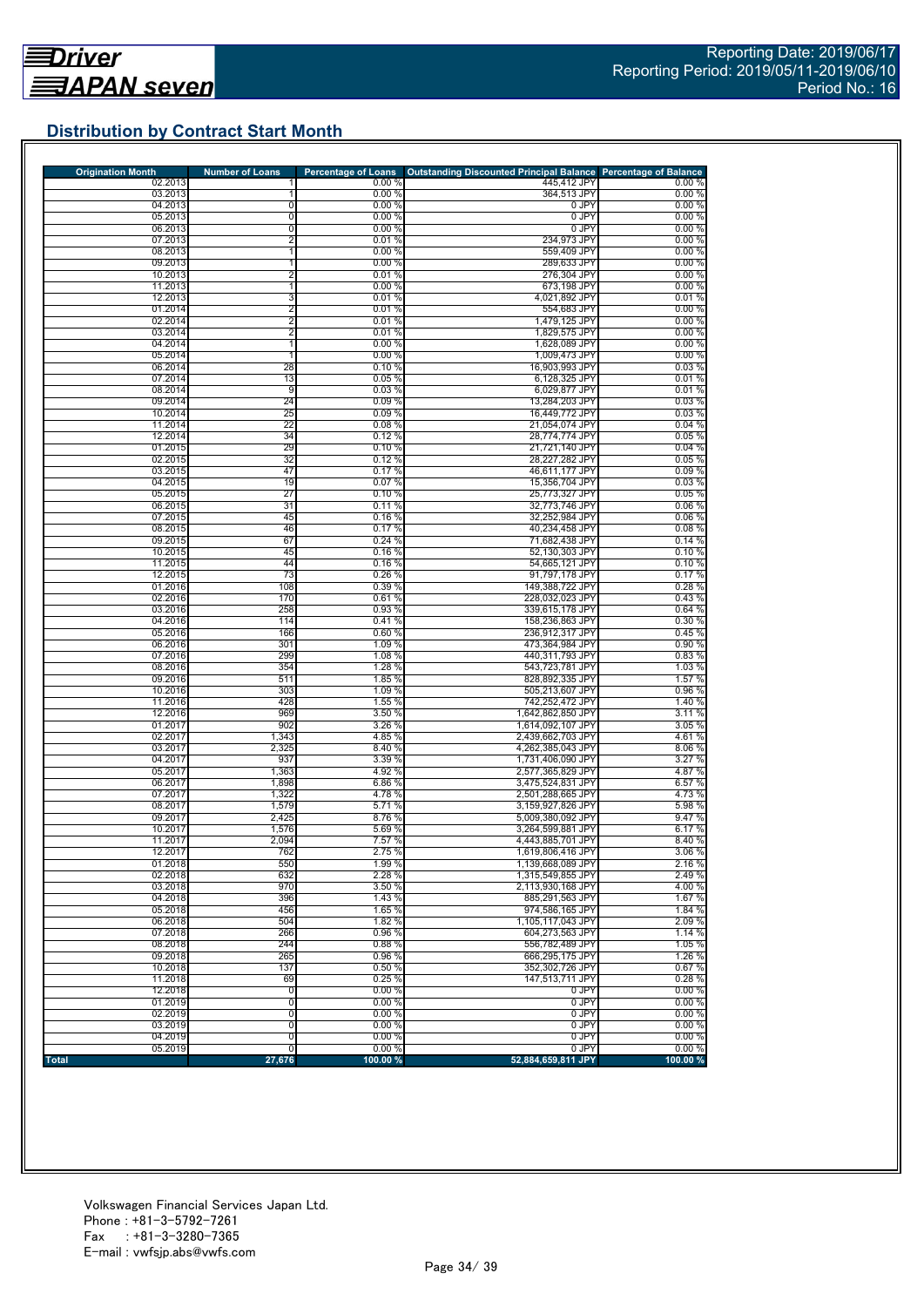## Distribution by Contract Start Month

| Origination Month | Number of Loans | Percentage of Loans | Outstanding Discounted Principal Balance | Percentage of Balance |
|---|---|---|---|---|
| 02.2013 | 1 | 0.00 % | 445,412 JPY | 0.00 % |
| 03.2013 | 1 | 0.00 % | 364,513 JPY | 0.00 % |
| 04.2013 | 0 | 0.00 % | 0 JPY | 0.00 % |
| 05.2013 | 0 | 0.00 % | 0 JPY | 0.00 % |
| 06.2013 | 0 | 0.00 % | 0 JPY | 0.00 % |
| 07.2013 | 2 | 0.01 % | 234,973 JPY | 0.00 % |
| 08.2013 | 1 | 0.00 % | 559,409 JPY | 0.00 % |
| 09.2013 | 1 | 0.00 % | 289,633 JPY | 0.00 % |
| 10.2013 | 2 | 0.01 % | 276,304 JPY | 0.00 % |
| 11.2013 | 1 | 0.00 % | 673,198 JPY | 0.00 % |
| 12.2013 | 3 | 0.01 % | 4,021,892 JPY | 0.01 % |
| 01.2014 | 2 | 0.01 % | 554,683 JPY | 0.00 % |
| 02.2014 | 2 | 0.01 % | 1,479,125 JPY | 0.00 % |
| 03.2014 | 2 | 0.01 % | 1,829,575 JPY | 0.00 % |
| 04.2014 | 1 | 0.00 % | 1,628,089 JPY | 0.00 % |
| 05.2014 | 1 | 0.00 % | 1,009,473 JPY | 0.00 % |
| 06.2014 | 28 | 0.10 % | 16,903,993 JPY | 0.03 % |
| 07.2014 | 13 | 0.05 % | 6,128,325 JPY | 0.01 % |
| 08.2014 | 9 | 0.03 % | 6,029,877 JPY | 0.01 % |
| 09.2014 | 24 | 0.09 % | 13,284,203 JPY | 0.03 % |
| 10.2014 | 25 | 0.09 % | 16,449,772 JPY | 0.03 % |
| 11.2014 | 22 | 0.08 % | 21,054,074 JPY | 0.04 % |
| 12.2014 | 34 | 0.12 % | 28,774,774 JPY | 0.05 % |
| 01.2015 | 29 | 0.10 % | 21,721,140 JPY | 0.04 % |
| 02.2015 | 32 | 0.12 % | 28,227,282 JPY | 0.05 % |
| 03.2015 | 47 | 0.17 % | 46,611,177 JPY | 0.09 % |
| 04.2015 | 19 | 0.07 % | 15,356,704 JPY | 0.03 % |
| 05.2015 | 27 | 0.10 % | 25,773,327 JPY | 0.05 % |
| 06.2015 | 31 | 0.11 % | 32,773,746 JPY | 0.06 % |
| 07.2015 | 45 | 0.16 % | 32,252,984 JPY | 0.06 % |
| 08.2015 | 46 | 0.17 % | 40,234,458 JPY | 0.08 % |
| 09.2015 | 67 | 0.24 % | 71,682,438 JPY | 0.14 % |
| 10.2015 | 45 | 0.16 % | 52,130,303 JPY | 0.10 % |
| 11.2015 | 44 | 0.16 % | 54,665,121 JPY | 0.10 % |
| 12.2015 | 73 | 0.26 % | 91,797,178 JPY | 0.17 % |
| 01.2016 | 108 | 0.39 % | 149,388,722 JPY | 0.28 % |
| 02.2016 | 170 | 0.61 % | 228,032,023 JPY | 0.43 % |
| 03.2016 | 258 | 0.93 % | 339,615,178 JPY | 0.64 % |
| 04.2016 | 114 | 0.41 % | 158,236,863 JPY | 0.30 % |
| 05.2016 | 166 | 0.60 % | 236,912,317 JPY | 0.45 % |
| 06.2016 | 301 | 1.09 % | 473,364,984 JPY | 0.90 % |
| 07.2016 | 299 | 1.08 % | 440,311,793 JPY | 0.83 % |
| 08.2016 | 354 | 1.28 % | 543,723,781 JPY | 1.03 % |
| 09.2016 | 511 | 1.85 % | 828,892,335 JPY | 1.57 % |
| 10.2016 | 303 | 1.09 % | 505,213,607 JPY | 0.96 % |
| 11.2016 | 428 | 1.55 % | 742,252,472 JPY | 1.40 % |
| 12.2016 | 969 | 3.50 % | 1,642,862,850 JPY | 3.11 % |
| 01.2017 | 902 | 3.26 % | 1,614,092,107 JPY | 3.05 % |
| 02.2017 | 1,343 | 4.85 % | 2,439,662,703 JPY | 4.61 % |
| 03.2017 | 2,325 | 8.40 % | 4,262,385,043 JPY | 8.06 % |
| 04.2017 | 937 | 3.39 % | 1,731,406,090 JPY | 3.27 % |
| 05.2017 | 1,363 | 4.92 % | 2,577,365,829 JPY | 4.87 % |
| 06.2017 | 1,898 | 6.86 % | 3,475,524,831 JPY | 6.57 % |
| 07.2017 | 1,322 | 4.78 % | 2,501,288,665 JPY | 4.73 % |
| 08.2017 | 1,579 | 5.71 % | 3,159,927,826 JPY | 5.98 % |
| 09.2017 | 2,425 | 8.76 % | 5,009,380,092 JPY | 9.47 % |
| 10.2017 | 1,576 | 5.69 % | 3,264,599,881 JPY | 6.17 % |
| 11.2017 | 2,094 | 7.57 % | 4,443,885,701 JPY | 8.40 % |
| 12.2017 | 762 | 2.75 % | 1,619,806,416 JPY | 3.06 % |
| 01.2018 | 550 | 1.99 % | 1,139,668,089 JPY | 2.16 % |
| 02.2018 | 632 | 2.28 % | 1,315,549,855 JPY | 2.49 % |
| 03.2018 | 970 | 3.50 % | 2,113,930,168 JPY | 4.00 % |
| 04.2018 | 396 | 1.43 % | 885,291,563 JPY | 1.67 % |
| 05.2018 | 456 | 1.65 % | 974,586,165 JPY | 1.84 % |
| 06.2018 | 504 | 1.82 % | 1,105,117,043 JPY | 2.09 % |
| 07.2018 | 266 | 0.96 % | 604,273,563 JPY | 1.14 % |
| 08.2018 | 244 | 0.88 % | 556,782,489 JPY | 1.05 % |
| 09.2018 | 265 | 0.96 % | 666,295,175 JPY | 1.26 % |
| 10.2018 | 137 | 0.50 % | 352,302,726 JPY | 0.67 % |
| 11.2018 | 69 | 0.25 % | 147,513,711 JPY | 0.28 % |
| 12.2018 | 0 | 0.00 % | 0 JPY | 0.00 % |
| 01.2019 | 0 | 0.00 % | 0 JPY | 0.00 % |
| 02.2019 | 0 | 0.00 % | 0 JPY | 0.00 % |
| 03.2019 | 0 | 0.00 % | 0 JPY | 0.00 % |
| 04.2019 | 0 | 0.00 % | 0 JPY | 0.00 % |
| 05.2019 | 0 | 0.00 % | 0 JPY | 0.00 % |
| **Total** | **27,676** | **100.00 %** | **52,884,659,811 JPY** | **100.00 %** |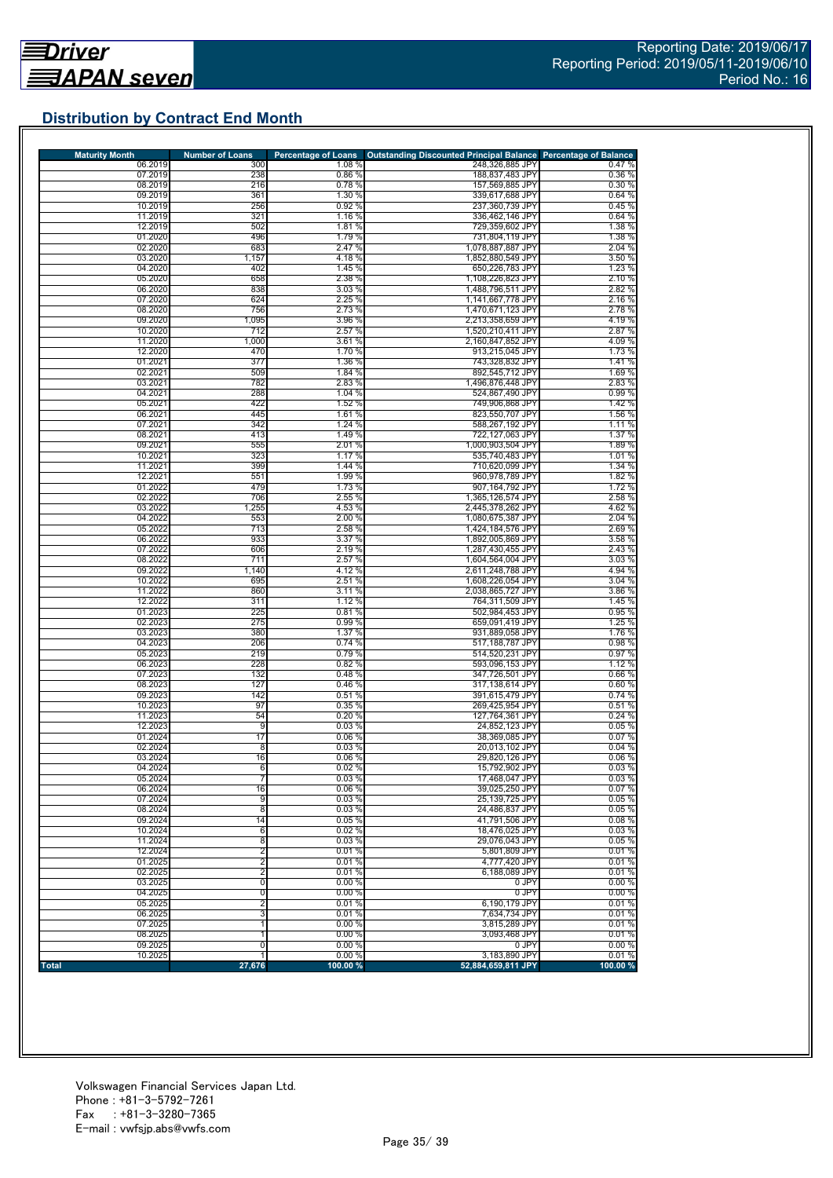Reporting Date: 2019/06/17
Reporting Period: 2019/05/11-2019/06/10
Period No.: 16

## Distribution by Contract End Month

| Maturity Month | Number of Loans | Percentage of Loans | Outstanding Discounted Principal Balance | Percentage of Balance |
|---|---|---|---|---|
| 06.2019 | 300 | 1.08 % | 248,326,885 JPY | 0.47 % |
| 07.2019 | 238 | 0.86 % | 188,837,483 JPY | 0.36 % |
| 08.2019 | 216 | 0.78 % | 157,569,885 JPY | 0.30 % |
| 09.2019 | 361 | 1.30 % | 339,617,688 JPY | 0.64 % |
| 10.2019 | 256 | 0.92 % | 237,360,739 JPY | 0.45 % |
| 11.2019 | 321 | 1.16 % | 336,462,146 JPY | 0.64 % |
| 12.2019 | 502 | 1.81 % | 729,359,602 JPY | 1.38 % |
| 01.2020 | 496 | 1.79 % | 731,804,119 JPY | 1.38 % |
| 02.2020 | 683 | 2.47 % | 1,078,887,887 JPY | 2.04 % |
| 03.2020 | 1,157 | 4.18 % | 1,852,880,549 JPY | 3.50 % |
| 04.2020 | 402 | 1.45 % | 650,226,783 JPY | 1.23 % |
| 05.2020 | 658 | 2.38 % | 1,108,226,823 JPY | 2.10 % |
| 06.2020 | 838 | 3.03 % | 1,488,796,511 JPY | 2.82 % |
| 07.2020 | 624 | 2.25 % | 1,141,667,778 JPY | 2.16 % |
| 08.2020 | 756 | 2.73 % | 1,470,671,123 JPY | 2.78 % |
| 09.2020 | 1,095 | 3.96 % | 2,213,358,659 JPY | 4.19 % |
| 10.2020 | 712 | 2.57 % | 1,520,210,411 JPY | 2.87 % |
| 11.2020 | 1,000 | 3.61 % | 2,160,847,852 JPY | 4.09 % |
| 12.2020 | 470 | 1.70 % | 913,215,045 JPY | 1.73 % |
| 01.2021 | 377 | 1.36 % | 743,328,832 JPY | 1.41 % |
| 02.2021 | 509 | 1.84 % | 892,545,712 JPY | 1.69 % |
| 03.2021 | 782 | 2.83 % | 1,496,876,448 JPY | 2.83 % |
| 04.2021 | 288 | 1.04 % | 524,867,490 JPY | 0.99 % |
| 05.2021 | 422 | 1.52 % | 749,906,868 JPY | 1.42 % |
| 06.2021 | 445 | 1.61 % | 823,550,707 JPY | 1.56 % |
| 07.2021 | 342 | 1.24 % | 588,267,192 JPY | 1.11 % |
| 08.2021 | 413 | 1.49 % | 722,127,063 JPY | 1.37 % |
| 09.2021 | 555 | 2.01 % | 1,000,903,504 JPY | 1.89 % |
| 10.2021 | 323 | 1.17 % | 535,740,483 JPY | 1.01 % |
| 11.2021 | 399 | 1.44 % | 710,620,099 JPY | 1.34 % |
| 12.2021 | 551 | 1.99 % | 960,978,789 JPY | 1.82 % |
| 01.2022 | 479 | 1.73 % | 907,164,792 JPY | 1.72 % |
| 02.2022 | 706 | 2.55 % | 1,365,126,574 JPY | 2.58 % |
| 03.2022 | 1,255 | 4.53 % | 2,445,378,262 JPY | 4.62 % |
| 04.2022 | 553 | 2.00 % | 1,080,675,387 JPY | 2.04 % |
| 05.2022 | 713 | 2.58 % | 1,424,184,576 JPY | 2.69 % |
| 06.2022 | 933 | 3.37 % | 1,892,005,869 JPY | 3.58 % |
| 07.2022 | 606 | 2.19 % | 1,287,430,455 JPY | 2.43 % |
| 08.2022 | 711 | 2.57 % | 1,604,564,004 JPY | 3.03 % |
| 09.2022 | 1,140 | 4.12 % | 2,611,248,788 JPY | 4.94 % |
| 10.2022 | 695 | 2.51 % | 1,608,226,054 JPY | 3.04 % |
| 11.2022 | 860 | 3.11 % | 2,038,865,727 JPY | 3.86 % |
| 12.2022 | 311 | 1.12 % | 764,311,509 JPY | 1.45 % |
| 01.2023 | 225 | 0.81 % | 502,984,453 JPY | 0.95 % |
| 02.2023 | 275 | 0.99 % | 659,091,419 JPY | 1.25 % |
| 03.2023 | 380 | 1.37 % | 931,889,058 JPY | 1.76 % |
| 04.2023 | 206 | 0.74 % | 517,188,787 JPY | 0.98 % |
| 05.2023 | 219 | 0.79 % | 514,520,231 JPY | 0.97 % |
| 06.2023 | 228 | 0.82 % | 593,096,153 JPY | 1.12 % |
| 07.2023 | 132 | 0.48 % | 347,726,501 JPY | 0.66 % |
| 08.2023 | 127 | 0.46 % | 317,138,614 JPY | 0.60 % |
| 09.2023 | 142 | 0.51 % | 391,615,479 JPY | 0.74 % |
| 10.2023 | 97 | 0.35 % | 269,425,954 JPY | 0.51 % |
| 11.2023 | 54 | 0.20 % | 127,764,361 JPY | 0.24 % |
| 12.2023 | 9 | 0.03 % | 24,852,123 JPY | 0.05 % |
| 01.2024 | 17 | 0.06 % | 38,369,085 JPY | 0.07 % |
| 02.2024 | 8 | 0.03 % | 20,013,102 JPY | 0.04 % |
| 03.2024 | 16 | 0.06 % | 29,820,126 JPY | 0.06 % |
| 04.2024 | 6 | 0.02 % | 15,792,902 JPY | 0.03 % |
| 05.2024 | 7 | 0.03 % | 17,468,047 JPY | 0.03 % |
| 06.2024 | 16 | 0.06 % | 39,025,250 JPY | 0.07 % |
| 07.2024 | 9 | 0.03 % | 25,139,725 JPY | 0.05 % |
| 08.2024 | 8 | 0.03 % | 24,486,837 JPY | 0.05 % |
| 09.2024 | 14 | 0.05 % | 41,791,506 JPY | 0.08 % |
| 10.2024 | 6 | 0.02 % | 18,476,025 JPY | 0.03 % |
| 11.2024 | 8 | 0.03 % | 29,076,043 JPY | 0.05 % |
| 12.2024 | 2 | 0.01 % | 5,801,809 JPY | 0.01 % |
| 01.2025 | 2 | 0.01 % | 4,777,420 JPY | 0.01 % |
| 02.2025 | 2 | 0.01 % | 6,188,089 JPY | 0.01 % |
| 03.2025 | 0 | 0.00 % | 0 JPY | 0.00 % |
| 04.2025 | 0 | 0.00 % | 0 JPY | 0.00 % |
| 05.2025 | 2 | 0.01 % | 6,190,179 JPY | 0.01 % |
| 06.2025 | 3 | 0.01 % | 7,634,734 JPY | 0.01 % |
| 07.2025 | 1 | 0.00 % | 3,815,289 JPY | 0.01 % |
| 08.2025 | 1 | 0.00 % | 3,093,468 JPY | 0.01 % |
| 09.2025 | 0 | 0.00 % | 0 JPY | 0.00 % |
| 10.2025 | 1 | 0.00 % | 3,183,890 JPY | 0.01 % |
| **Total** | **27,676** | **100.00 %** | **52,884,659,811 JPY** | **100.00 %** |

Volkswagen Financial Services Japan Ltd.
Phone : +81-3-5792-7261
Fax : +81-3-3280-7365
E-mail : vwfsjp.abs@vwfs.com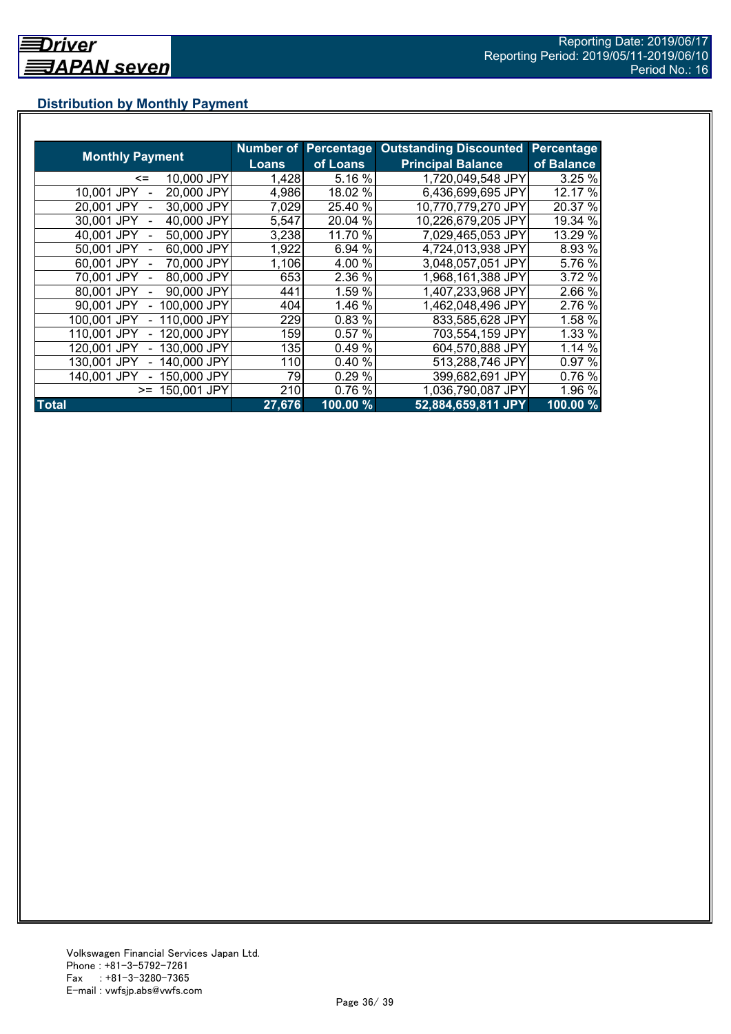## Distribution by Monthly Payment

| Monthly Payment | Number of Loans | Percentage of Loans | Outstanding Discounted Principal Balance | Percentage of Balance |
|---|---|---|---|---|
| <= 10,000 JPY | 1,428 | 5.16 % | 1,720,049,548 JPY | 3.25 % |
| 10,001 JPY - 20,000 JPY | 4,986 | 18.02 % | 6,436,699,695 JPY | 12.17 % |
| 20,001 JPY - 30,000 JPY | 7,029 | 25.40 % | 10,770,779,270 JPY | 20.37 % |
| 30,001 JPY - 40,000 JPY | 5,547 | 20.04 % | 10,226,679,205 JPY | 19.34 % |
| 40,001 JPY - 50,000 JPY | 3,238 | 11.70 % | 7,029,465,053 JPY | 13.29 % |
| 50,001 JPY - 60,000 JPY | 1,922 | 6.94 % | 4,724,013,938 JPY | 8.93 % |
| 60,001 JPY - 70,000 JPY | 1,106 | 4.00 % | 3,048,057,051 JPY | 5.76 % |
| 70,001 JPY - 80,000 JPY | 653 | 2.36 % | 1,968,161,388 JPY | 3.72 % |
| 80,001 JPY - 90,000 JPY | 441 | 1.59 % | 1,407,233,968 JPY | 2.66 % |
| 90,001 JPY - 100,000 JPY | 404 | 1.46 % | 1,462,048,496 JPY | 2.76 % |
| 100,001 JPY - 110,000 JPY | 229 | 0.83 % | 833,585,628 JPY | 1.58 % |
| 110,001 JPY - 120,000 JPY | 159 | 0.57 % | 703,554,159 JPY | 1.33 % |
| 120,001 JPY - 130,000 JPY | 135 | 0.49 % | 604,570,888 JPY | 1.14 % |
| 130,001 JPY - 140,000 JPY | 110 | 0.40 % | 513,288,746 JPY | 0.97 % |
| 140,001 JPY - 150,000 JPY | 79 | 0.29 % | 399,682,691 JPY | 0.76 % |
| >= 150,001 JPY | 210 | 0.76 % | 1,036,790,087 JPY | 1.96 % |
| **Total** | **27,676** | **100.00 %** | **52,884,659,811 JPY** | **100.00 %** |

Volkswagen Financial Services Japan Ltd.
Phone : +81-3-5792-7261
Fax : +81-3-3280-7365
E-mail : vwfsjp.abs@vwfs.com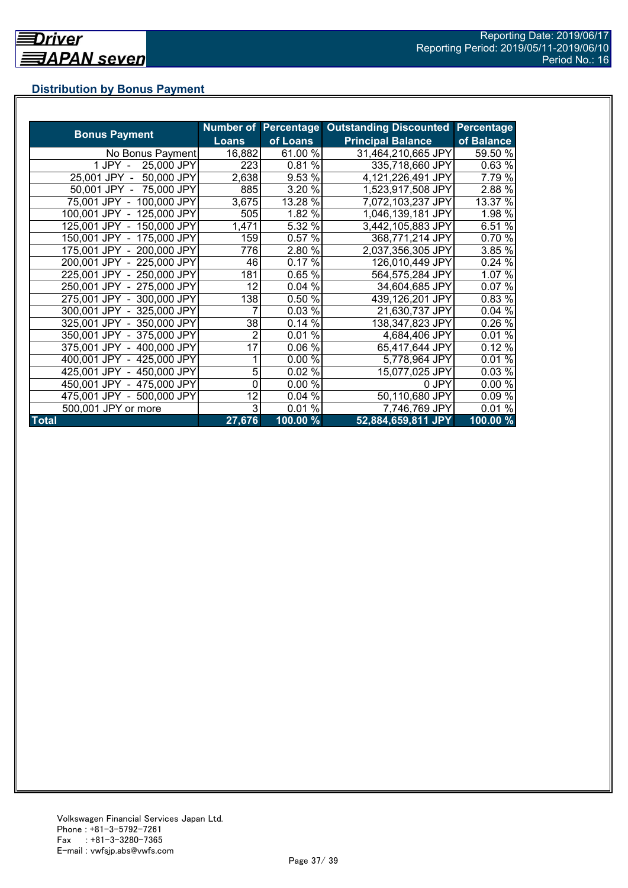## Distribution by Bonus Payment

| Bonus Payment | Number of Loans | Percentage of Loans | Outstanding Discounted Principal Balance | Percentage of Balance |
|---|---|---|---|---|
| No Bonus Payment | 16,882 | 61.00 % | 31,464,210,665 JPY | 59.50 % |
| 1 JPY - 25,000 JPY | 223 | 0.81 % | 335,718,660 JPY | 0.63 % |
| 25,001 JPY - 50,000 JPY | 2,638 | 9.53 % | 4,121,226,491 JPY | 7.79 % |
| 50,001 JPY - 75,000 JPY | 885 | 3.20 % | 1,523,917,508 JPY | 2.88 % |
| 75,001 JPY - 100,000 JPY | 3,675 | 13.28 % | 7,072,103,237 JPY | 13.37 % |
| 100,001 JPY - 125,000 JPY | 505 | 1.82 % | 1,046,139,181 JPY | 1.98 % |
| 125,001 JPY - 150,000 JPY | 1,471 | 5.32 % | 3,442,105,883 JPY | 6.51 % |
| 150,001 JPY - 175,000 JPY | 159 | 0.57 % | 368,771,214 JPY | 0.70 % |
| 175,001 JPY - 200,000 JPY | 776 | 2.80 % | 2,037,356,305 JPY | 3.85 % |
| 200,001 JPY - 225,000 JPY | 46 | 0.17 % | 126,010,449 JPY | 0.24 % |
| 225,001 JPY - 250,000 JPY | 181 | 0.65 % | 564,575,284 JPY | 1.07 % |
| 250,001 JPY - 275,000 JPY | 12 | 0.04 % | 34,604,685 JPY | 0.07 % |
| 275,001 JPY - 300,000 JPY | 138 | 0.50 % | 439,126,201 JPY | 0.83 % |
| 300,001 JPY - 325,000 JPY | 7 | 0.03 % | 21,630,737 JPY | 0.04 % |
| 325,001 JPY - 350,000 JPY | 38 | 0.14 % | 138,347,823 JPY | 0.26 % |
| 350,001 JPY - 375,000 JPY | 2 | 0.01 % | 4,684,406 JPY | 0.01 % |
| 375,001 JPY - 400,000 JPY | 17 | 0.06 % | 65,417,644 JPY | 0.12 % |
| 400,001 JPY - 425,000 JPY | 1 | 0.00 % | 5,778,964 JPY | 0.01 % |
| 425,001 JPY - 450,000 JPY | 5 | 0.02 % | 15,077,025 JPY | 0.03 % |
| 450,001 JPY - 475,000 JPY | 0 | 0.00 % | 0 JPY | 0.00 % |
| 475,001 JPY - 500,000 JPY | 12 | 0.04 % | 50,110,680 JPY | 0.09 % |
| 500,001 JPY or more | 3 | 0.01 % | 7,746,769 JPY | 0.01 % |
| **Total** | **27,676** | **100.00 %** | **52,884,659,811 JPY** | **100.00 %** |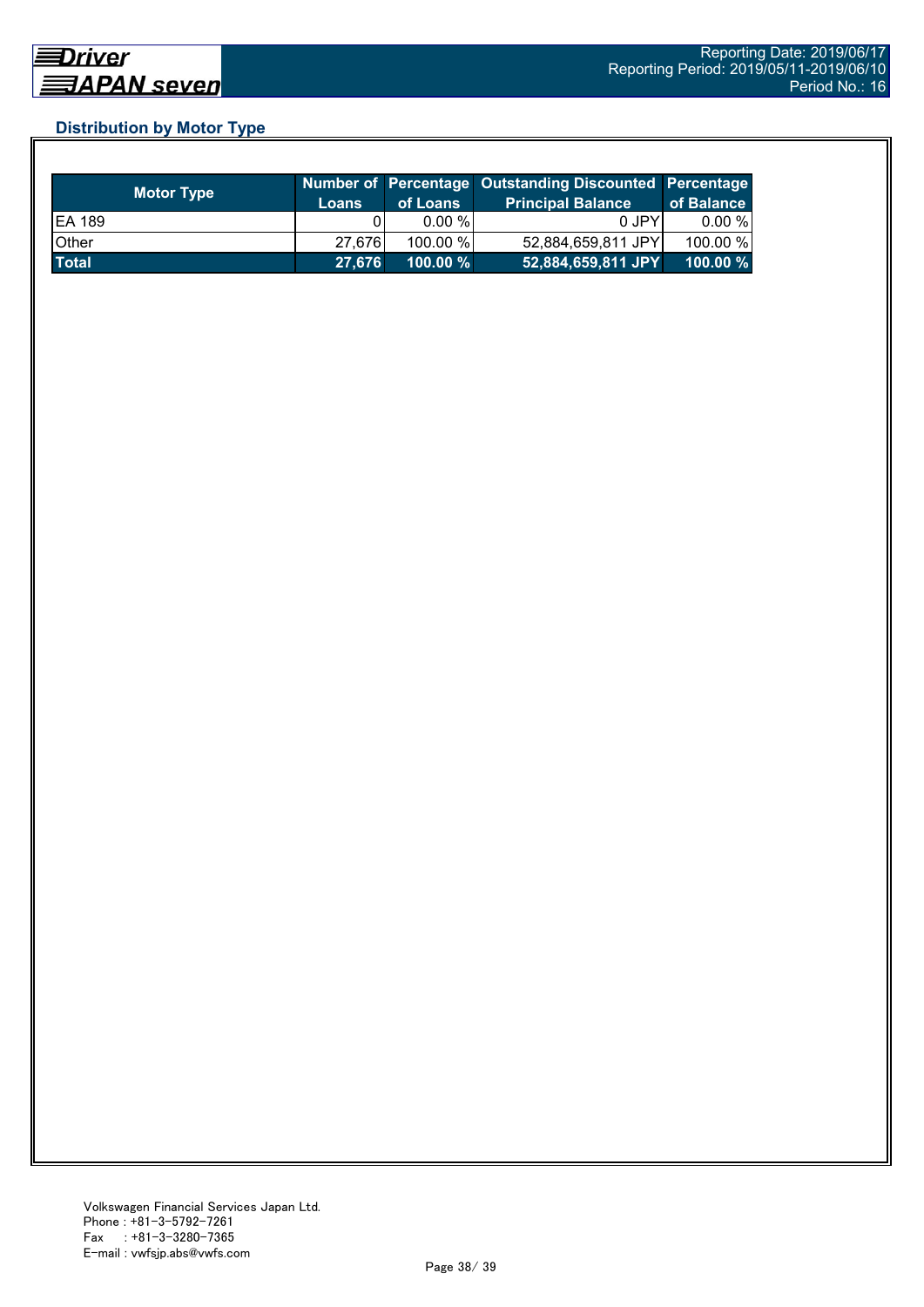## Distribution by Motor Type

| Motor Type | Number of Loans | Percentage of Loans | Outstanding Discounted Principal Balance | Percentage of Balance |
|---|---|---|---|---|
| EA 189 | 0 | 0.00 % | 0 JPY | 0.00 % |
| Other | 27,676 | 100.00 % | 52,884,659,811 JPY | 100.00 % |
| **Total** | **27,676** | **100.00 %** | **52,884,659,811 JPY** | **100.00 %** |

Volkswagen Financial Services Japan Ltd.
Phone : +81-3-5792-7261
Fax : +81-3-3280-7365
E-mail : vwfsjp.abs@vwfs.com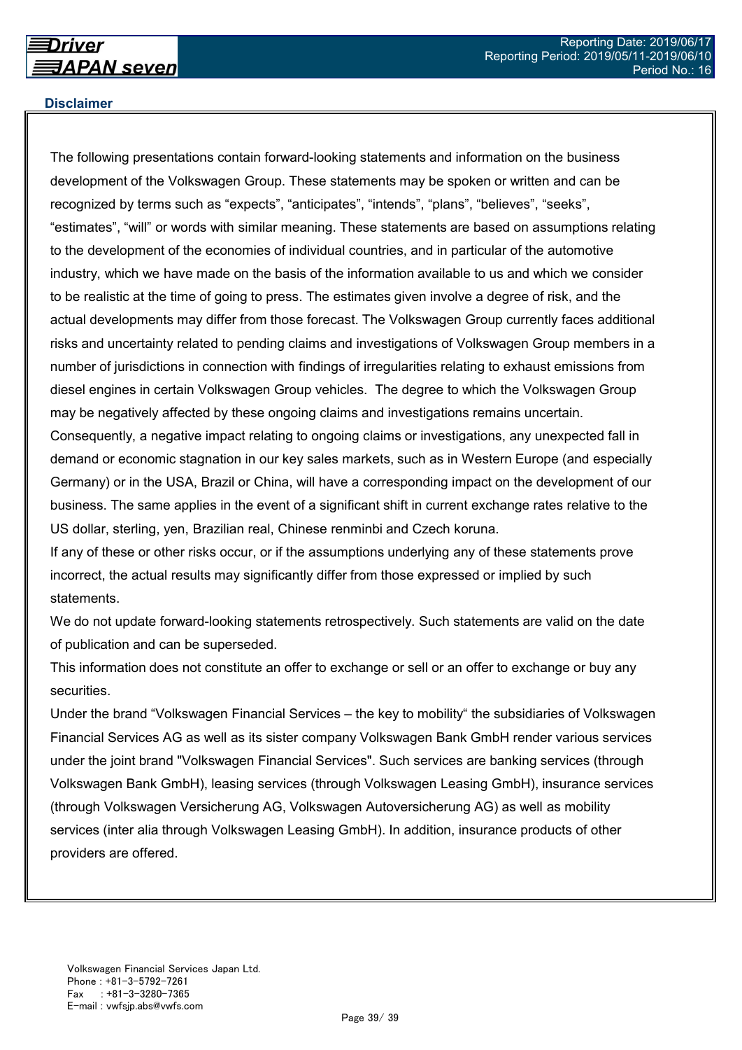## Disclaimer

The following presentations contain forward-looking statements and information on the business development of the Volkswagen Group. These statements may be spoken or written and can be recognized by terms such as “expects”, “anticipates”, “intends”, “plans”, “believes”, “seeks”, “estimates”, “will” or words with similar meaning. These statements are based on assumptions relating to the development of the economies of individual countries, and in particular of the automotive industry, which we have made on the basis of the information available to us and which we consider to be realistic at the time of going to press. The estimates given involve a degree of risk, and the actual developments may differ from those forecast. The Volkswagen Group currently faces additional risks and uncertainty related to pending claims and investigations of Volkswagen Group members in a number of jurisdictions in connection with findings of irregularities relating to exhaust emissions from diesel engines in certain Volkswagen Group vehicles. The degree to which the Volkswagen Group may be negatively affected by these ongoing claims and investigations remains uncertain.
Consequently, a negative impact relating to ongoing claims or investigations, any unexpected fall in demand or economic stagnation in our key sales markets, such as in Western Europe (and especially Germany) or in the USA, Brazil or China, will have a corresponding impact on the development of our business. The same applies in the event of a significant shift in current exchange rates relative to the US dollar, sterling, yen, Brazilian real, Chinese renminbi and Czech koruna.
If any of these or other risks occur, or if the assumptions underlying any of these statements prove incorrect, the actual results may significantly differ from those expressed or implied by such statements.
We do not update forward-looking statements retrospectively. Such statements are valid on the date of publication and can be superseded.
This information does not constitute an offer to exchange or sell or an offer to exchange or buy any securities.
Under the brand “Volkswagen Financial Services – the key to mobility“ the subsidiaries of Volkswagen Financial Services AG as well as its sister company Volkswagen Bank GmbH render various services under the joint brand "Volkswagen Financial Services". Such services are banking services (through Volkswagen Bank GmbH), leasing services (through Volkswagen Leasing GmbH), insurance services (through Volkswagen Versicherung AG, Volkswagen Autoversicherung AG) as well as mobility services (inter alia through Volkswagen Leasing GmbH). In addition, insurance products of other providers are offered.

Volkswagen Financial Services Japan Ltd.
Phone : +81-3-5792-7261
Fax : +81-3-3280-7365
E-mail : vwfsjp.abs@vwfs.com